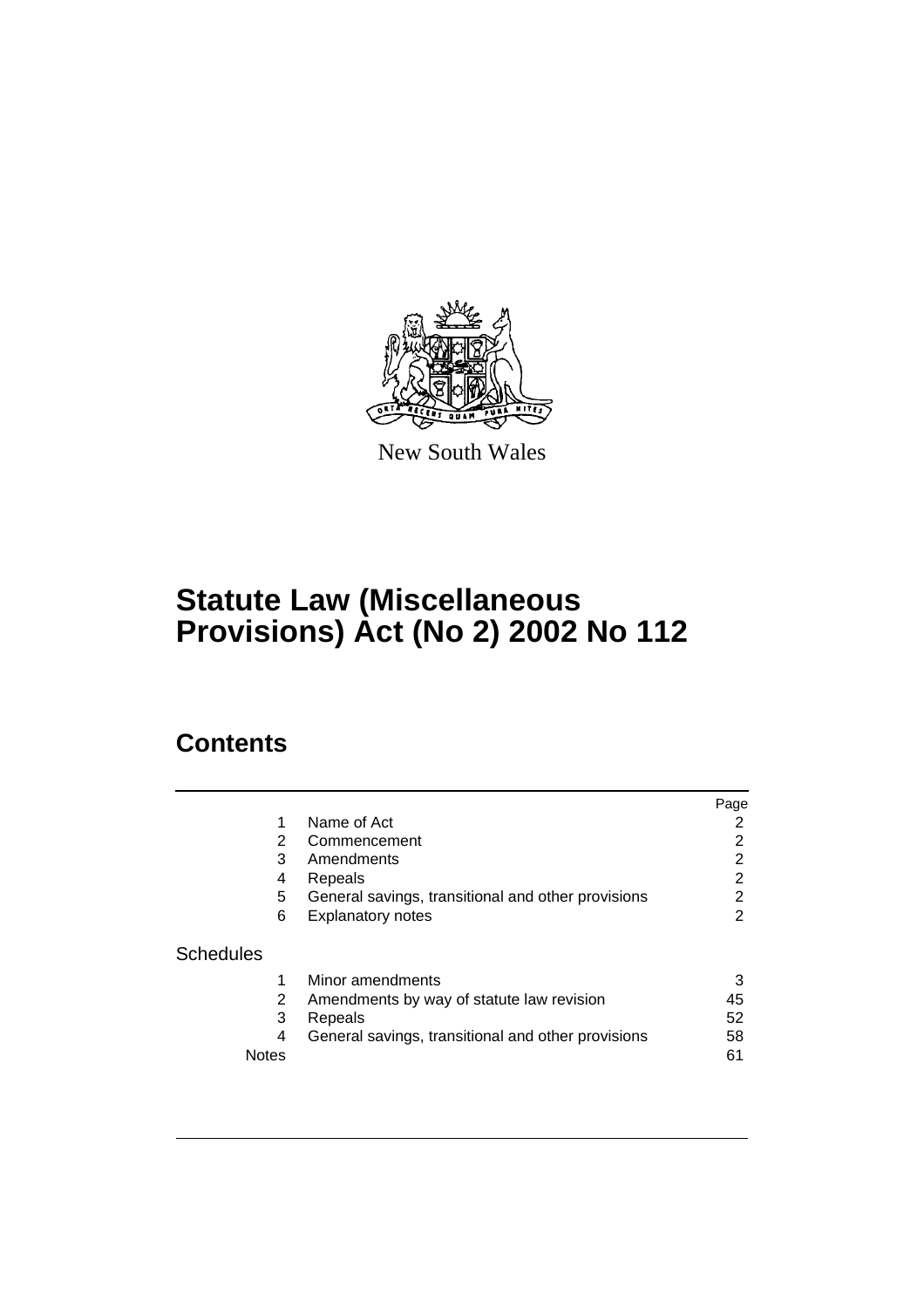New South Wales

# Statute Law (Miscellaneous Provisions) Act (No 2) 2002 No 112

## Contents

| | | Page |
|---|---|---|
| 1 | Name of Act | 2 |
| 2 | Commencement | 2 |
| 3 | Amendments | 2 |
| 4 | Repeals | 2 |
| 5 | General savings, transitional and other provisions | 2 |
| 6 | Explanatory notes | 2 |
| **Schedules** | | |
| 1 | Minor amendments | 3 |
| 2 | Amendments by way of statute law revision | 45 |
| 3 | Repeals | 52 |
| 4 | General savings, transitional and other provisions | 58 |
| Notes | | 61 |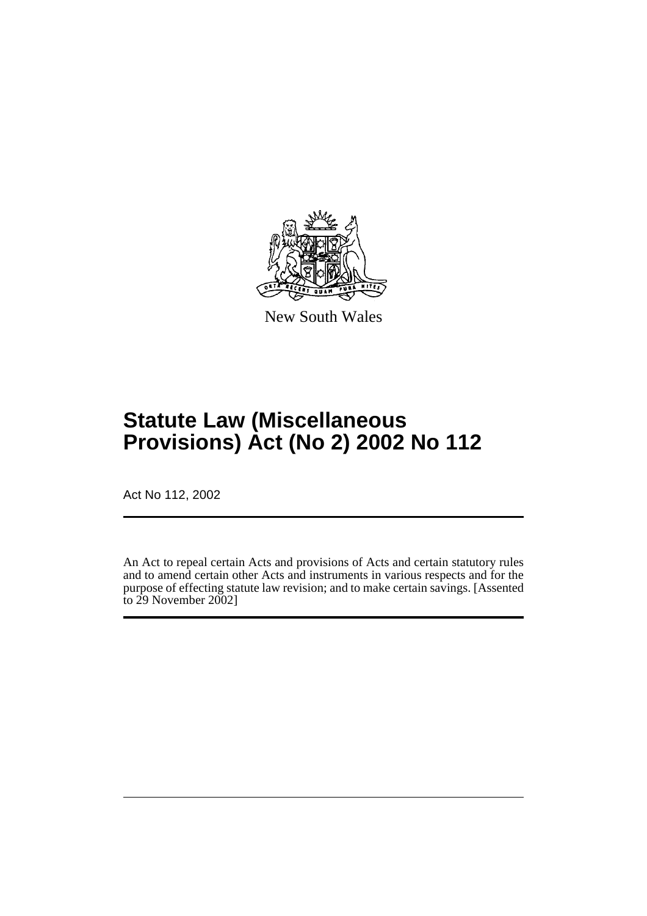New South Wales

# Statute Law (Miscellaneous Provisions) Act (No 2) 2002 No 112

Act No 112, 2002

An Act to repeal certain Acts and provisions of Acts and certain statutory rules and to amend certain other Acts and instruments in various respects and for the purpose of effecting statute law revision; and to make certain savings. [Assented to 29 November 2002]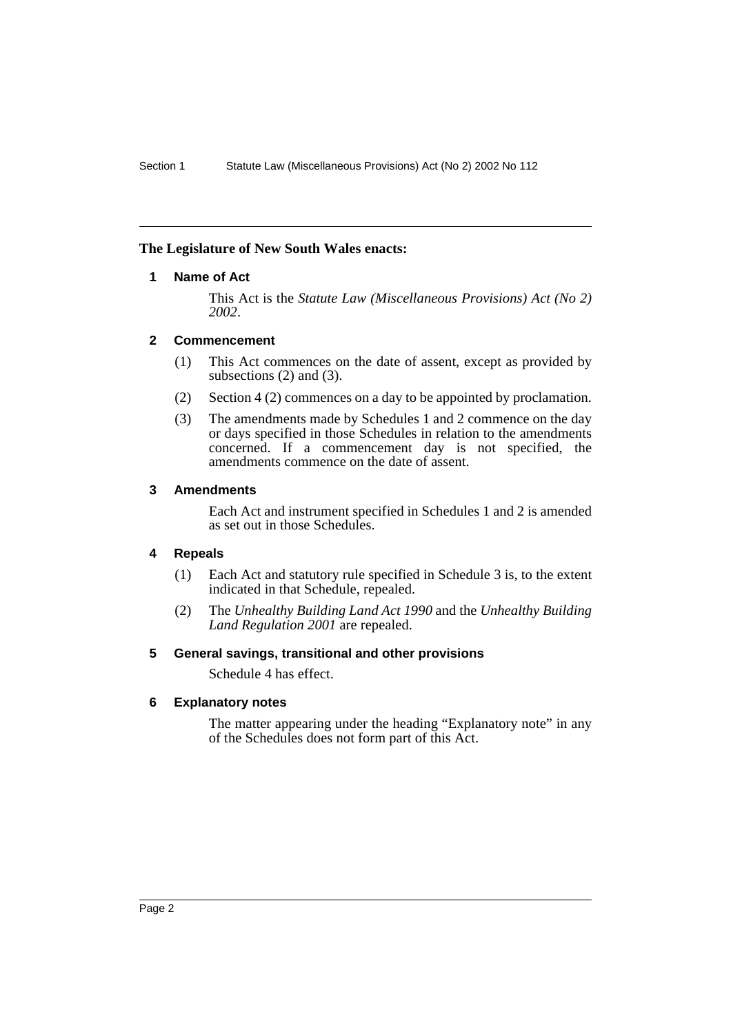**The Legislature of New South Wales enacts:**

### 1 Name of Act

This Act is the *Statute Law (Miscellaneous Provisions) Act (No 2) 2002*.

### 2 Commencement

(1) This Act commences on the date of assent, except as provided by subsections (2) and (3).

(2) Section 4 (2) commences on a day to be appointed by proclamation.

(3) The amendments made by Schedules 1 and 2 commence on the day or days specified in those Schedules in relation to the amendments concerned. If a commencement day is not specified, the amendments commence on the date of assent.

### 3 Amendments

Each Act and instrument specified in Schedules 1 and 2 is amended as set out in those Schedules.

### 4 Repeals

(1) Each Act and statutory rule specified in Schedule 3 is, to the extent indicated in that Schedule, repealed.

(2) The *Unhealthy Building Land Act 1990* and the *Unhealthy Building Land Regulation 2001* are repealed.

### 5 General savings, transitional and other provisions

Schedule 4 has effect.

### 6 Explanatory notes

The matter appearing under the heading "Explanatory note" in any of the Schedules does not form part of this Act.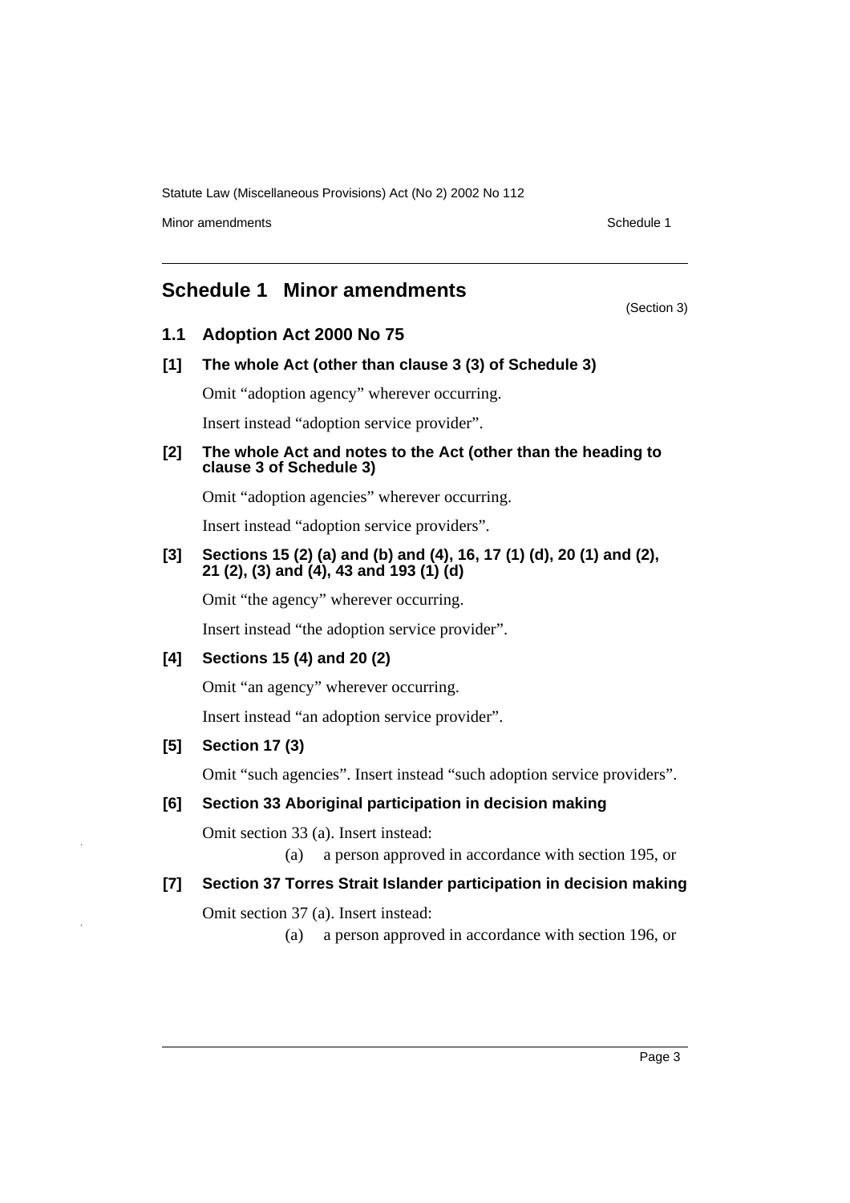## Schedule 1 Minor amendments

(Section 3)

### 1.1 Adoption Act 2000 No 75

**[1] The whole Act (other than clause 3 (3) of Schedule 3)**

Omit "adoption agency" wherever occurring.

Insert instead "adoption service provider".

**[2] The whole Act and notes to the Act (other than the heading to clause 3 of Schedule 3)**

Omit "adoption agencies" wherever occurring.

Insert instead "adoption service providers".

**[3] Sections 15 (2) (a) and (b) and (4), 16, 17 (1) (d), 20 (1) and (2), 21 (2), (3) and (4), 43 and 193 (1) (d)**

Omit "the agency" wherever occurring.

Insert instead "the adoption service provider".

**[4] Sections 15 (4) and 20 (2)**

Omit "an agency" wherever occurring.

Insert instead "an adoption service provider".

**[5] Section 17 (3)**

Omit "such agencies". Insert instead "such adoption service providers".

**[6] Section 33 Aboriginal participation in decision making**

Omit section 33 (a). Insert instead:

(a) a person approved in accordance with section 195, or

**[7] Section 37 Torres Strait Islander participation in decision making**

Omit section 37 (a). Insert instead:

(a) a person approved in accordance with section 196, or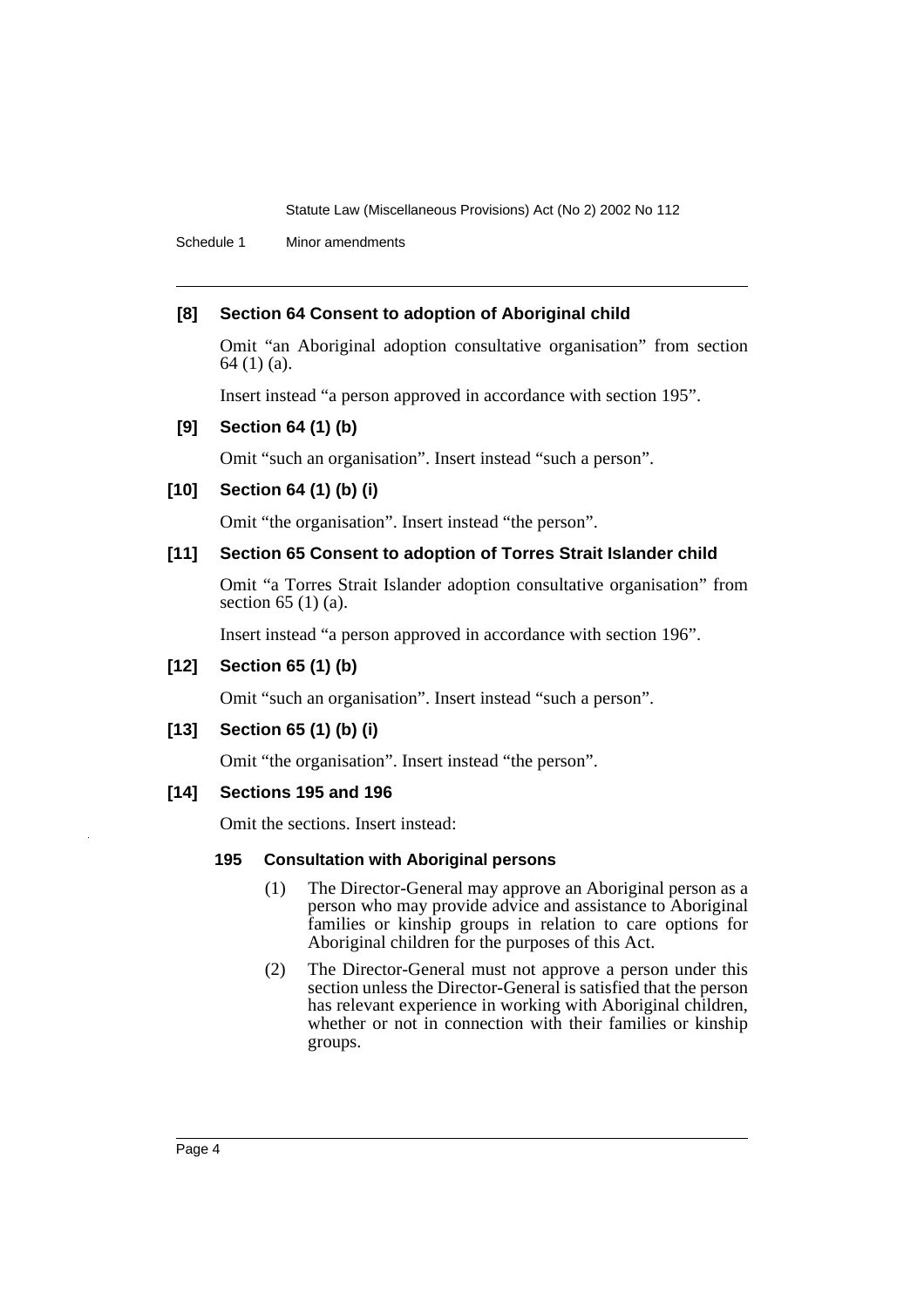### [8] Section 64 Consent to adoption of Aboriginal child

Omit "an Aboriginal adoption consultative organisation" from section 64 (1) (a).

Insert instead "a person approved in accordance with section 195".

### [9] Section 64 (1) (b)

Omit "such an organisation". Insert instead "such a person".

### [10] Section 64 (1) (b) (i)

Omit "the organisation". Insert instead "the person".

### [11] Section 65 Consent to adoption of Torres Strait Islander child

Omit "a Torres Strait Islander adoption consultative organisation" from section 65 (1) (a).

Insert instead "a person approved in accordance with section 196".

### [12] Section 65 (1) (b)

Omit "such an organisation". Insert instead "such a person".

### [13] Section 65 (1) (b) (i)

Omit "the organisation". Insert instead "the person".

### [14] Sections 195 and 196

Omit the sections. Insert instead:

#### 195 Consultation with Aboriginal persons

(1) The Director-General may approve an Aboriginal person as a person who may provide advice and assistance to Aboriginal families or kinship groups in relation to care options for Aboriginal children for the purposes of this Act.

(2) The Director-General must not approve a person under this section unless the Director-General is satisfied that the person has relevant experience in working with Aboriginal children, whether or not in connection with their families or kinship groups.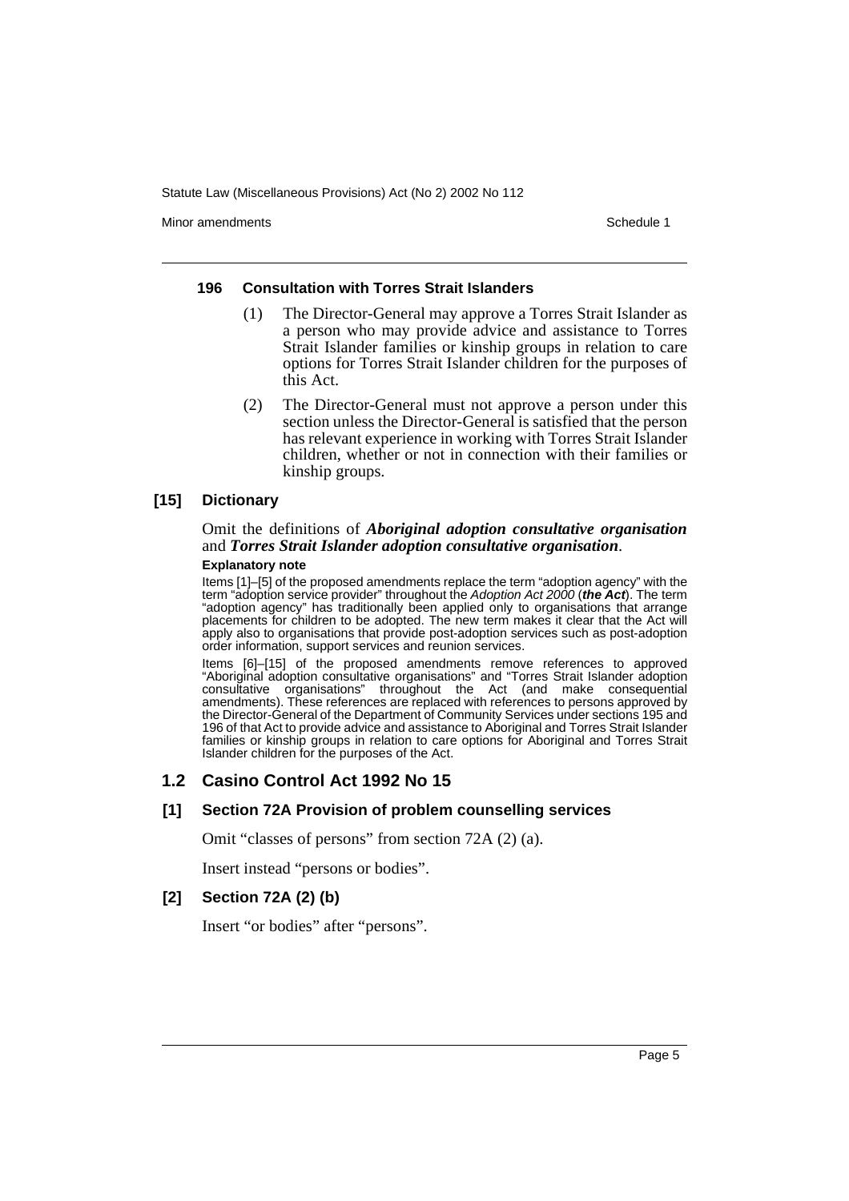**196 Consultation with Torres Strait Islanders**

(1) The Director-General may approve a Torres Strait Islander as a person who may provide advice and assistance to Torres Strait Islander families or kinship groups in relation to care options for Torres Strait Islander children for the purposes of this Act.

(2) The Director-General must not approve a person under this section unless the Director-General is satisfied that the person has relevant experience in working with Torres Strait Islander children, whether or not in connection with their families or kinship groups.

### [15] Dictionary

Omit the definitions of ***Aboriginal adoption consultative organisation*** and ***Torres Strait Islander adoption consultative organisation***.

**Explanatory note**

Items [1]–[5] of the proposed amendments replace the term "adoption agency" with the term "adoption service provider" throughout the *Adoption Act 2000* (***the Act***). The term "adoption agency" has traditionally been applied only to organisations that arrange placements for children to be adopted. The new term makes it clear that the Act will apply also to organisations that provide post-adoption services such as post-adoption order information, support services and reunion services.

Items [6]–[15] of the proposed amendments remove references to approved "Aboriginal adoption consultative organisations" and "Torres Strait Islander adoption consultative organisations" throughout the Act (and make consequential amendments). These references are replaced with references to persons approved by the Director-General of the Department of Community Services under sections 195 and 196 of that Act to provide advice and assistance to Aboriginal and Torres Strait Islander families or kinship groups in relation to care options for Aboriginal and Torres Strait Islander children for the purposes of the Act.

## 1.2 Casino Control Act 1992 No 15

### [1] Section 72A Provision of problem counselling services

Omit "classes of persons" from section 72A (2) (a).

Insert instead "persons or bodies".

### [2] Section 72A (2) (b)

Insert "or bodies" after "persons".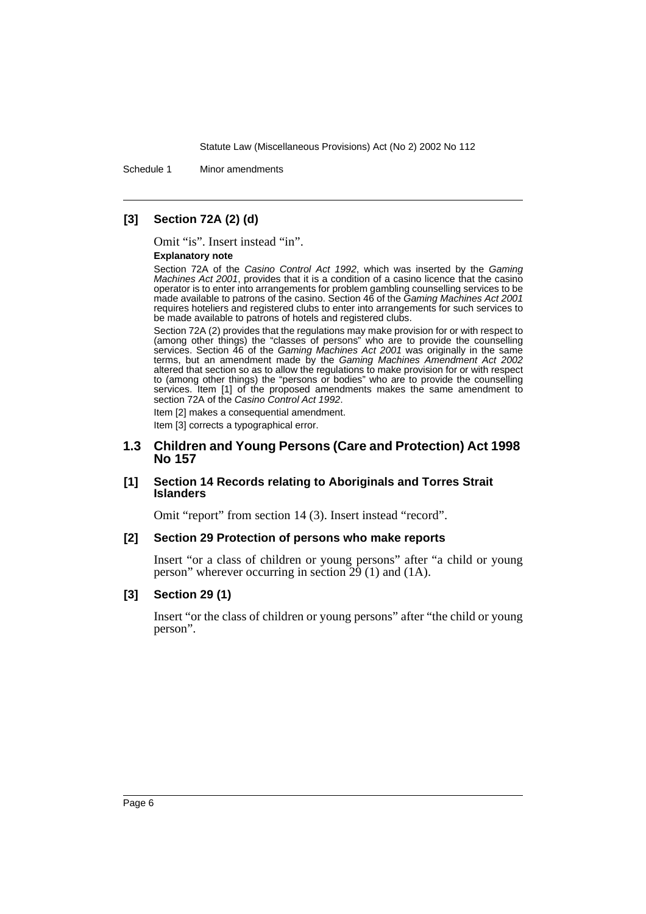### [3] Section 72A (2) (d)

Omit "is". Insert instead "in".

**Explanatory note**

Section 72A of the *Casino Control Act 1992*, which was inserted by the *Gaming Machines Act 2001*, provides that it is a condition of a casino licence that the casino operator is to enter into arrangements for problem gambling counselling services to be made available to patrons of the casino. Section 46 of the *Gaming Machines Act 2001* requires hoteliers and registered clubs to enter into arrangements for such services to be made available to patrons of hotels and registered clubs.

Section 72A (2) provides that the regulations may make provision for or with respect to (among other things) the "classes of persons" who are to provide the counselling services. Section 46 of the *Gaming Machines Act 2001* was originally in the same terms, but an amendment made by the *Gaming Machines Amendment Act 2002* altered that section so as to allow the regulations to make provision for or with respect to (among other things) the "persons or bodies" who are to provide the counselling services. Item [1] of the proposed amendments makes the same amendment to section 72A of the *Casino Control Act 1992*.

Item [2] makes a consequential amendment.

Item [3] corrects a typographical error.

## 1.3 Children and Young Persons (Care and Protection) Act 1998 No 157

### [1] Section 14 Records relating to Aboriginals and Torres Strait Islanders

Omit "report" from section 14 (3). Insert instead "record".

### [2] Section 29 Protection of persons who make reports

Insert "or a class of children or young persons" after "a child or young person" wherever occurring in section 29 (1) and (1A).

### [3] Section 29 (1)

Insert "or the class of children or young persons" after "the child or young person".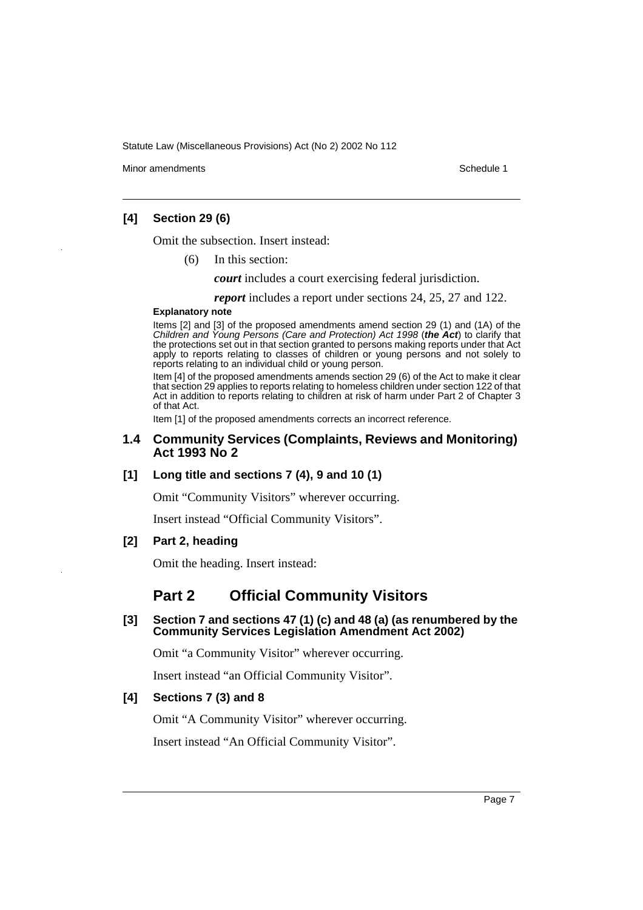### [4] Section 29 (6)

Omit the subsection. Insert instead:

(6) In this section:

***court*** includes a court exercising federal jurisdiction.

***report*** includes a report under sections 24, 25, 27 and 122.

**Explanatory note**

Items [2] and [3] of the proposed amendments amend section 29 (1) and (1A) of the *Children and Young Persons (Care and Protection) Act 1998* (***the Act***) to clarify that the protections set out in that section granted to persons making reports under that Act apply to reports relating to classes of children or young persons and not solely to reports relating to an individual child or young person.

Item [4] of the proposed amendments amends section 29 (6) of the Act to make it clear that section 29 applies to reports relating to homeless children under section 122 of that Act in addition to reports relating to children at risk of harm under Part 2 of Chapter 3 of that Act.

Item [1] of the proposed amendments corrects an incorrect reference.

## 1.4 Community Services (Complaints, Reviews and Monitoring) Act 1993 No 2

### [1] Long title and sections 7 (4), 9 and 10 (1)

Omit "Community Visitors" wherever occurring.

Insert instead "Official Community Visitors".

### [2] Part 2, heading

Omit the heading. Insert instead:

## Part 2 Official Community Visitors

### [3] Section 7 and sections 47 (1) (c) and 48 (a) (as renumbered by the Community Services Legislation Amendment Act 2002)

Omit "a Community Visitor" wherever occurring.

Insert instead "an Official Community Visitor".

### [4] Sections 7 (3) and 8

Omit "A Community Visitor" wherever occurring.

Insert instead "An Official Community Visitor".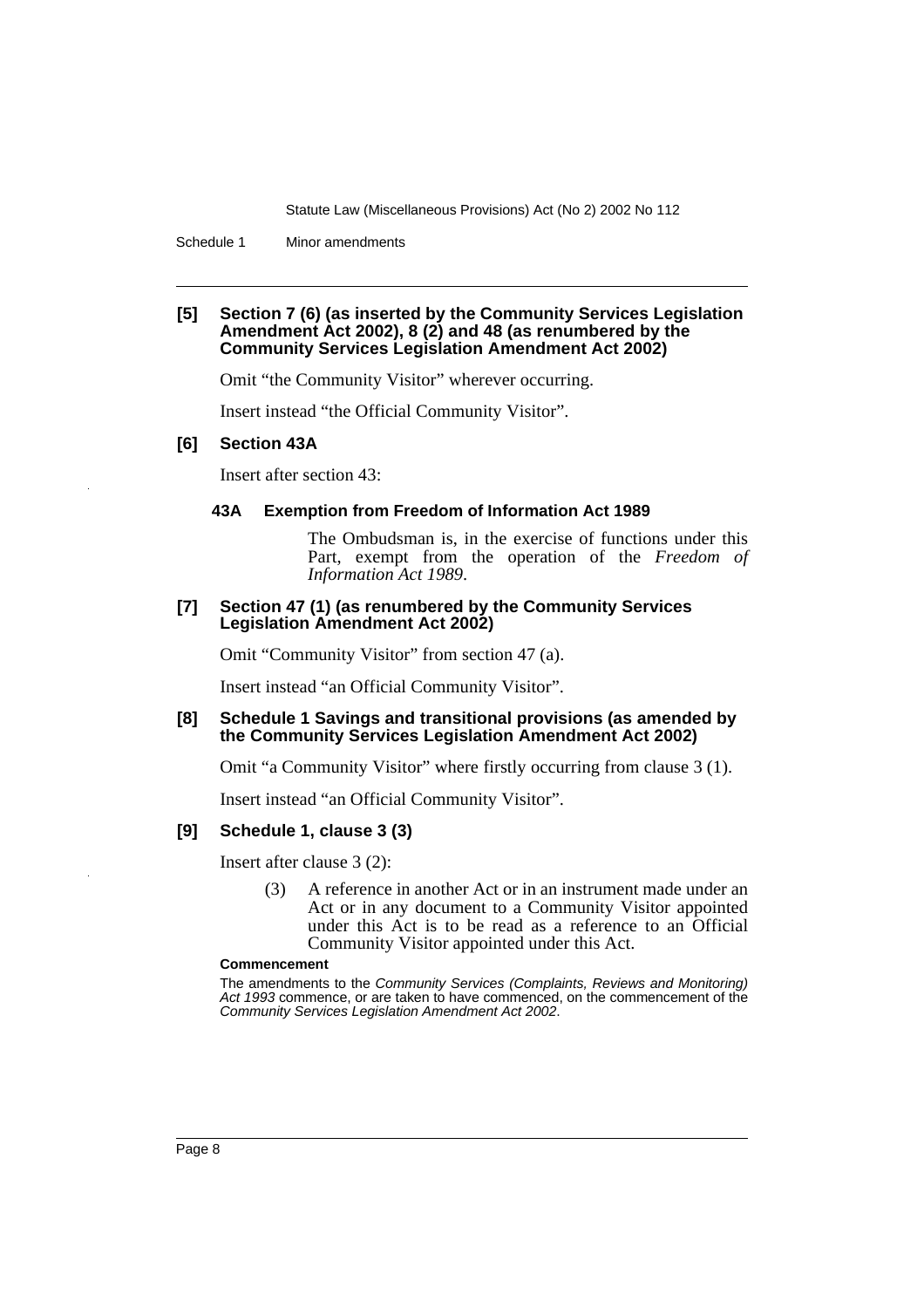**[5] Section 7 (6) (as inserted by the Community Services Legislation Amendment Act 2002), 8 (2) and 48 (as renumbered by the Community Services Legislation Amendment Act 2002)**

Omit "the Community Visitor" wherever occurring.

Insert instead "the Official Community Visitor".

**[6] Section 43A**

Insert after section 43:

**43A Exemption from Freedom of Information Act 1989**

The Ombudsman is, in the exercise of functions under this Part, exempt from the operation of the *Freedom of Information Act 1989*.

**[7] Section 47 (1) (as renumbered by the Community Services Legislation Amendment Act 2002)**

Omit "Community Visitor" from section 47 (a).

Insert instead "an Official Community Visitor".

**[8] Schedule 1 Savings and transitional provisions (as amended by the Community Services Legislation Amendment Act 2002)**

Omit "a Community Visitor" where firstly occurring from clause 3 (1).

Insert instead "an Official Community Visitor".

**[9] Schedule 1, clause 3 (3)**

Insert after clause 3 (2):

(3) A reference in another Act or in an instrument made under an Act or in any document to a Community Visitor appointed under this Act is to be read as a reference to an Official Community Visitor appointed under this Act.

**Commencement**

The amendments to the *Community Services (Complaints, Reviews and Monitoring) Act 1993* commence, or are taken to have commenced, on the commencement of the *Community Services Legislation Amendment Act 2002*.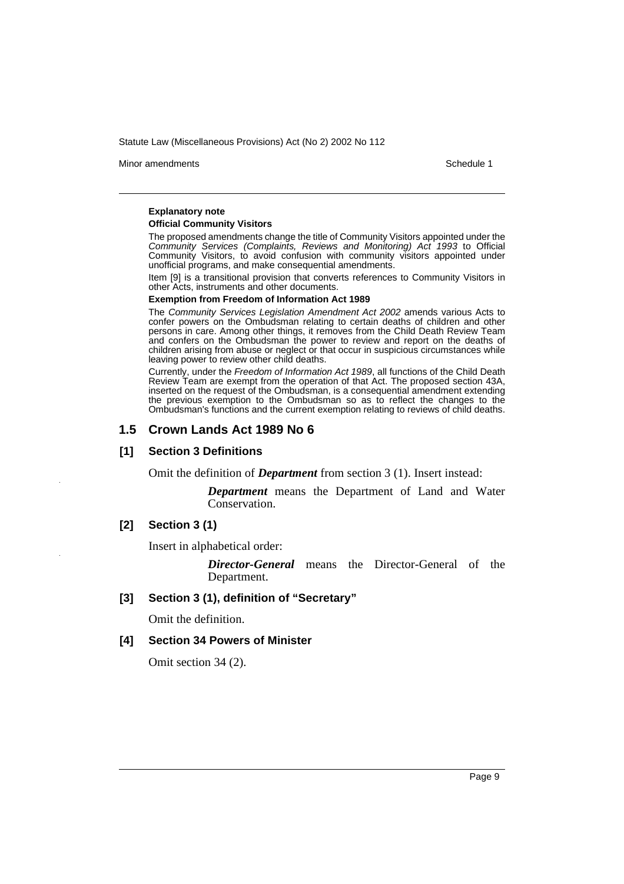**Explanatory note**

**Official Community Visitors**

The proposed amendments change the title of Community Visitors appointed under the *Community Services (Complaints, Reviews and Monitoring) Act 1993* to Official Community Visitors, to avoid confusion with community visitors appointed under unofficial programs, and make consequential amendments.

Item [9] is a transitional provision that converts references to Community Visitors in other Acts, instruments and other documents.

**Exemption from Freedom of Information Act 1989**

The *Community Services Legislation Amendment Act 2002* amends various Acts to confer powers on the Ombudsman relating to certain deaths of children and other persons in care. Among other things, it removes from the Child Death Review Team and confers on the Ombudsman the power to review and report on the deaths of children arising from abuse or neglect or that occur in suspicious circumstances while leaving power to review other child deaths.

Currently, under the *Freedom of Information Act 1989*, all functions of the Child Death Review Team are exempt from the operation of that Act. The proposed section 43A, inserted on the request of the Ombudsman, is a consequential amendment extending the previous exemption to the Ombudsman so as to reflect the changes to the Ombudsman's functions and the current exemption relating to reviews of child deaths.

## 1.5 Crown Lands Act 1989 No 6

### [1] Section 3 Definitions

Omit the definition of ***Department*** from section 3 (1). Insert instead:

> ***Department*** means the Department of Land and Water Conservation.

### [2] Section 3 (1)

Insert in alphabetical order:

> ***Director-General*** means the Director-General of the Department.

### [3] Section 3 (1), definition of "Secretary"

Omit the definition.

### [4] Section 34 Powers of Minister

Omit section 34 (2).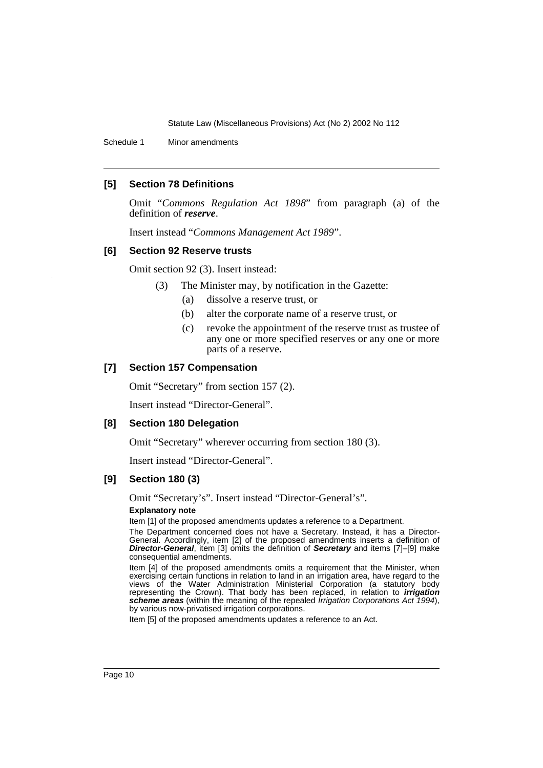### [5] Section 78 Definitions

Omit "*Commons Regulation Act 1898*" from paragraph (a) of the definition of ***reserve***.

Insert instead "*Commons Management Act 1989*".

### [6] Section 92 Reserve trusts

Omit section 92 (3). Insert instead:

> (3) The Minister may, by notification in the Gazette:
>
> (a) dissolve a reserve trust, or
>
> (b) alter the corporate name of a reserve trust, or
>
> (c) revoke the appointment of the reserve trust as trustee of any one or more specified reserves or any one or more parts of a reserve.

### [7] Section 157 Compensation

Omit "Secretary" from section 157 (2).

Insert instead "Director-General".

### [8] Section 180 Delegation

Omit "Secretary" wherever occurring from section 180 (3).

Insert instead "Director-General".

### [9] Section 180 (3)

Omit "Secretary's". Insert instead "Director-General's".

**Explanatory note**

Item [1] of the proposed amendments updates a reference to a Department.

The Department concerned does not have a Secretary. Instead, it has a Director-General. Accordingly, item [2] of the proposed amendments inserts a definition of ***Director-General***, item [3] omits the definition of ***Secretary*** and items [7]–[9] make consequential amendments.

Item [4] of the proposed amendments omits a requirement that the Minister, when exercising certain functions in relation to land in an irrigation area, have regard to the views of the Water Administration Ministerial Corporation (a statutory body representing the Crown). That body has been replaced, in relation to ***irrigation scheme areas*** (within the meaning of the repealed *Irrigation Corporations Act 1994*), by various now-privatised irrigation corporations.

Item [5] of the proposed amendments updates a reference to an Act.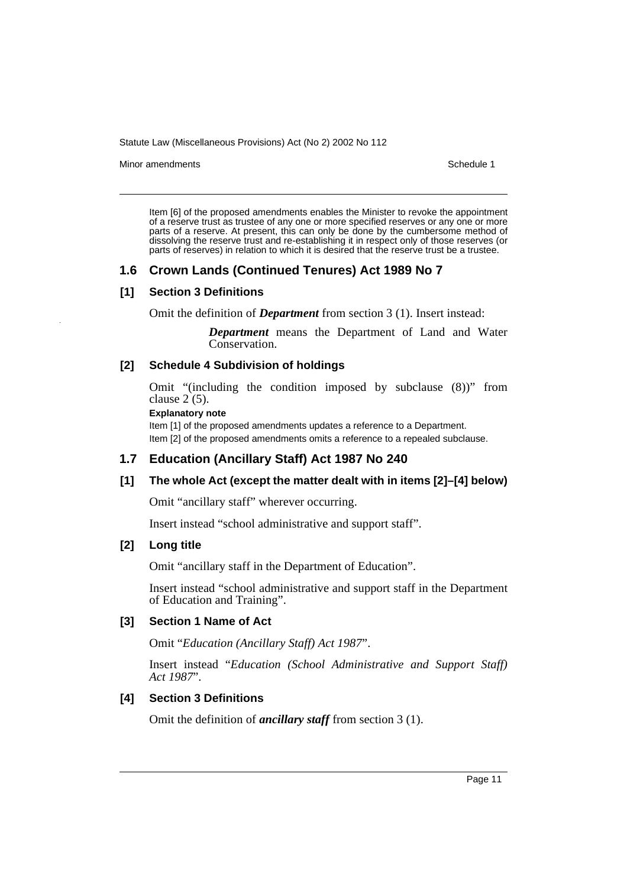Item [6] of the proposed amendments enables the Minister to revoke the appointment of a reserve trust as trustee of any one or more specified reserves or any one or more parts of a reserve. At present, this can only be done by the cumbersome method of dissolving the reserve trust and re-establishing it in respect only of those reserves (or parts of reserves) in relation to which it is desired that the reserve trust be a trustee.

## 1.6 Crown Lands (Continued Tenures) Act 1989 No 7

### [1] Section 3 Definitions

Omit the definition of ***Department*** from section 3 (1). Insert instead:

> ***Department*** means the Department of Land and Water Conservation.

### [2] Schedule 4 Subdivision of holdings

Omit "(including the condition imposed by subclause (8))" from clause 2 (5).

**Explanatory note**

Item [1] of the proposed amendments updates a reference to a Department.

Item [2] of the proposed amendments omits a reference to a repealed subclause.

## 1.7 Education (Ancillary Staff) Act 1987 No 240

### [1] The whole Act (except the matter dealt with in items [2]–[4] below)

Omit "ancillary staff" wherever occurring.

Insert instead "school administrative and support staff".

### [2] Long title

Omit "ancillary staff in the Department of Education".

Insert instead "school administrative and support staff in the Department of Education and Training".

### [3] Section 1 Name of Act

Omit "*Education (Ancillary Staff) Act 1987*".

Insert instead "*Education (School Administrative and Support Staff) Act 1987*".

### [4] Section 3 Definitions

Omit the definition of ***ancillary staff*** from section 3 (1).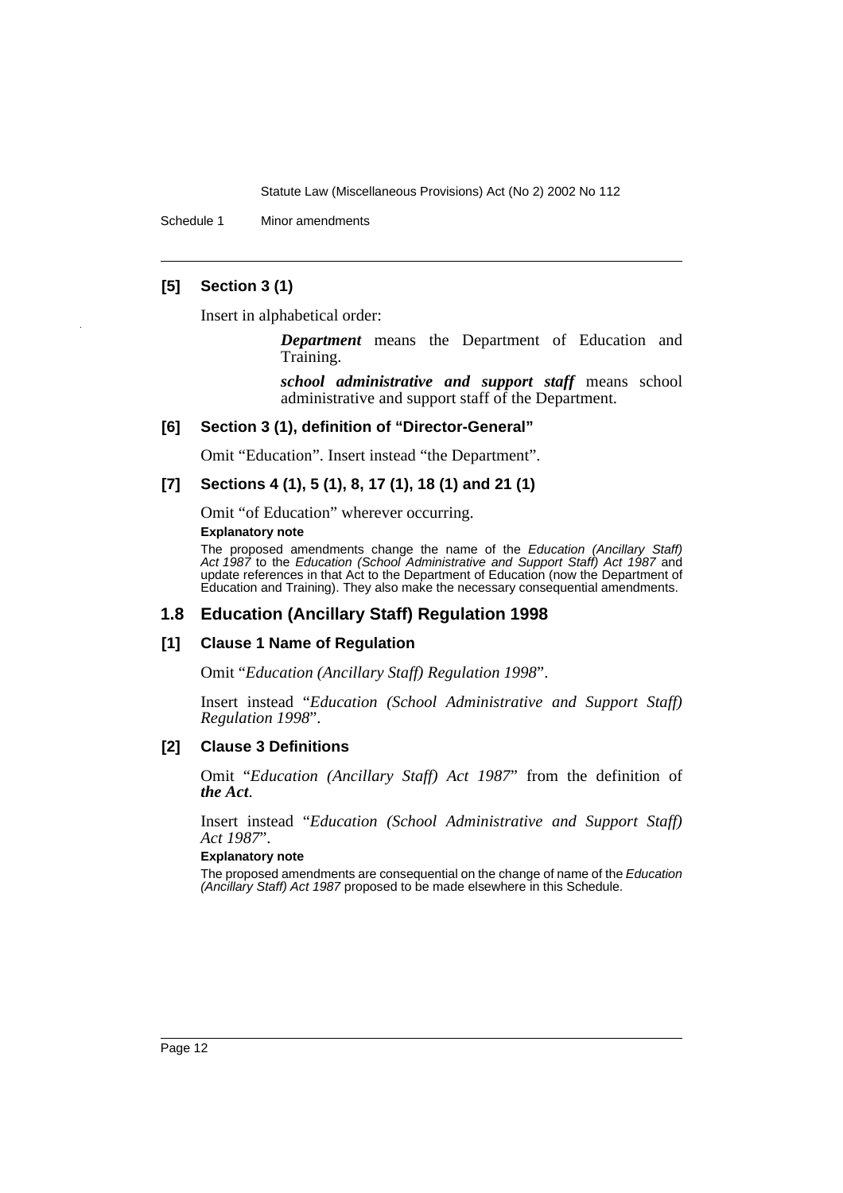#### [5] Section 3 (1)

Insert in alphabetical order:

> ***Department*** means the Department of Education and Training.
>
> ***school administrative and support staff*** means school administrative and support staff of the Department.

#### [6] Section 3 (1), definition of "Director-General"

Omit "Education". Insert instead "the Department".

#### [7] Sections 4 (1), 5 (1), 8, 17 (1), 18 (1) and 21 (1)

Omit "of Education" wherever occurring.

**Explanatory note**

The proposed amendments change the name of the *Education (Ancillary Staff) Act 1987* to the *Education (School Administrative and Support Staff) Act 1987* and update references in that Act to the Department of Education (now the Department of Education and Training). They also make the necessary consequential amendments.

### 1.8 Education (Ancillary Staff) Regulation 1998

#### [1] Clause 1 Name of Regulation

Omit "*Education (Ancillary Staff) Regulation 1998*".

Insert instead "*Education (School Administrative and Support Staff) Regulation 1998*".

#### [2] Clause 3 Definitions

Omit "*Education (Ancillary Staff) Act 1987*" from the definition of ***the Act***.

Insert instead "*Education (School Administrative and Support Staff) Act 1987*".

**Explanatory note**

The proposed amendments are consequential on the change of name of the *Education (Ancillary Staff) Act 1987* proposed to be made elsewhere in this Schedule.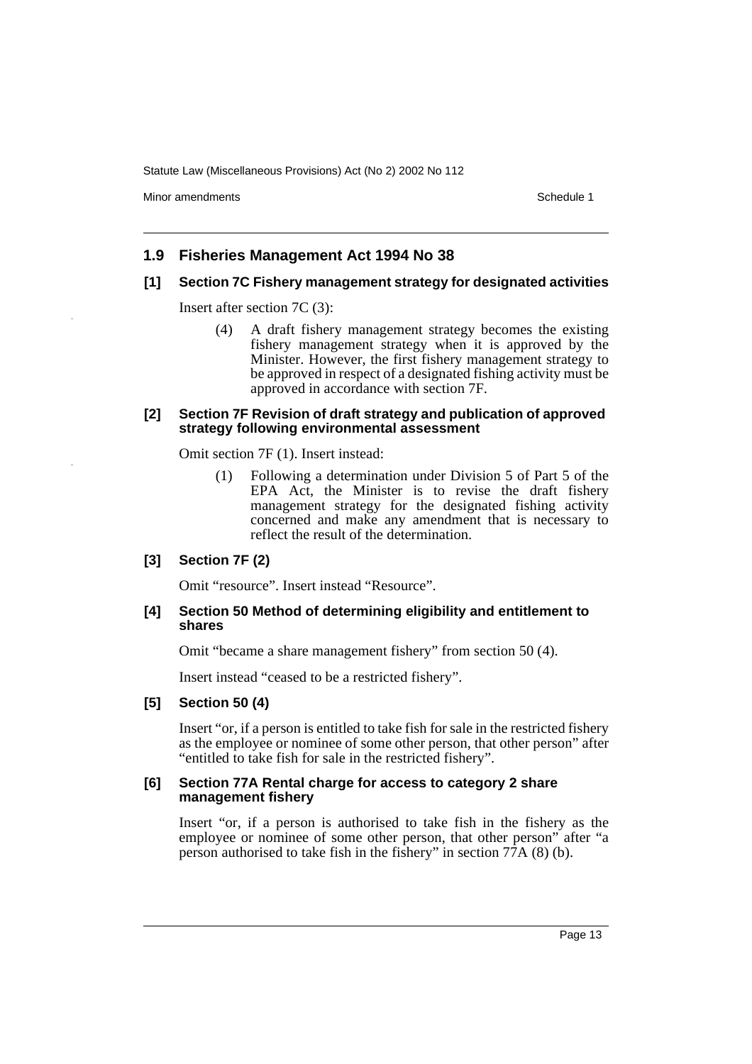## 1.9 Fisheries Management Act 1994 No 38

### [1] Section 7C Fishery management strategy for designated activities

Insert after section 7C (3):

> (4) A draft fishery management strategy becomes the existing fishery management strategy when it is approved by the Minister. However, the first fishery management strategy to be approved in respect of a designated fishing activity must be approved in accordance with section 7F.

### [2] Section 7F Revision of draft strategy and publication of approved strategy following environmental assessment

Omit section 7F (1). Insert instead:

> (1) Following a determination under Division 5 of Part 5 of the EPA Act, the Minister is to revise the draft fishery management strategy for the designated fishing activity concerned and make any amendment that is necessary to reflect the result of the determination.

### [3] Section 7F (2)

Omit "resource". Insert instead "Resource".

### [4] Section 50 Method of determining eligibility and entitlement to shares

Omit "became a share management fishery" from section 50 (4).

Insert instead "ceased to be a restricted fishery".

### [5] Section 50 (4)

Insert "or, if a person is entitled to take fish for sale in the restricted fishery as the employee or nominee of some other person, that other person" after "entitled to take fish for sale in the restricted fishery".

### [6] Section 77A Rental charge for access to category 2 share management fishery

Insert "or, if a person is authorised to take fish in the fishery as the employee or nominee of some other person, that other person" after "a person authorised to take fish in the fishery" in section 77A (8) (b).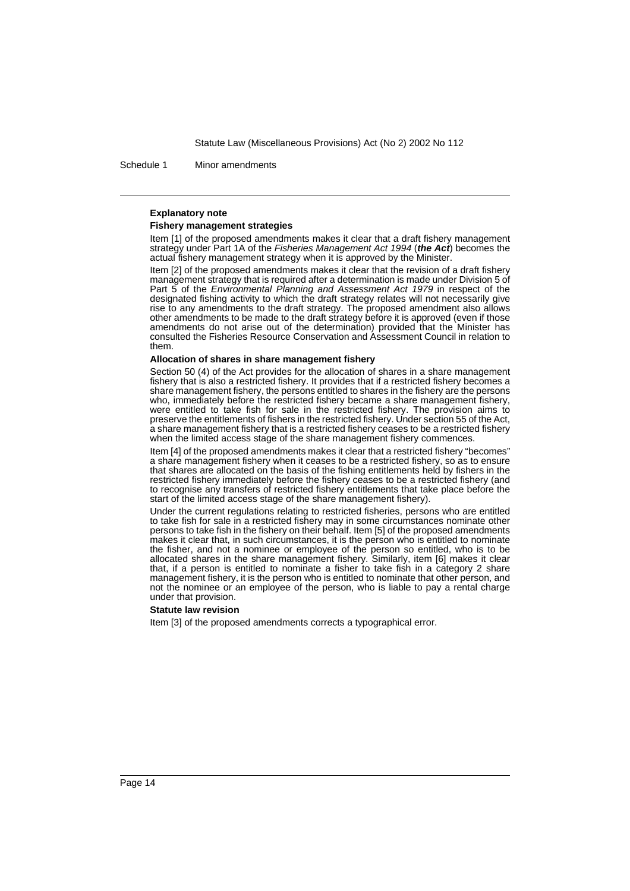### Explanatory note

#### Fishery management strategies

Item [1] of the proposed amendments makes it clear that a draft fishery management strategy under Part 1A of the *Fisheries Management Act 1994* (***the Act***) becomes the actual fishery management strategy when it is approved by the Minister.

Item [2] of the proposed amendments makes it clear that the revision of a draft fishery management strategy that is required after a determination is made under Division 5 of Part 5 of the *Environmental Planning and Assessment Act 1979* in respect of the designated fishing activity to which the draft strategy relates will not necessarily give rise to any amendments to the draft strategy. The proposed amendment also allows other amendments to be made to the draft strategy before it is approved (even if those amendments do not arise out of the determination) provided that the Minister has consulted the Fisheries Resource Conservation and Assessment Council in relation to them.

#### Allocation of shares in share management fishery

Section 50 (4) of the Act provides for the allocation of shares in a share management fishery that is also a restricted fishery. It provides that if a restricted fishery becomes a share management fishery, the persons entitled to shares in the fishery are the persons who, immediately before the restricted fishery became a share management fishery, were entitled to take fish for sale in the restricted fishery. The provision aims to preserve the entitlements of fishers in the restricted fishery. Under section 55 of the Act, a share management fishery that is a restricted fishery ceases to be a restricted fishery when the limited access stage of the share management fishery commences.

Item [4] of the proposed amendments makes it clear that a restricted fishery "becomes" a share management fishery when it ceases to be a restricted fishery, so as to ensure that shares are allocated on the basis of the fishing entitlements held by fishers in the restricted fishery immediately before the fishery ceases to be a restricted fishery (and to recognise any transfers of restricted fishery entitlements that take place before the start of the limited access stage of the share management fishery).

Under the current regulations relating to restricted fisheries, persons who are entitled to take fish for sale in a restricted fishery may in some circumstances nominate other persons to take fish in the fishery on their behalf. Item [5] of the proposed amendments makes it clear that, in such circumstances, it is the person who is entitled to nominate the fisher, and not a nominee or employee of the person so entitled, who is to be allocated shares in the share management fishery. Similarly, item [6] makes it clear that, if a person is entitled to nominate a fisher to take fish in a category 2 share management fishery, it is the person who is entitled to nominate that other person, and not the nominee or an employee of the person, who is liable to pay a rental charge under that provision.

#### Statute law revision

Item [3] of the proposed amendments corrects a typographical error.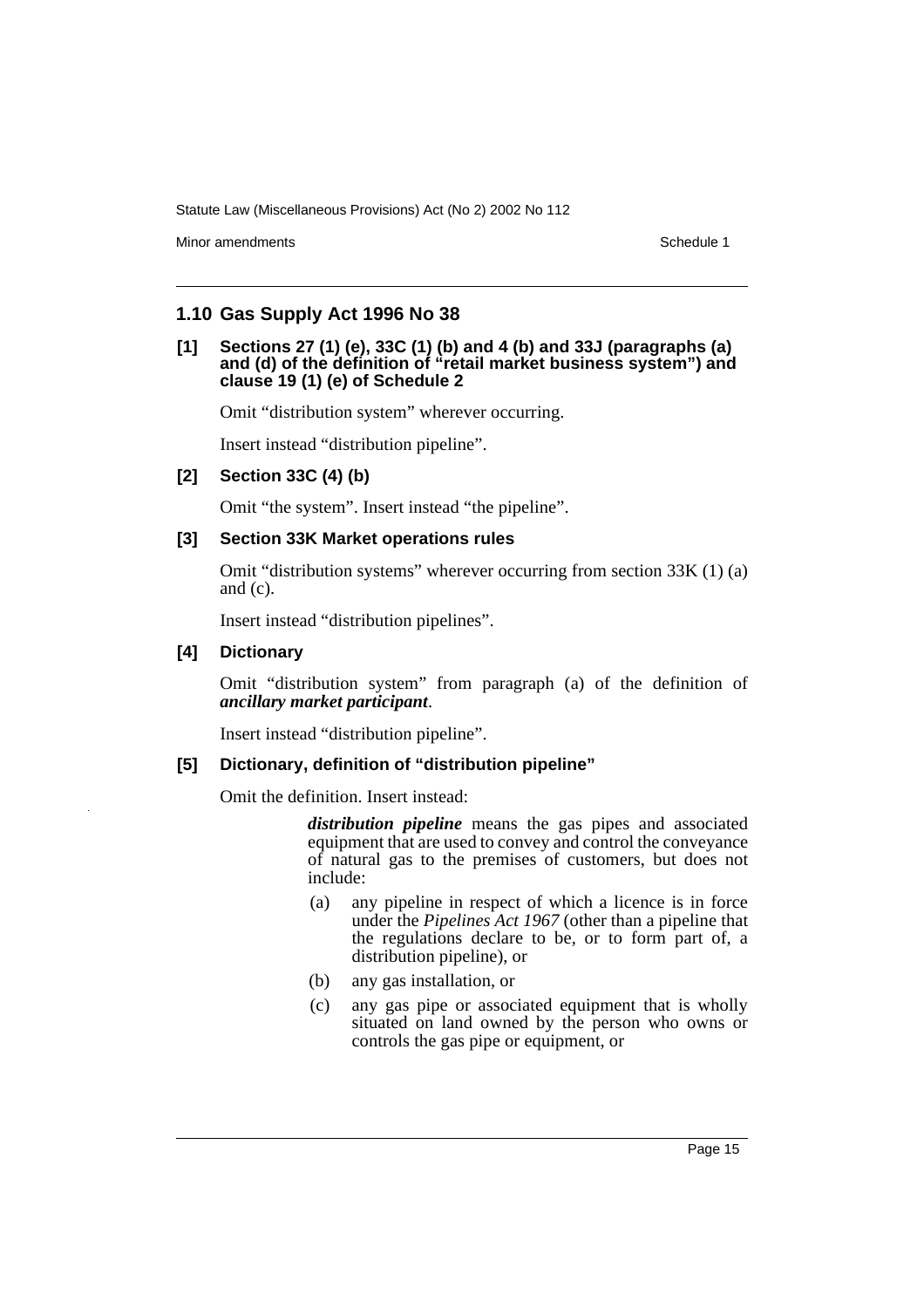## 1.10 Gas Supply Act 1996 No 38

### [1] Sections 27 (1) (e), 33C (1) (b) and 4 (b) and 33J (paragraphs (a) and (d) of the definition of "retail market business system") and clause 19 (1) (e) of Schedule 2

Omit "distribution system" wherever occurring.

Insert instead "distribution pipeline".

### [2] Section 33C (4) (b)

Omit "the system". Insert instead "the pipeline".

### [3] Section 33K Market operations rules

Omit "distribution systems" wherever occurring from section 33K (1) (a) and (c).

Insert instead "distribution pipelines".

### [4] Dictionary

Omit "distribution system" from paragraph (a) of the definition of ***ancillary market participant***.

Insert instead "distribution pipeline".

### [5] Dictionary, definition of "distribution pipeline"

Omit the definition. Insert instead:

> ***distribution pipeline*** means the gas pipes and associated equipment that are used to convey and control the conveyance of natural gas to the premises of customers, but does not include:
>
> (a) any pipeline in respect of which a licence is in force under the *Pipelines Act 1967* (other than a pipeline that the regulations declare to be, or to form part of, a distribution pipeline), or
>
> (b) any gas installation, or
>
> (c) any gas pipe or associated equipment that is wholly situated on land owned by the person who owns or controls the gas pipe or equipment, or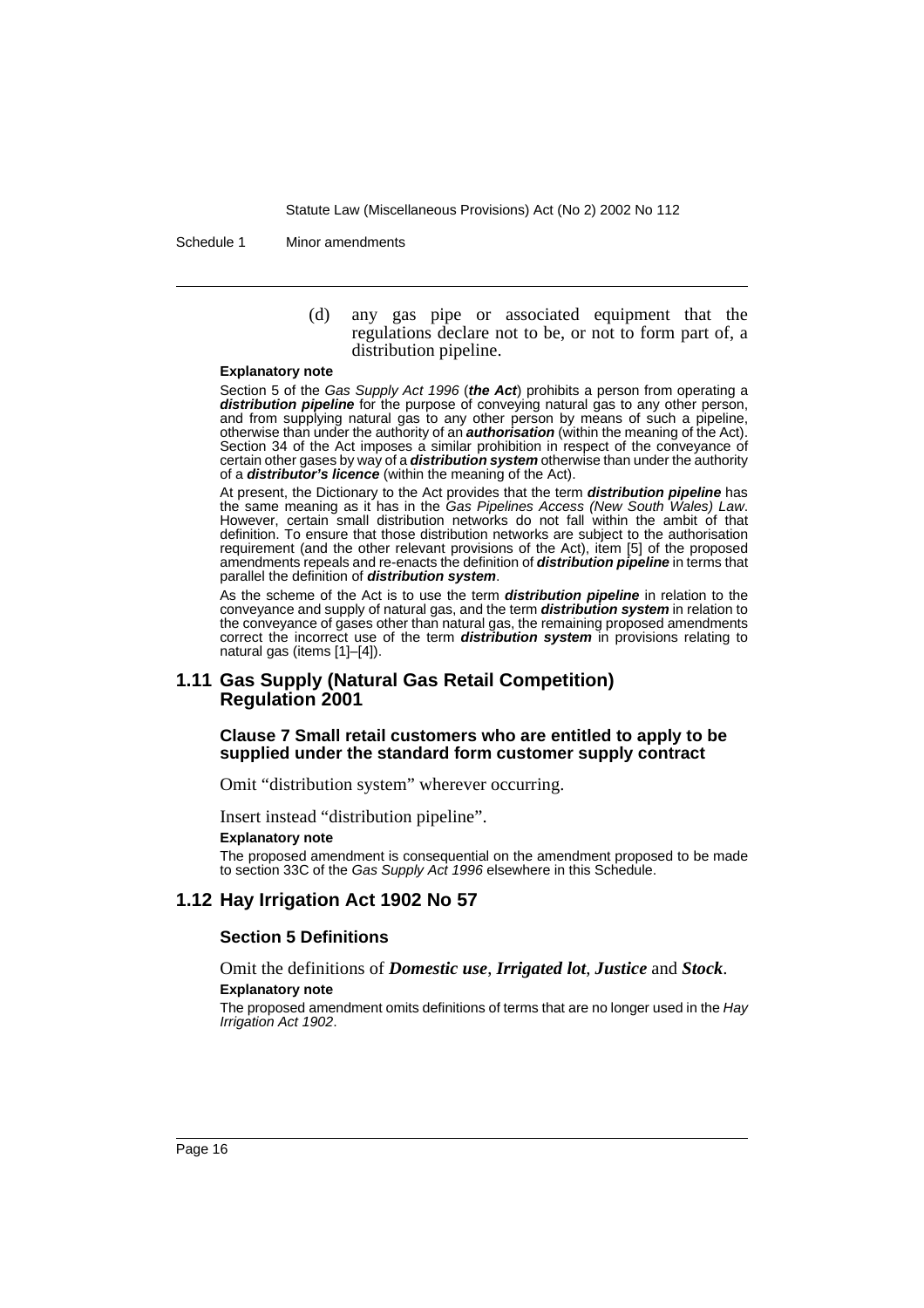(d) any gas pipe or associated equipment that the regulations declare not to be, or not to form part of, a distribution pipeline.

**Explanatory note**

Section 5 of the *Gas Supply Act 1996* (***the Act***) prohibits a person from operating a ***distribution pipeline*** for the purpose of conveying natural gas to any other person, and from supplying natural gas to any other person by means of such a pipeline, otherwise than under the authority of an ***authorisation*** (within the meaning of the Act). Section 34 of the Act imposes a similar prohibition in respect of the conveyance of certain other gases by way of a ***distribution system*** otherwise than under the authority of a ***distributor's licence*** (within the meaning of the Act).

At present, the Dictionary to the Act provides that the term ***distribution pipeline*** has the same meaning as it has in the *Gas Pipelines Access (New South Wales) Law*. However, certain small distribution networks do not fall within the ambit of that definition. To ensure that those distribution networks are subject to the authorisation requirement (and the other relevant provisions of the Act), item [5] of the proposed amendments repeals and re-enacts the definition of ***distribution pipeline*** in terms that parallel the definition of ***distribution system***.

As the scheme of the Act is to use the term ***distribution pipeline*** in relation to the conveyance and supply of natural gas, and the term ***distribution system*** in relation to the conveyance of gases other than natural gas, the remaining proposed amendments correct the incorrect use of the term ***distribution system*** in provisions relating to natural gas (items [1]–[4]).

## 1.11 Gas Supply (Natural Gas Retail Competition) Regulation 2001

### Clause 7 Small retail customers who are entitled to apply to be supplied under the standard form customer supply contract

Omit "distribution system" wherever occurring.

Insert instead "distribution pipeline".

**Explanatory note**

The proposed amendment is consequential on the amendment proposed to be made to section 33C of the *Gas Supply Act 1996* elsewhere in this Schedule.

## 1.12 Hay Irrigation Act 1902 No 57

### Section 5 Definitions

Omit the definitions of ***Domestic use***, ***Irrigated lot***, ***Justice*** and ***Stock***.

**Explanatory note**

The proposed amendment omits definitions of terms that are no longer used in the *Hay Irrigation Act 1902*.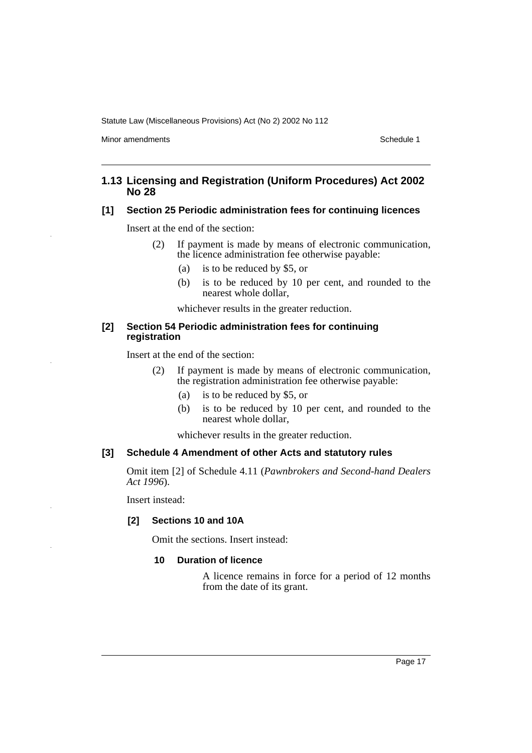## 1.13 Licensing and Registration (Uniform Procedures) Act 2002 No 28

### [1] Section 25 Periodic administration fees for continuing licences

Insert at the end of the section:

(2) If payment is made by means of electronic communication, the licence administration fee otherwise payable:

(a) is to be reduced by $5, or

(b) is to be reduced by 10 per cent, and rounded to the nearest whole dollar,

whichever results in the greater reduction.

### [2] Section 54 Periodic administration fees for continuing registration

Insert at the end of the section:

(2) If payment is made by means of electronic communication, the registration administration fee otherwise payable:

(a) is to be reduced by $5, or

(b) is to be reduced by 10 per cent, and rounded to the nearest whole dollar,

whichever results in the greater reduction.

### [3] Schedule 4 Amendment of other Acts and statutory rules

Omit item [2] of Schedule 4.11 (*Pawnbrokers and Second-hand Dealers Act 1996*).

Insert instead:

**[2] Sections 10 and 10A**

Omit the sections. Insert instead:

**10 Duration of licence**

A licence remains in force for a period of 12 months from the date of its grant.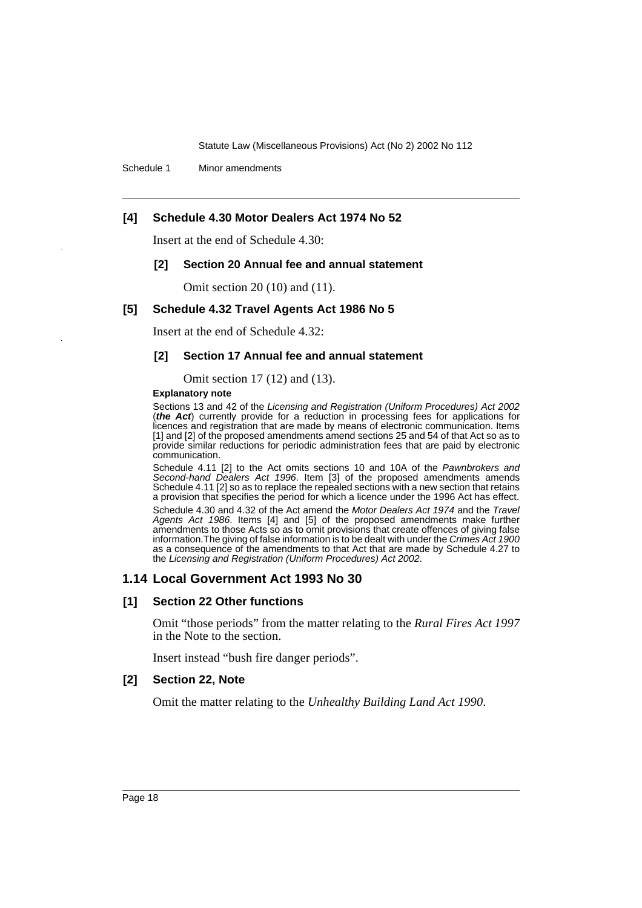### [4] Schedule 4.30 Motor Dealers Act 1974 No 52

Insert at the end of Schedule 4.30:

#### [2] Section 20 Annual fee and annual statement

Omit section 20 (10) and (11).

### [5] Schedule 4.32 Travel Agents Act 1986 No 5

Insert at the end of Schedule 4.32:

#### [2] Section 17 Annual fee and annual statement

Omit section 17 (12) and (13).

**Explanatory note**

Sections 13 and 42 of the *Licensing and Registration (Uniform Procedures) Act 2002* (***the Act***) currently provide for a reduction in processing fees for applications for licences and registration that are made by means of electronic communication. Items [1] and [2] of the proposed amendments amend sections 25 and 54 of that Act so as to provide similar reductions for periodic administration fees that are paid by electronic communication.

Schedule 4.11 [2] to the Act omits sections 10 and 10A of the *Pawnbrokers and Second-hand Dealers Act 1996*. Item [3] of the proposed amendments amends Schedule 4.11 [2] so as to replace the repealed sections with a new section that retains a provision that specifies the period for which a licence under the 1996 Act has effect.

Schedule 4.30 and 4.32 of the Act amend the *Motor Dealers Act 1974* and the *Travel Agents Act 1986*. Items [4] and [5] of the proposed amendments make further amendments to those Acts so as to omit provisions that create offences of giving false information.The giving of false information is to be dealt with under the *Crimes Act 1900* as a consequence of the amendments to that Act that are made by Schedule 4.27 to the *Licensing and Registration (Uniform Procedures) Act 2002*.

## 1.14 Local Government Act 1993 No 30

### [1] Section 22 Other functions

Omit "those periods" from the matter relating to the *Rural Fires Act 1997* in the Note to the section.

Insert instead "bush fire danger periods".

### [2] Section 22, Note

Omit the matter relating to the *Unhealthy Building Land Act 1990*.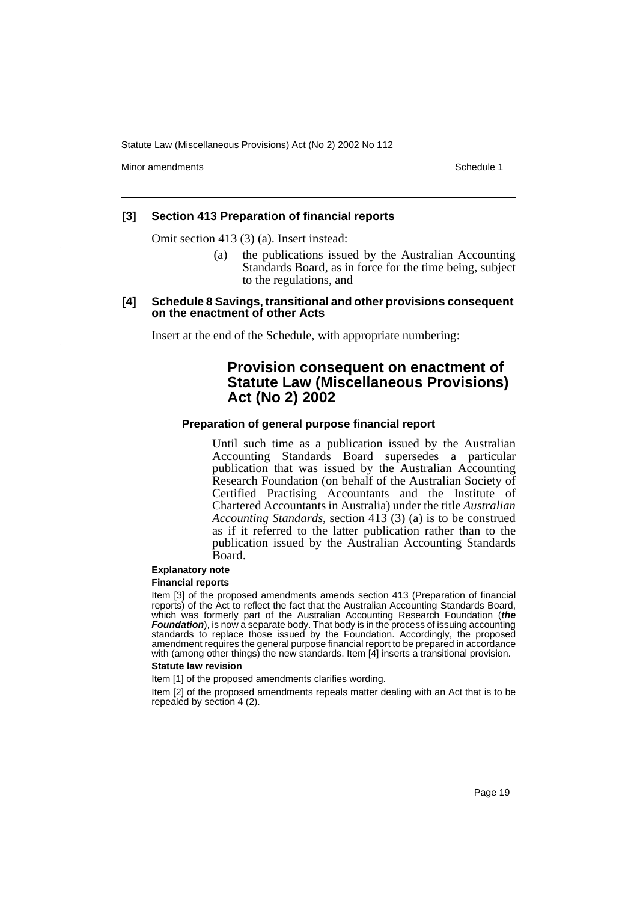### [3] Section 413 Preparation of financial reports

Omit section 413 (3) (a). Insert instead:

> (a) the publications issued by the Australian Accounting Standards Board, as in force for the time being, subject to the regulations, and

### [4] Schedule 8 Savings, transitional and other provisions consequent on the enactment of other Acts

Insert at the end of the Schedule, with appropriate numbering:

## Provision consequent on enactment of Statute Law (Miscellaneous Provisions) Act (No 2) 2002

#### Preparation of general purpose financial report

Until such time as a publication issued by the Australian Accounting Standards Board supersedes a particular publication that was issued by the Australian Accounting Research Foundation (on behalf of the Australian Society of Certified Practising Accountants and the Institute of Chartered Accountants in Australia) under the title *Australian Accounting Standards*, section 413 (3) (a) is to be construed as if it referred to the latter publication rather than to the publication issued by the Australian Accounting Standards Board.

**Explanatory note**

**Financial reports**

Item [3] of the proposed amendments amends section 413 (Preparation of financial reports) of the Act to reflect the fact that the Australian Accounting Standards Board, which was formerly part of the Australian Accounting Research Foundation (***the Foundation***), is now a separate body. That body is in the process of issuing accounting standards to replace those issued by the Foundation. Accordingly, the proposed amendment requires the general purpose financial report to be prepared in accordance with (among other things) the new standards. Item [4] inserts a transitional provision.

**Statute law revision**

Item [1] of the proposed amendments clarifies wording.

Item [2] of the proposed amendments repeals matter dealing with an Act that is to be repealed by section 4 (2).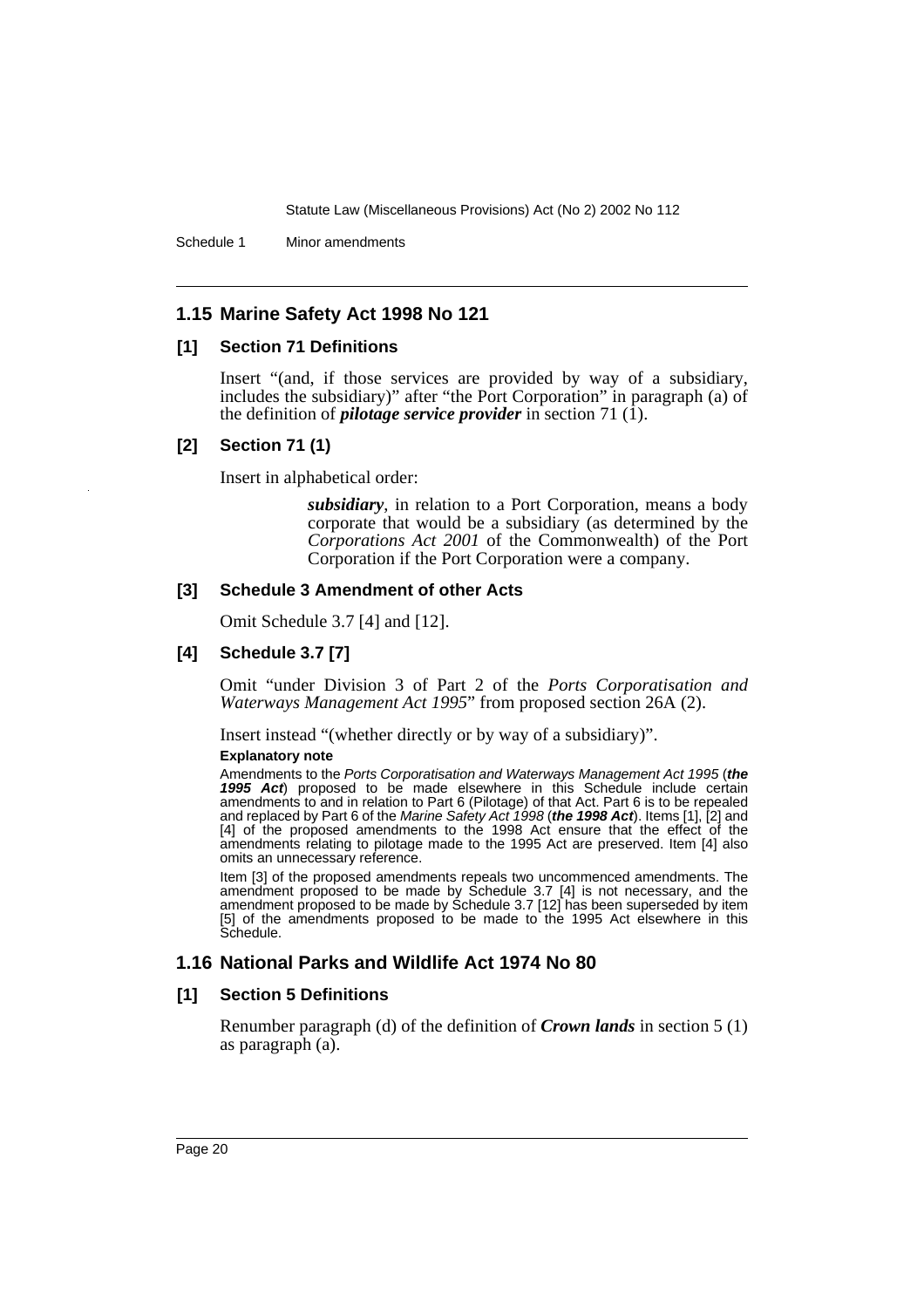## 1.15 Marine Safety Act 1998 No 121

### [1] Section 71 Definitions

Insert "(and, if those services are provided by way of a subsidiary, includes the subsidiary)" after "the Port Corporation" in paragraph (a) of the definition of ***pilotage service provider*** in section 71 (1).

### [2] Section 71 (1)

Insert in alphabetical order:

> ***subsidiary***, in relation to a Port Corporation, means a body corporate that would be a subsidiary (as determined by the *Corporations Act 2001* of the Commonwealth) of the Port Corporation if the Port Corporation were a company.

### [3] Schedule 3 Amendment of other Acts

Omit Schedule 3.7 [4] and [12].

### [4] Schedule 3.7 [7]

Omit "under Division 3 of Part 2 of the *Ports Corporatisation and Waterways Management Act 1995*" from proposed section 26A (2).

Insert instead "(whether directly or by way of a subsidiary)".

**Explanatory note**

Amendments to the *Ports Corporatisation and Waterways Management Act 1995* (***the 1995 Act***) proposed to be made elsewhere in this Schedule include certain amendments to and in relation to Part 6 (Pilotage) of that Act. Part 6 is to be repealed and replaced by Part 6 of the *Marine Safety Act 1998* (***the 1998 Act***). Items [1], [2] and [4] of the proposed amendments to the 1998 Act ensure that the effect of the amendments relating to pilotage made to the 1995 Act are preserved. Item [4] also omits an unnecessary reference.

Item [3] of the proposed amendments repeals two uncommenced amendments. The amendment proposed to be made by Schedule 3.7 [4] is not necessary, and the amendment proposed to be made by Schedule 3.7 [12] has been superseded by item [5] of the amendments proposed to be made to the 1995 Act elsewhere in this Schedule.

## 1.16 National Parks and Wildlife Act 1974 No 80

### [1] Section 5 Definitions

Renumber paragraph (d) of the definition of ***Crown lands*** in section 5 (1) as paragraph (a).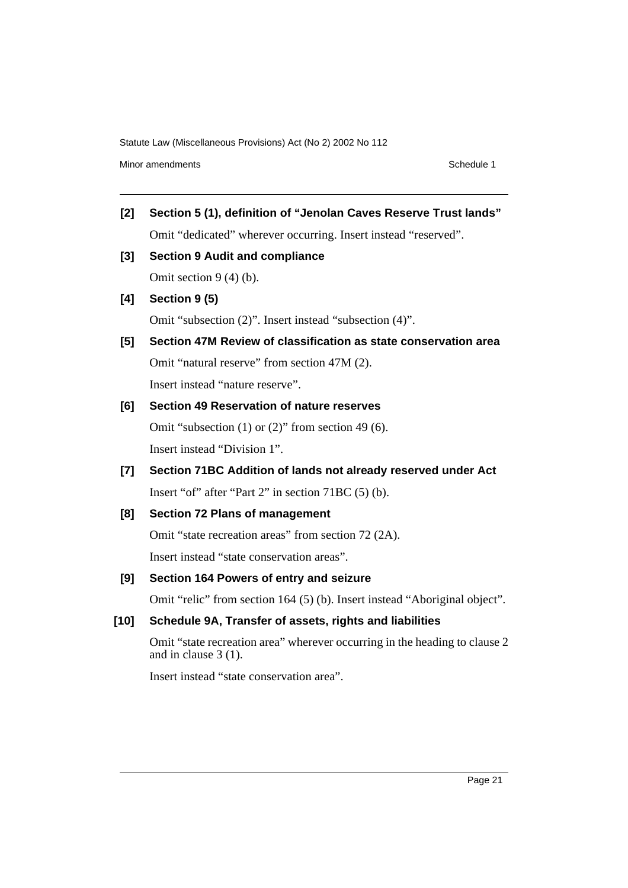**[2] Section 5 (1), definition of "Jenolan Caves Reserve Trust lands"**

Omit "dedicated" wherever occurring. Insert instead "reserved".

**[3] Section 9 Audit and compliance**

Omit section 9 (4) (b).

**[4] Section 9 (5)**

Omit "subsection (2)". Insert instead "subsection (4)".

**[5] Section 47M Review of classification as state conservation area**

Omit "natural reserve" from section 47M (2).

Insert instead "nature reserve".

**[6] Section 49 Reservation of nature reserves**

Omit "subsection (1) or (2)" from section 49 (6).

Insert instead "Division 1".

**[7] Section 71BC Addition of lands not already reserved under Act**

Insert "of" after "Part 2" in section 71BC (5) (b).

**[8] Section 72 Plans of management**

Omit "state recreation areas" from section 72 (2A).

Insert instead "state conservation areas".

**[9] Section 164 Powers of entry and seizure**

Omit "relic" from section 164 (5) (b). Insert instead "Aboriginal object".

**[10] Schedule 9A, Transfer of assets, rights and liabilities**

Omit "state recreation area" wherever occurring in the heading to clause 2 and in clause 3 (1).

Insert instead "state conservation area".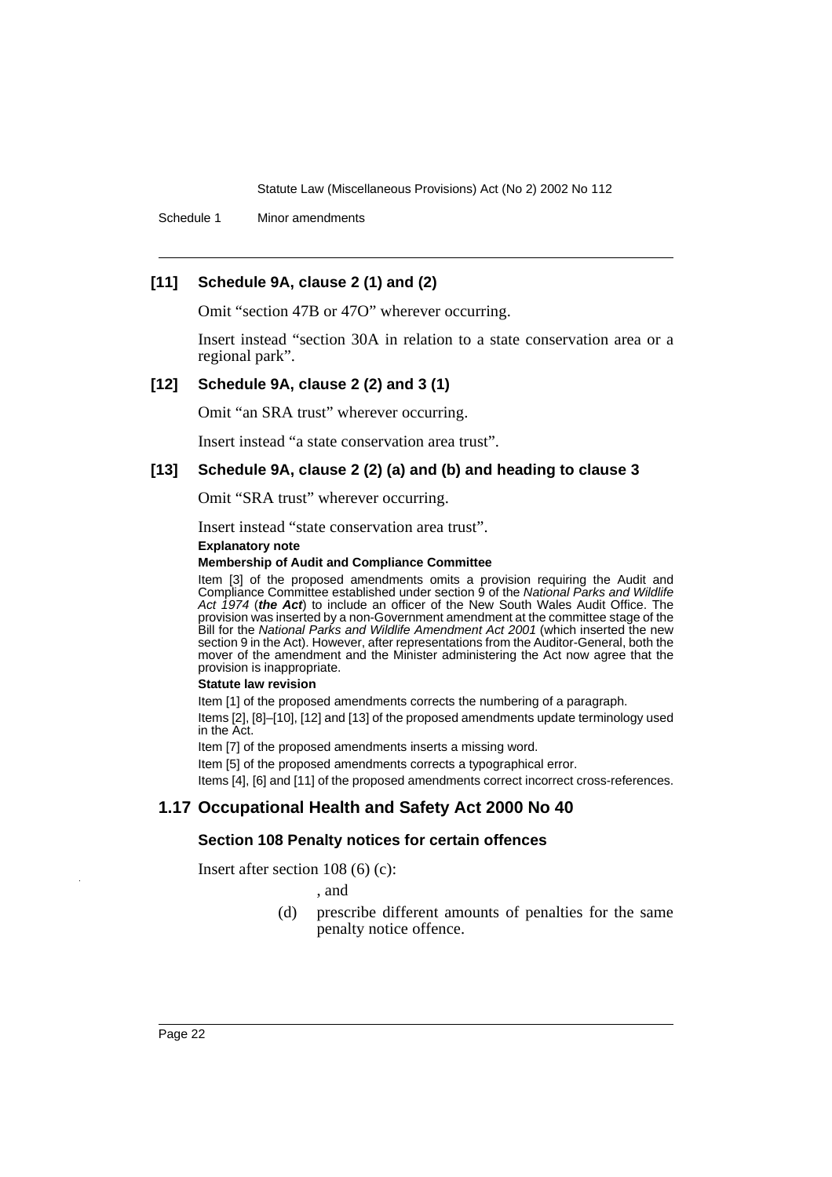### [11] Schedule 9A, clause 2 (1) and (2)

Omit "section 47B or 47O" wherever occurring.

Insert instead "section 30A in relation to a state conservation area or a regional park".

### [12] Schedule 9A, clause 2 (2) and 3 (1)

Omit "an SRA trust" wherever occurring.

Insert instead "a state conservation area trust".

### [13] Schedule 9A, clause 2 (2) (a) and (b) and heading to clause 3

Omit "SRA trust" wherever occurring.

Insert instead "state conservation area trust".

**Explanatory note**

**Membership of Audit and Compliance Committee**

Item [3] of the proposed amendments omits a provision requiring the Audit and Compliance Committee established under section 9 of the *National Parks and Wildlife Act 1974* (***the Act***) to include an officer of the New South Wales Audit Office. The provision was inserted by a non-Government amendment at the committee stage of the Bill for the *National Parks and Wildlife Amendment Act 2001* (which inserted the new section 9 in the Act). However, after representations from the Auditor-General, both the mover of the amendment and the Minister administering the Act now agree that the provision is inappropriate.

**Statute law revision**

Item [1] of the proposed amendments corrects the numbering of a paragraph.

Items [2], [8]–[10], [12] and [13] of the proposed amendments update terminology used in the Act.

Item [7] of the proposed amendments inserts a missing word.

Item [5] of the proposed amendments corrects a typographical error.

Items [4], [6] and [11] of the proposed amendments correct incorrect cross-references.

## 1.17 Occupational Health and Safety Act 2000 No 40

### Section 108 Penalty notices for certain offences

Insert after section 108 (6) (c):

, and

(d) prescribe different amounts of penalties for the same penalty notice offence.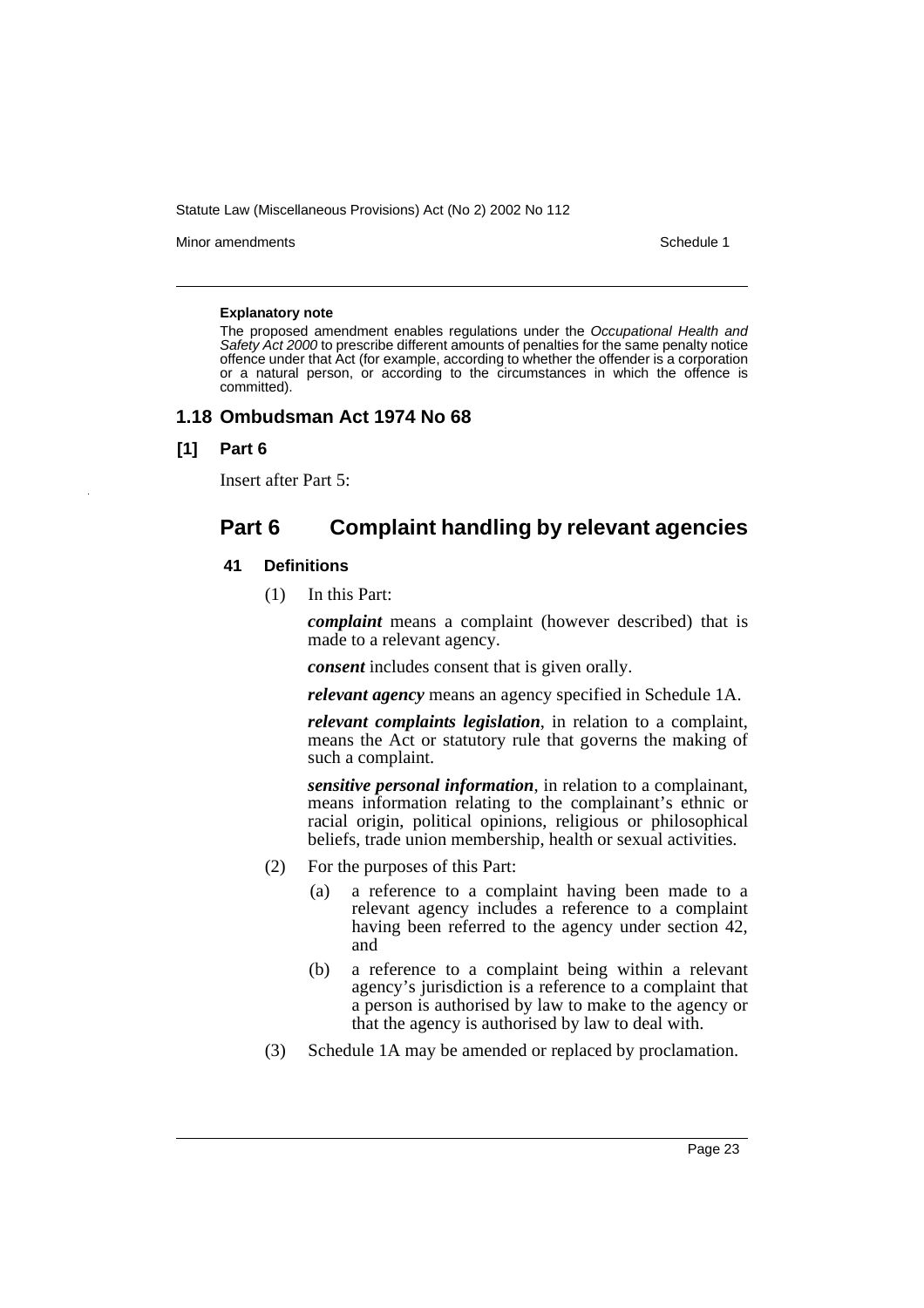**Explanatory note**

The proposed amendment enables regulations under the *Occupational Health and Safety Act 2000* to prescribe different amounts of penalties for the same penalty notice offence under that Act (for example, according to whether the offender is a corporation or a natural person, or according to the circumstances in which the offence is committed).

## 1.18 Ombudsman Act 1974 No 68

### [1] Part 6

Insert after Part 5:

## Part 6 Complaint handling by relevant agencies

### 41 Definitions

(1) In this Part:

***complaint*** means a complaint (however described) that is made to a relevant agency.

***consent*** includes consent that is given orally.

***relevant agency*** means an agency specified in Schedule 1A.

***relevant complaints legislation***, in relation to a complaint, means the Act or statutory rule that governs the making of such a complaint.

***sensitive personal information***, in relation to a complainant, means information relating to the complainant's ethnic or racial origin, political opinions, religious or philosophical beliefs, trade union membership, health or sexual activities.

(2) For the purposes of this Part:

(a) a reference to a complaint having been made to a relevant agency includes a reference to a complaint having been referred to the agency under section 42, and

(b) a reference to a complaint being within a relevant agency's jurisdiction is a reference to a complaint that a person is authorised by law to make to the agency or that the agency is authorised by law to deal with.

(3) Schedule 1A may be amended or replaced by proclamation.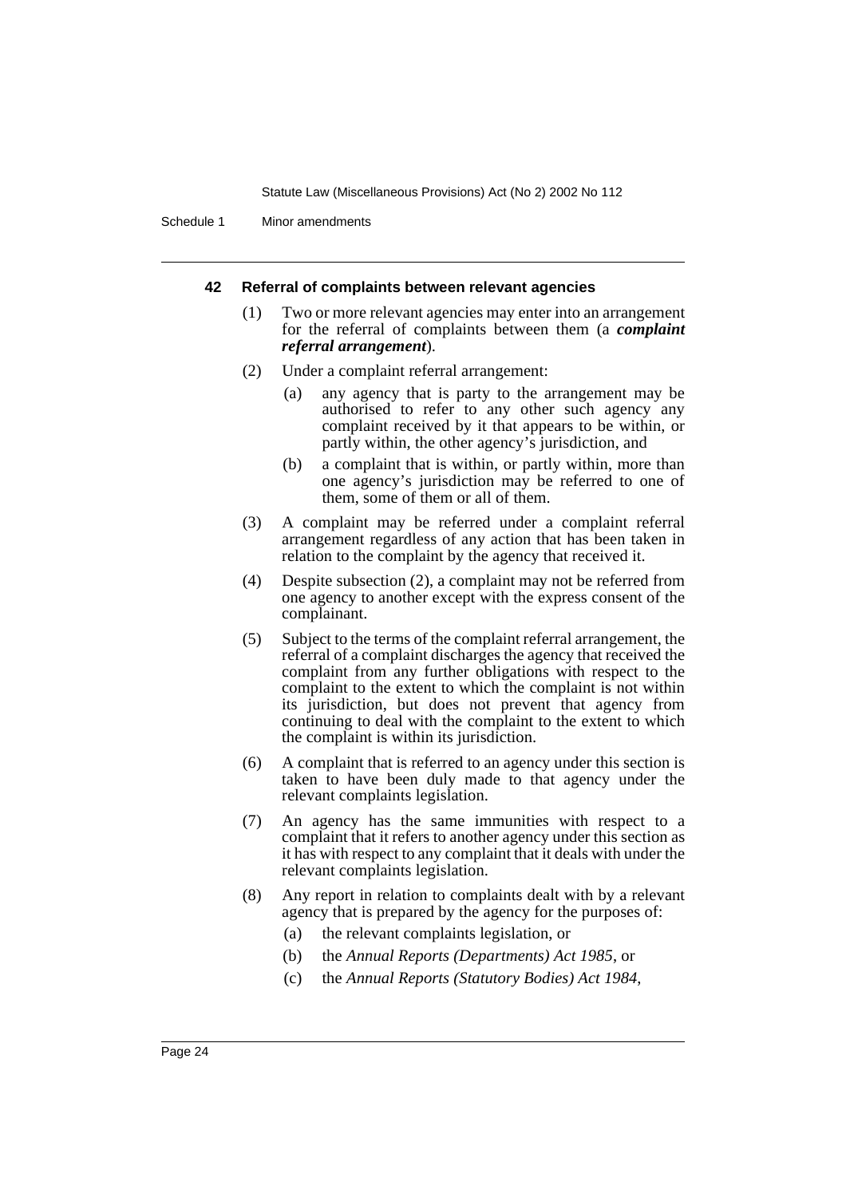#### 42 Referral of complaints between relevant agencies

(1) Two or more relevant agencies may enter into an arrangement for the referral of complaints between them (a ***complaint referral arrangement***).

(2) Under a complaint referral arrangement:

(a) any agency that is party to the arrangement may be authorised to refer to any other such agency any complaint received by it that appears to be within, or partly within, the other agency's jurisdiction, and

(b) a complaint that is within, or partly within, more than one agency's jurisdiction may be referred to one of them, some of them or all of them.

(3) A complaint may be referred under a complaint referral arrangement regardless of any action that has been taken in relation to the complaint by the agency that received it.

(4) Despite subsection (2), a complaint may not be referred from one agency to another except with the express consent of the complainant.

(5) Subject to the terms of the complaint referral arrangement, the referral of a complaint discharges the agency that received the complaint from any further obligations with respect to the complaint to the extent to which the complaint is not within its jurisdiction, but does not prevent that agency from continuing to deal with the complaint to the extent to which the complaint is within its jurisdiction.

(6) A complaint that is referred to an agency under this section is taken to have been duly made to that agency under the relevant complaints legislation.

(7) An agency has the same immunities with respect to a complaint that it refers to another agency under this section as it has with respect to any complaint that it deals with under the relevant complaints legislation.

(8) Any report in relation to complaints dealt with by a relevant agency that is prepared by the agency for the purposes of:

(a) the relevant complaints legislation, or

(b) the *Annual Reports (Departments) Act 1985*, or

(c) the *Annual Reports (Statutory Bodies) Act 1984*,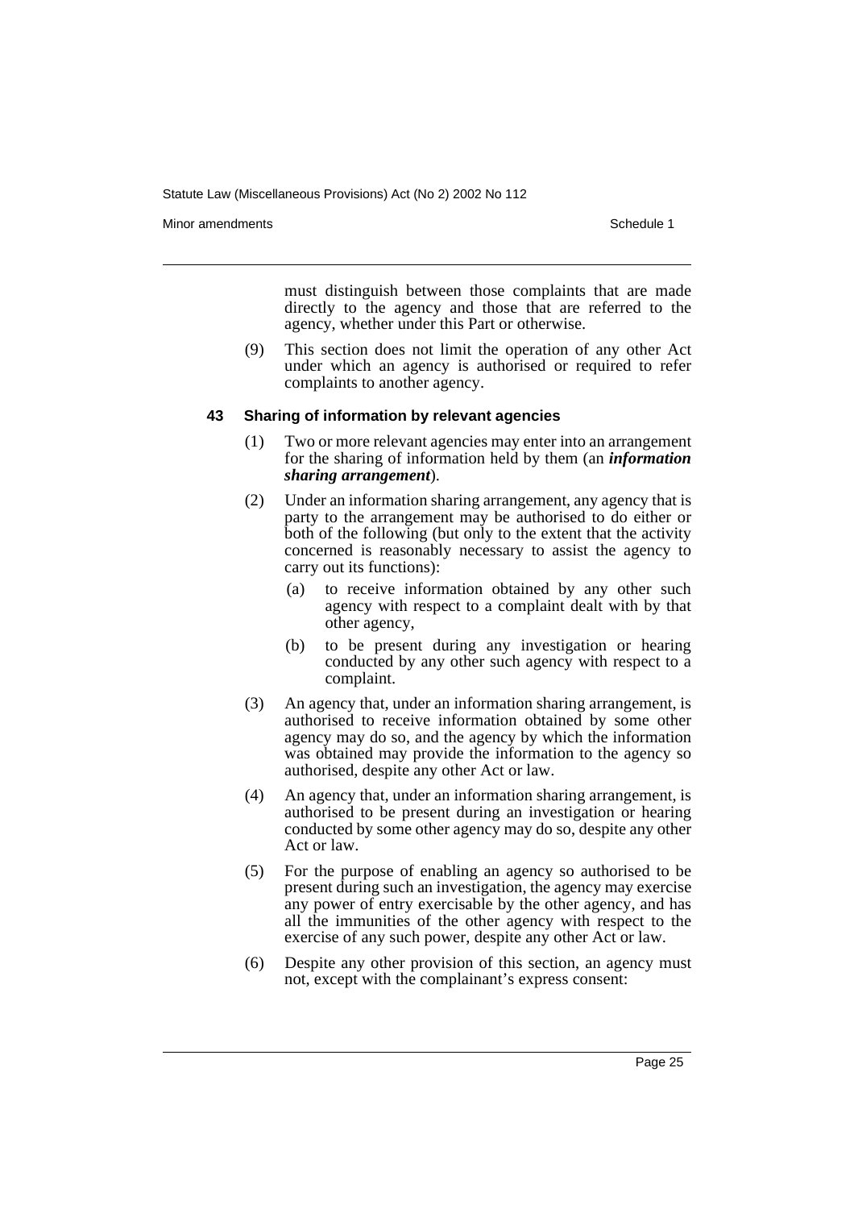must distinguish between those complaints that are made directly to the agency and those that are referred to the agency, whether under this Part or otherwise.

(9) This section does not limit the operation of any other Act under which an agency is authorised or required to refer complaints to another agency.

### 43 Sharing of information by relevant agencies

(1) Two or more relevant agencies may enter into an arrangement for the sharing of information held by them (an ***information sharing arrangement***).

(2) Under an information sharing arrangement, any agency that is party to the arrangement may be authorised to do either or both of the following (but only to the extent that the activity concerned is reasonably necessary to assist the agency to carry out its functions):

- (a) to receive information obtained by any other such agency with respect to a complaint dealt with by that other agency,
- (b) to be present during any investigation or hearing conducted by any other such agency with respect to a complaint.

(3) An agency that, under an information sharing arrangement, is authorised to receive information obtained by some other agency may do so, and the agency by which the information was obtained may provide the information to the agency so authorised, despite any other Act or law.

(4) An agency that, under an information sharing arrangement, is authorised to be present during an investigation or hearing conducted by some other agency may do so, despite any other Act or law.

(5) For the purpose of enabling an agency so authorised to be present during such an investigation, the agency may exercise any power of entry exercisable by the other agency, and has all the immunities of the other agency with respect to the exercise of any such power, despite any other Act or law.

(6) Despite any other provision of this section, an agency must not, except with the complainant's express consent: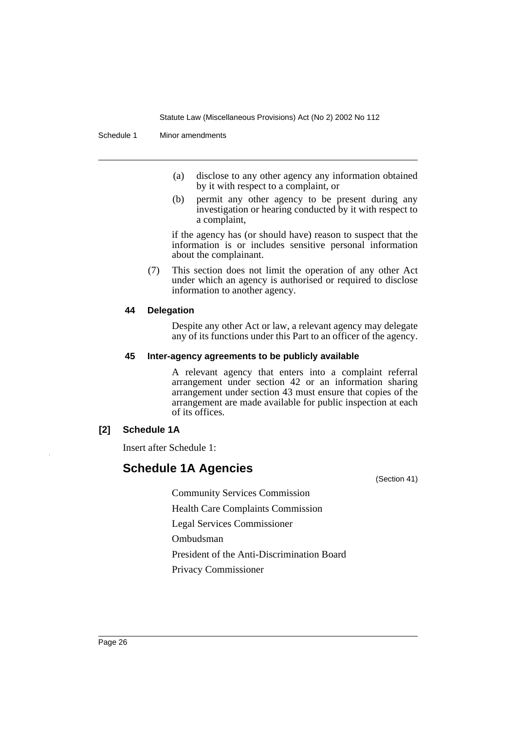(a) disclose to any other agency any information obtained by it with respect to a complaint, or

(b) permit any other agency to be present during any investigation or hearing conducted by it with respect to a complaint,

if the agency has (or should have) reason to suspect that the information is or includes sensitive personal information about the complainant.

(7) This section does not limit the operation of any other Act under which an agency is authorised or required to disclose information to another agency.

#### 44 Delegation

Despite any other Act or law, a relevant agency may delegate any of its functions under this Part to an officer of the agency.

#### 45 Inter-agency agreements to be publicly available

A relevant agency that enters into a complaint referral arrangement under section 42 or an information sharing arrangement under section 43 must ensure that copies of the arrangement are made available for public inspection at each of its offices.

### [2] Schedule 1A

Insert after Schedule 1:

## Schedule 1A Agencies

(Section 41)

Community Services Commission

Health Care Complaints Commission

Legal Services Commissioner

Ombudsman

President of the Anti-Discrimination Board

Privacy Commissioner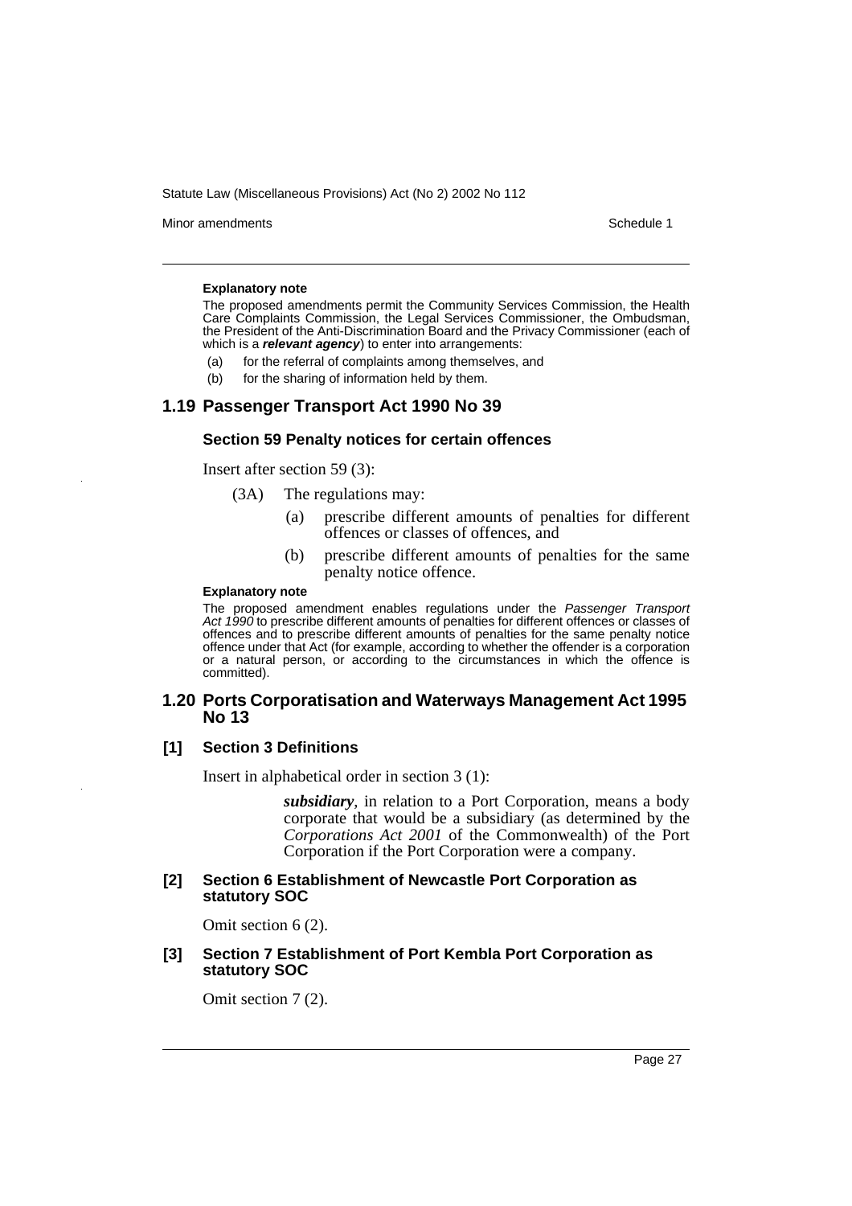**Explanatory note**

The proposed amendments permit the Community Services Commission, the Health Care Complaints Commission, the Legal Services Commissioner, the Ombudsman, the President of the Anti-Discrimination Board and the Privacy Commissioner (each of which is a ***relevant agency***) to enter into arrangements:

(a) for the referral of complaints among themselves, and

(b) for the sharing of information held by them.

## 1.19 Passenger Transport Act 1990 No 39

### Section 59 Penalty notices for certain offences

Insert after section 59 (3):

(3A) The regulations may:

(a) prescribe different amounts of penalties for different offences or classes of offences, and

(b) prescribe different amounts of penalties for the same penalty notice offence.

**Explanatory note**

The proposed amendment enables regulations under the *Passenger Transport Act 1990* to prescribe different amounts of penalties for different offences or classes of offences and to prescribe different amounts of penalties for the same penalty notice offence under that Act (for example, according to whether the offender is a corporation or a natural person, or according to the circumstances in which the offence is committed).

## 1.20 Ports Corporatisation and Waterways Management Act 1995 No 13

### [1] Section 3 Definitions

Insert in alphabetical order in section 3 (1):

***subsidiary***, in relation to a Port Corporation, means a body corporate that would be a subsidiary (as determined by the *Corporations Act 2001* of the Commonwealth) of the Port Corporation if the Port Corporation were a company.

### [2] Section 6 Establishment of Newcastle Port Corporation as statutory SOC

Omit section 6 (2).

### [3] Section 7 Establishment of Port Kembla Port Corporation as statutory SOC

Omit section 7 (2).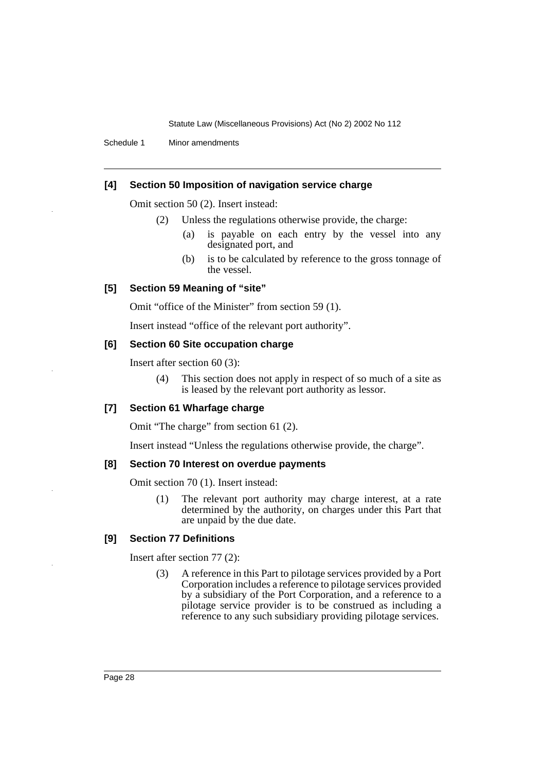#### [4] Section 50 Imposition of navigation service charge

Omit section 50 (2). Insert instead:

> (2) Unless the regulations otherwise provide, the charge:
>
> (a) is payable on each entry by the vessel into any designated port, and
>
> (b) is to be calculated by reference to the gross tonnage of the vessel.

#### [5] Section 59 Meaning of "site"

Omit "office of the Minister" from section 59 (1).

Insert instead "office of the relevant port authority".

#### [6] Section 60 Site occupation charge

Insert after section 60 (3):

> (4) This section does not apply in respect of so much of a site as is leased by the relevant port authority as lessor.

#### [7] Section 61 Wharfage charge

Omit "The charge" from section 61 (2).

Insert instead "Unless the regulations otherwise provide, the charge".

#### [8] Section 70 Interest on overdue payments

Omit section 70 (1). Insert instead:

> (1) The relevant port authority may charge interest, at a rate determined by the authority, on charges under this Part that are unpaid by the due date.

#### [9] Section 77 Definitions

Insert after section 77 (2):

> (3) A reference in this Part to pilotage services provided by a Port Corporation includes a reference to pilotage services provided by a subsidiary of the Port Corporation, and a reference to a pilotage service provider is to be construed as including a reference to any such subsidiary providing pilotage services.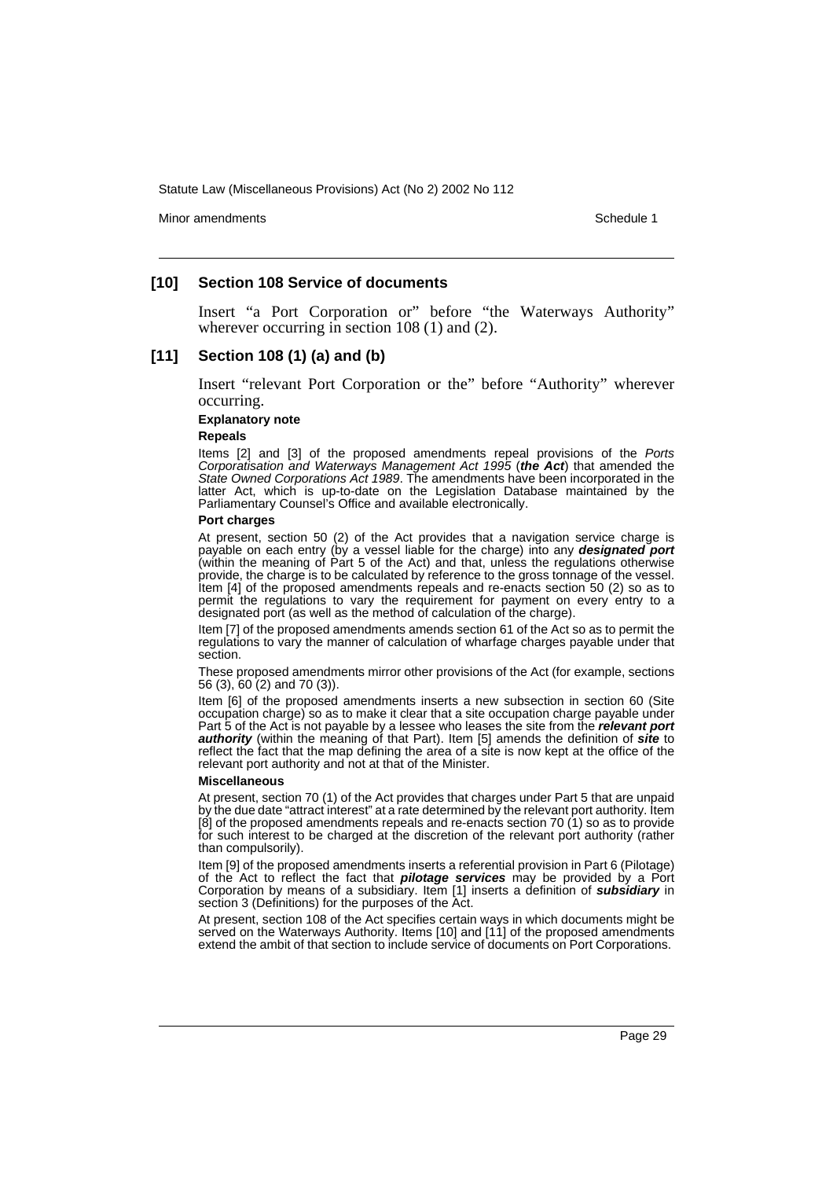### [10] Section 108 Service of documents

Insert “a Port Corporation or” before “the Waterways Authority” wherever occurring in section 108 (1) and (2).

### [11] Section 108 (1) (a) and (b)

Insert “relevant Port Corporation or the” before “Authority” wherever occurring.

**Explanatory note**

**Repeals**

Items [2] and [3] of the proposed amendments repeal provisions of the *Ports Corporatisation and Waterways Management Act 1995* (***the Act***) that amended the *State Owned Corporations Act 1989*. The amendments have been incorporated in the latter Act, which is up-to-date on the Legislation Database maintained by the Parliamentary Counsel’s Office and available electronically.

**Port charges**

At present, section 50 (2) of the Act provides that a navigation service charge is payable on each entry (by a vessel liable for the charge) into any ***designated port*** (within the meaning of Part 5 of the Act) and that, unless the regulations otherwise provide, the charge is to be calculated by reference to the gross tonnage of the vessel. Item [4] of the proposed amendments repeals and re-enacts section 50 (2) so as to permit the regulations to vary the requirement for payment on every entry to a designated port (as well as the method of calculation of the charge).

Item [7] of the proposed amendments amends section 61 of the Act so as to permit the regulations to vary the manner of calculation of wharfage charges payable under that section.

These proposed amendments mirror other provisions of the Act (for example, sections 56 (3), 60 (2) and 70 (3)).

Item [6] of the proposed amendments inserts a new subsection in section 60 (Site occupation charge) so as to make it clear that a site occupation charge payable under Part 5 of the Act is not payable by a lessee who leases the site from the ***relevant port authority*** (within the meaning of that Part). Item [5] amends the definition of ***site*** to reflect the fact that the map defining the area of a site is now kept at the office of the relevant port authority and not at that of the Minister.

**Miscellaneous**

At present, section 70 (1) of the Act provides that charges under Part 5 that are unpaid by the due date “attract interest” at a rate determined by the relevant port authority. Item [8] of the proposed amendments repeals and re-enacts section 70 (1) so as to provide for such interest to be charged at the discretion of the relevant port authority (rather than compulsorily).

Item [9] of the proposed amendments inserts a referential provision in Part 6 (Pilotage) of the Act to reflect the fact that ***pilotage services*** may be provided by a Port Corporation by means of a subsidiary. Item [1] inserts a definition of ***subsidiary*** in section 3 (Definitions) for the purposes of the Act.

At present, section 108 of the Act specifies certain ways in which documents might be served on the Waterways Authority. Items [10] and [11] of the proposed amendments extend the ambit of that section to include service of documents on Port Corporations.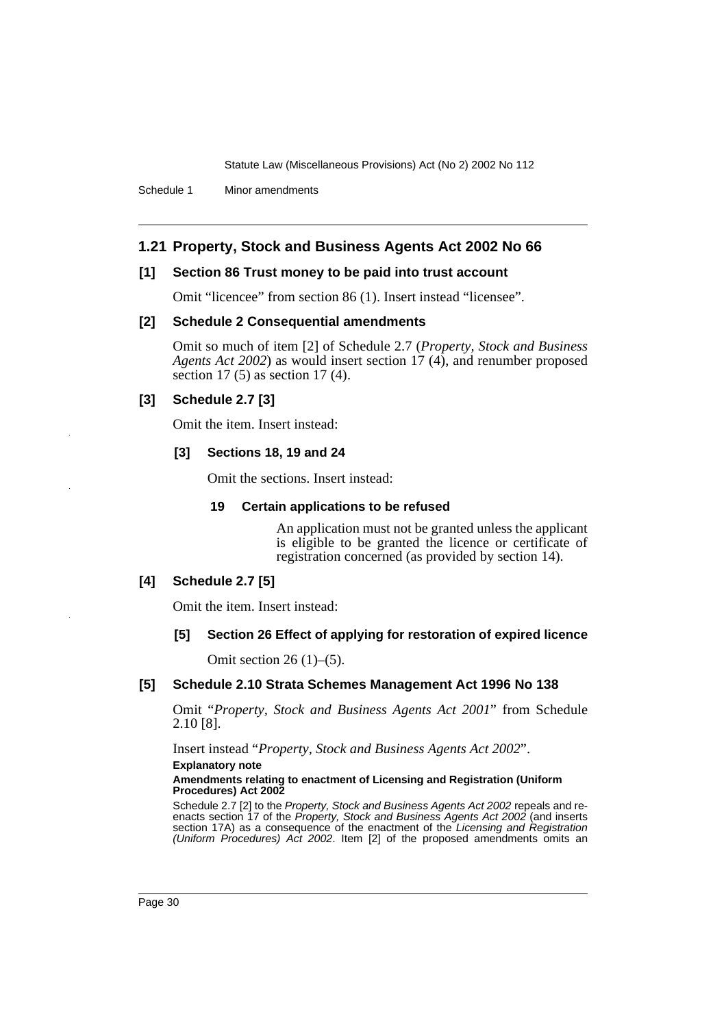## 1.21 Property, Stock and Business Agents Act 2002 No 66

### [1] Section 86 Trust money to be paid into trust account

Omit "licencee" from section 86 (1). Insert instead "licensee".

### [2] Schedule 2 Consequential amendments

Omit so much of item [2] of Schedule 2.7 (*Property, Stock and Business Agents Act 2002*) as would insert section 17 (4), and renumber proposed section 17 (5) as section 17 (4).

### [3] Schedule 2.7 [3]

Omit the item. Insert instead:

**[3] Sections 18, 19 and 24**

Omit the sections. Insert instead:

**19 Certain applications to be refused**

An application must not be granted unless the applicant is eligible to be granted the licence or certificate of registration concerned (as provided by section 14).

### [4] Schedule 2.7 [5]

Omit the item. Insert instead:

**[5] Section 26 Effect of applying for restoration of expired licence**

Omit section 26 (1)–(5).

### [5] Schedule 2.10 Strata Schemes Management Act 1996 No 138

Omit "*Property, Stock and Business Agents Act 2001*" from Schedule 2.10 [8].

Insert instead "*Property, Stock and Business Agents Act 2002*".

**Explanatory note**

**Amendments relating to enactment of Licensing and Registration (Uniform Procedures) Act 2002**

Schedule 2.7 [2] to the *Property, Stock and Business Agents Act 2002* repeals and re-enacts section 17 of the *Property, Stock and Business Agents Act 2002* (and inserts section 17A) as a consequence of the enactment of the *Licensing and Registration (Uniform Procedures) Act 2002*. Item [2] of the proposed amendments omits an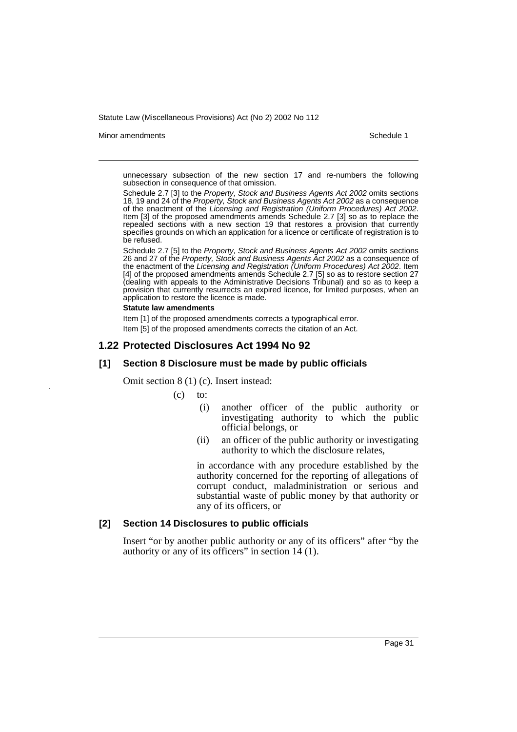unnecessary subsection of the new section 17 and re-numbers the following subsection in consequence of that omission.

Schedule 2.7 [3] to the *Property, Stock and Business Agents Act 2002* omits sections 18, 19 and 24 of the *Property, Stock and Business Agents Act 2002* as a consequence of the enactment of the *Licensing and Registration (Uniform Procedures) Act 2002*. Item [3] of the proposed amendments amends Schedule 2.7 [3] so as to replace the repealed sections with a new section 19 that restores a provision that currently specifies grounds on which an application for a licence or certificate of registration is to be refused.

Schedule 2.7 [5] to the *Property, Stock and Business Agents Act 2002* omits sections 26 and 27 of the *Property, Stock and Business Agents Act 2002* as a consequence of the enactment of the *Licensing and Registration (Uniform Procedures) Act 2002*. Item [4] of the proposed amendments amends Schedule 2.7 [5] so as to restore section 27 (dealing with appeals to the Administrative Decisions Tribunal) and so as to keep a provision that currently resurrects an expired licence, for limited purposes, when an application to restore the licence is made.

**Statute law amendments**

Item [1] of the proposed amendments corrects a typographical error.

Item [5] of the proposed amendments corrects the citation of an Act.

## 1.22 Protected Disclosures Act 1994 No 92

### [1] Section 8 Disclosure must be made by public officials

Omit section 8 (1) (c). Insert instead:

(c) to:

(i) another officer of the public authority or investigating authority to which the public official belongs, or

(ii) an officer of the public authority or investigating authority to which the disclosure relates,

in accordance with any procedure established by the authority concerned for the reporting of allegations of corrupt conduct, maladministration or serious and substantial waste of public money by that authority or any of its officers, or

### [2] Section 14 Disclosures to public officials

Insert "or by another public authority or any of its officers" after "by the authority or any of its officers" in section 14 (1).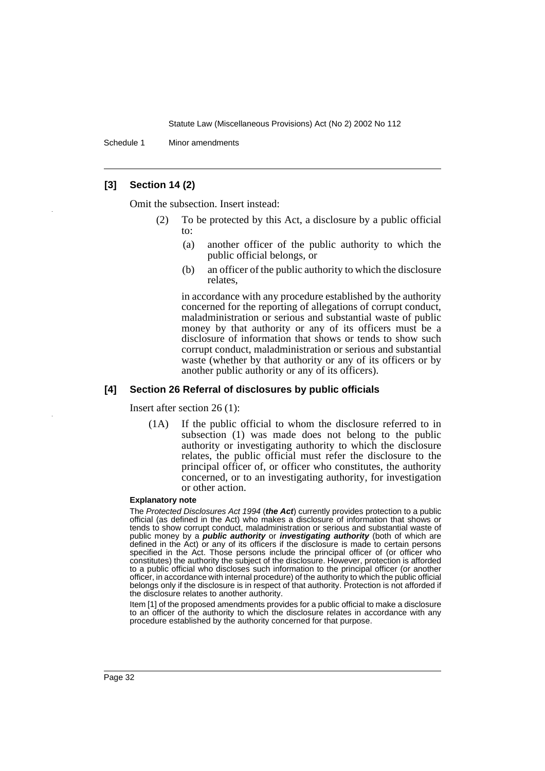### [3] Section 14 (2)

Omit the subsection. Insert instead:

> (2) To be protected by this Act, a disclosure by a public official to:
>
> (a) another officer of the public authority to which the public official belongs, or
>
> (b) an officer of the public authority to which the disclosure relates,
>
> in accordance with any procedure established by the authority concerned for the reporting of allegations of corrupt conduct, maladministration or serious and substantial waste of public money by that authority or any of its officers must be a disclosure of information that shows or tends to show such corrupt conduct, maladministration or serious and substantial waste (whether by that authority or any of its officers or by another public authority or any of its officers).

### [4] Section 26 Referral of disclosures by public officials

Insert after section 26 (1):

> (1A) If the public official to whom the disclosure referred to in subsection (1) was made does not belong to the public authority or investigating authority to which the disclosure relates, the public official must refer the disclosure to the principal officer of, or officer who constitutes, the authority concerned, or to an investigating authority, for investigation or other action.

**Explanatory note**

The *Protected Disclosures Act 1994* (***the Act***) currently provides protection to a public official (as defined in the Act) who makes a disclosure of information that shows or tends to show corrupt conduct, maladministration or serious and substantial waste of public money by a ***public authority*** or ***investigating authority*** (both of which are defined in the Act) or any of its officers if the disclosure is made to certain persons specified in the Act. Those persons include the principal officer of (or officer who constitutes) the authority the subject of the disclosure. However, protection is afforded to a public official who discloses such information to the principal officer (or another officer, in accordance with internal procedure) of the authority to which the public official belongs only if the disclosure is in respect of that authority. Protection is not afforded if the disclosure relates to another authority.

Item [1] of the proposed amendments provides for a public official to make a disclosure to an officer of the authority to which the disclosure relates in accordance with any procedure established by the authority concerned for that purpose.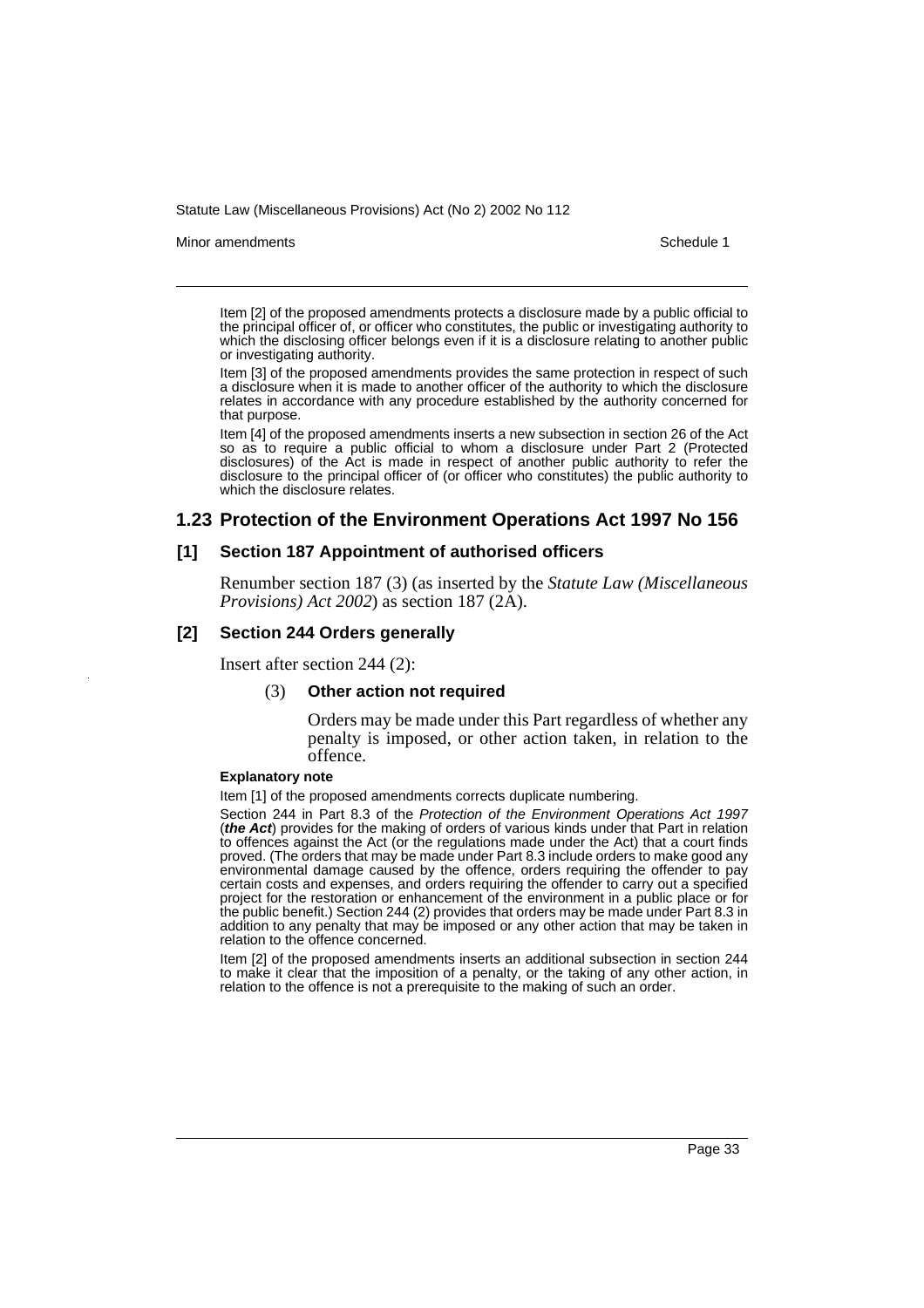Item [2] of the proposed amendments protects a disclosure made by a public official to the principal officer of, or officer who constitutes, the public or investigating authority to which the disclosing officer belongs even if it is a disclosure relating to another public or investigating authority.

Item [3] of the proposed amendments provides the same protection in respect of such a disclosure when it is made to another officer of the authority to which the disclosure relates in accordance with any procedure established by the authority concerned for that purpose.

Item [4] of the proposed amendments inserts a new subsection in section 26 of the Act so as to require a public official to whom a disclosure under Part 2 (Protected disclosures) of the Act is made in respect of another public authority to refer the disclosure to the principal officer of (or officer who constitutes) the public authority to which the disclosure relates.

## 1.23 Protection of the Environment Operations Act 1997 No 156

### [1] Section 187 Appointment of authorised officers

Renumber section 187 (3) (as inserted by the *Statute Law (Miscellaneous Provisions) Act 2002*) as section 187 (2A).

### [2] Section 244 Orders generally

Insert after section 244 (2):

(3) **Other action not required**

Orders may be made under this Part regardless of whether any penalty is imposed, or other action taken, in relation to the offence.

**Explanatory note**

Item [1] of the proposed amendments corrects duplicate numbering.

Section 244 in Part 8.3 of the *Protection of the Environment Operations Act 1997* (***the Act***) provides for the making of orders of various kinds under that Part in relation to offences against the Act (or the regulations made under the Act) that a court finds proved. (The orders that may be made under Part 8.3 include orders to make good any environmental damage caused by the offence, orders requiring the offender to pay certain costs and expenses, and orders requiring the offender to carry out a specified project for the restoration or enhancement of the environment in a public place or for the public benefit.) Section 244 (2) provides that orders may be made under Part 8.3 in addition to any penalty that may be imposed or any other action that may be taken in relation to the offence concerned.

Item [2] of the proposed amendments inserts an additional subsection in section 244 to make it clear that the imposition of a penalty, or the taking of any other action, in relation to the offence is not a prerequisite to the making of such an order.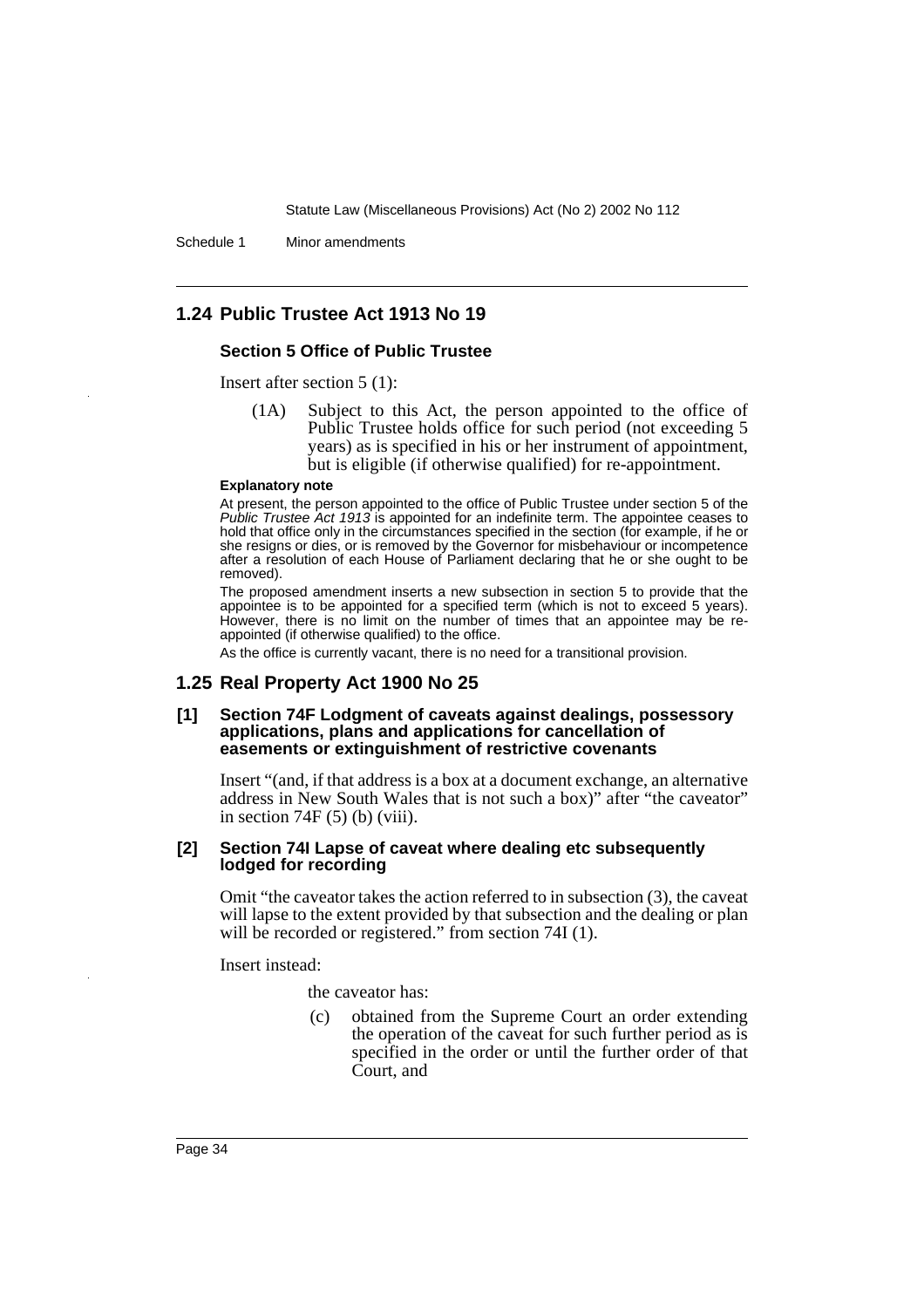## 1.24 Public Trustee Act 1913 No 19

### Section 5 Office of Public Trustee

Insert after section 5 (1):

> (1A) Subject to this Act, the person appointed to the office of Public Trustee holds office for such period (not exceeding 5 years) as is specified in his or her instrument of appointment, but is eligible (if otherwise qualified) for re-appointment.

**Explanatory note**

At present, the person appointed to the office of Public Trustee under section 5 of the *Public Trustee Act 1913* is appointed for an indefinite term. The appointee ceases to hold that office only in the circumstances specified in the section (for example, if he or she resigns or dies, or is removed by the Governor for misbehaviour or incompetence after a resolution of each House of Parliament declaring that he or she ought to be removed).

The proposed amendment inserts a new subsection in section 5 to provide that the appointee is to be appointed for a specified term (which is not to exceed 5 years). However, there is no limit on the number of times that an appointee may be re-appointed (if otherwise qualified) to the office.

As the office is currently vacant, there is no need for a transitional provision.

## 1.25 Real Property Act 1900 No 25

### [1] Section 74F Lodgment of caveats against dealings, possessory applications, plans and applications for cancellation of easements or extinguishment of restrictive covenants

Insert "(and, if that address is a box at a document exchange, an alternative address in New South Wales that is not such a box)" after "the caveator" in section 74F (5) (b) (viii).

### [2] Section 74I Lapse of caveat where dealing etc subsequently lodged for recording

Omit "the caveator takes the action referred to in subsection (3), the caveat will lapse to the extent provided by that subsection and the dealing or plan will be recorded or registered." from section 74I (1).

Insert instead:

> the caveator has:
>
> (c) obtained from the Supreme Court an order extending the operation of the caveat for such further period as is specified in the order or until the further order of that Court, and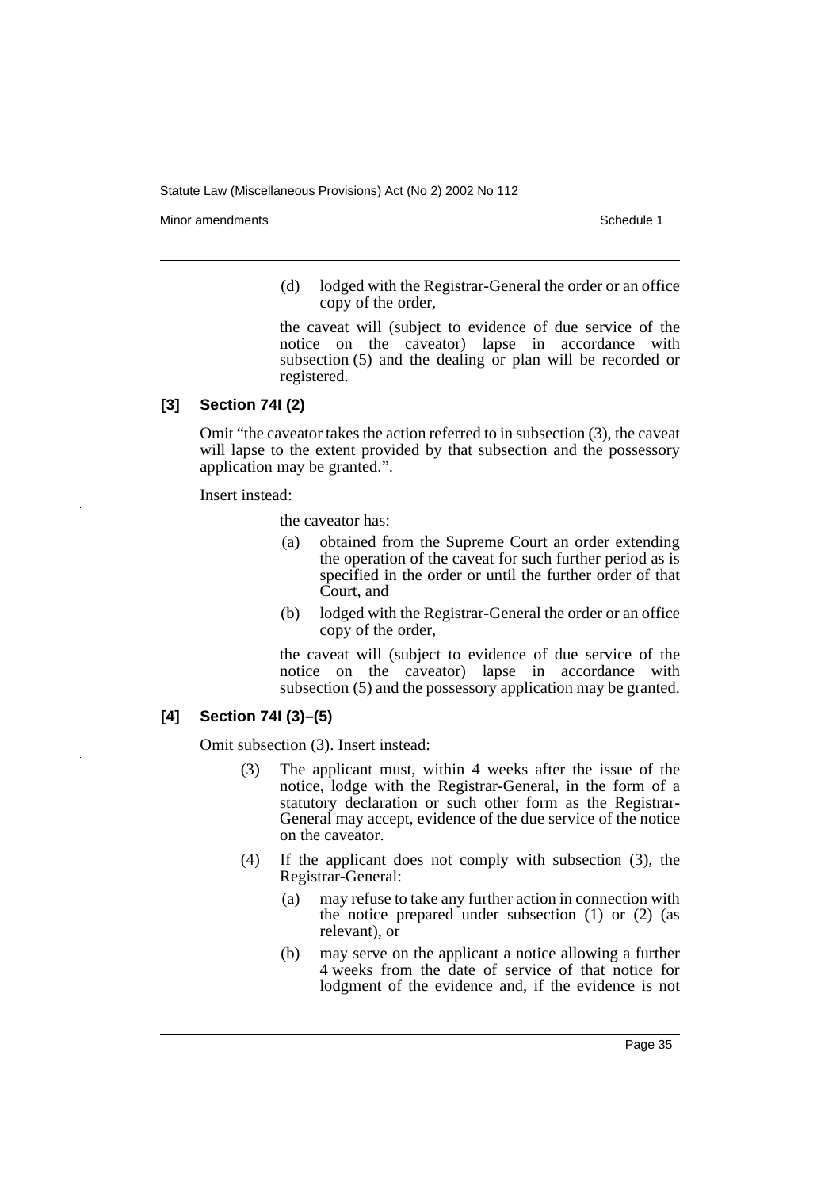(d) lodged with the Registrar-General the order or an office copy of the order,

the caveat will (subject to evidence of due service of the notice on the caveator) lapse in accordance with subsection (5) and the dealing or plan will be recorded or registered.

### [3] Section 74I (2)

Omit "the caveator takes the action referred to in subsection (3), the caveat will lapse to the extent provided by that subsection and the possessory application may be granted.".

Insert instead:

the caveator has:

(a) obtained from the Supreme Court an order extending the operation of the caveat for such further period as is specified in the order or until the further order of that Court, and

(b) lodged with the Registrar-General the order or an office copy of the order,

the caveat will (subject to evidence of due service of the notice on the caveator) lapse in accordance with subsection (5) and the possessory application may be granted.

### [4] Section 74I (3)–(5)

Omit subsection (3). Insert instead:

(3) The applicant must, within 4 weeks after the issue of the notice, lodge with the Registrar-General, in the form of a statutory declaration or such other form as the Registrar-General may accept, evidence of the due service of the notice on the caveator.

(4) If the applicant does not comply with subsection (3), the Registrar-General:

(a) may refuse to take any further action in connection with the notice prepared under subsection (1) or (2) (as relevant), or

(b) may serve on the applicant a notice allowing a further 4 weeks from the date of service of that notice for lodgment of the evidence and, if the evidence is not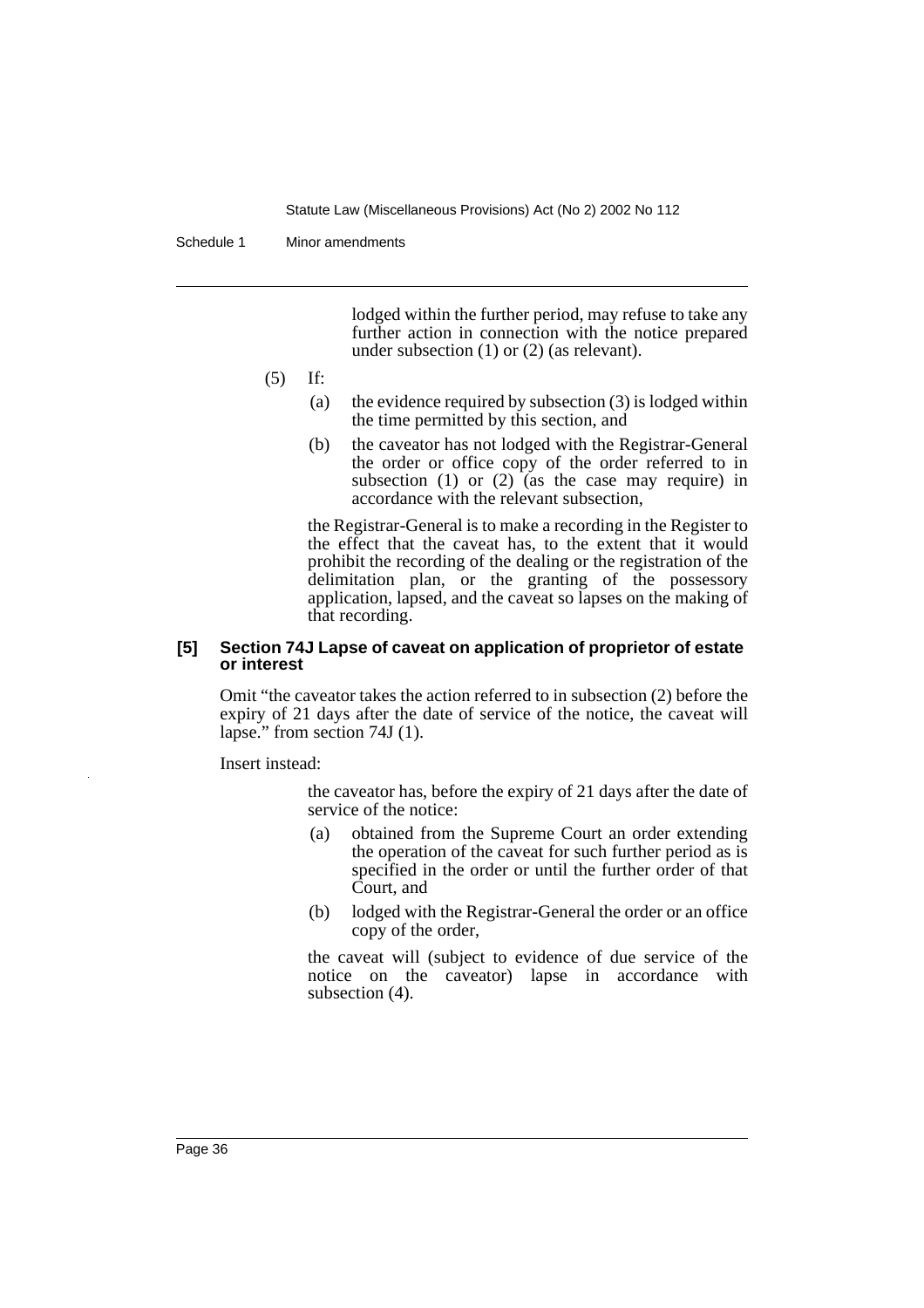lodged within the further period, may refuse to take any further action in connection with the notice prepared under subsection (1) or (2) (as relevant).

(5) If:

(a) the evidence required by subsection (3) is lodged within the time permitted by this section, and

(b) the caveator has not lodged with the Registrar-General the order or office copy of the order referred to in subsection (1) or (2) (as the case may require) in accordance with the relevant subsection,

the Registrar-General is to make a recording in the Register to the effect that the caveat has, to the extent that it would prohibit the recording of the dealing or the registration of the delimitation plan, or the granting of the possessory application, lapsed, and the caveat so lapses on the making of that recording.

#### [5] Section 74J Lapse of caveat on application of proprietor of estate or interest

Omit "the caveator takes the action referred to in subsection (2) before the expiry of 21 days after the date of service of the notice, the caveat will lapse." from section 74J (1).

Insert instead:

the caveator has, before the expiry of 21 days after the date of service of the notice:

(a) obtained from the Supreme Court an order extending the operation of the caveat for such further period as is specified in the order or until the further order of that Court, and

(b) lodged with the Registrar-General the order or an office copy of the order,

the caveat will (subject to evidence of due service of the notice on the caveator) lapse in accordance with subsection (4).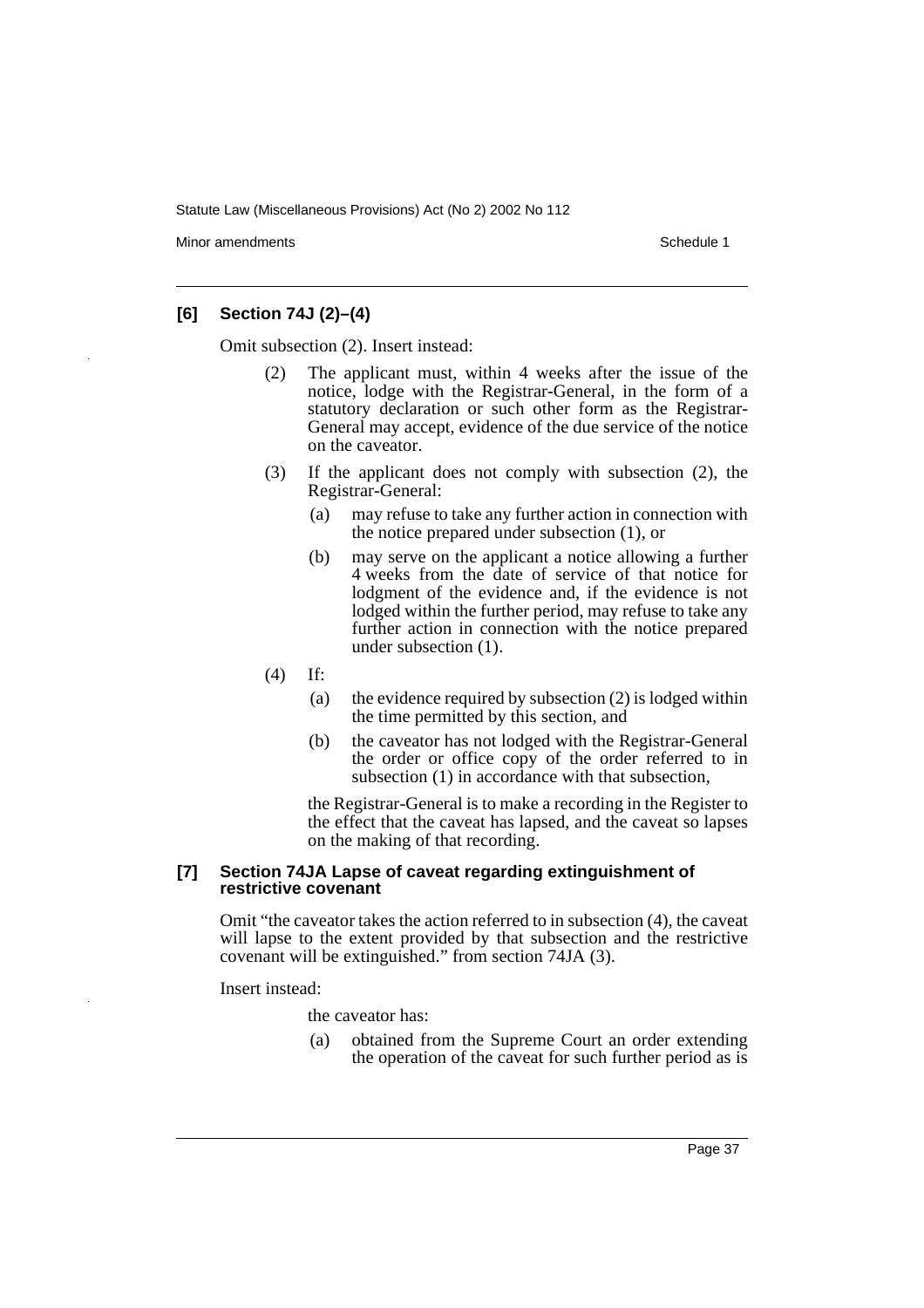### [6] Section 74J (2)–(4)

Omit subsection (2). Insert instead:

> (2) The applicant must, within 4 weeks after the issue of the notice, lodge with the Registrar-General, in the form of a statutory declaration or such other form as the Registrar-General may accept, evidence of the due service of the notice on the caveator.
>
> (3) If the applicant does not comply with subsection (2), the Registrar-General:
>
> > (a) may refuse to take any further action in connection with the notice prepared under subsection (1), or
> >
> > (b) may serve on the applicant a notice allowing a further 4 weeks from the date of service of that notice for lodgment of the evidence and, if the evidence is not lodged within the further period, may refuse to take any further action in connection with the notice prepared under subsection (1).
>
> (4) If:
>
> > (a) the evidence required by subsection (2) is lodged within the time permitted by this section, and
> >
> > (b) the caveator has not lodged with the Registrar-General the order or office copy of the order referred to in subsection (1) in accordance with that subsection,
>
> the Registrar-General is to make a recording in the Register to the effect that the caveat has lapsed, and the caveat so lapses on the making of that recording.

### [7] Section 74JA Lapse of caveat regarding extinguishment of restrictive covenant

Omit "the caveator takes the action referred to in subsection (4), the caveat will lapse to the extent provided by that subsection and the restrictive covenant will be extinguished." from section 74JA (3).

Insert instead:

> the caveator has:
>
> > (a) obtained from the Supreme Court an order extending the operation of the caveat for such further period as is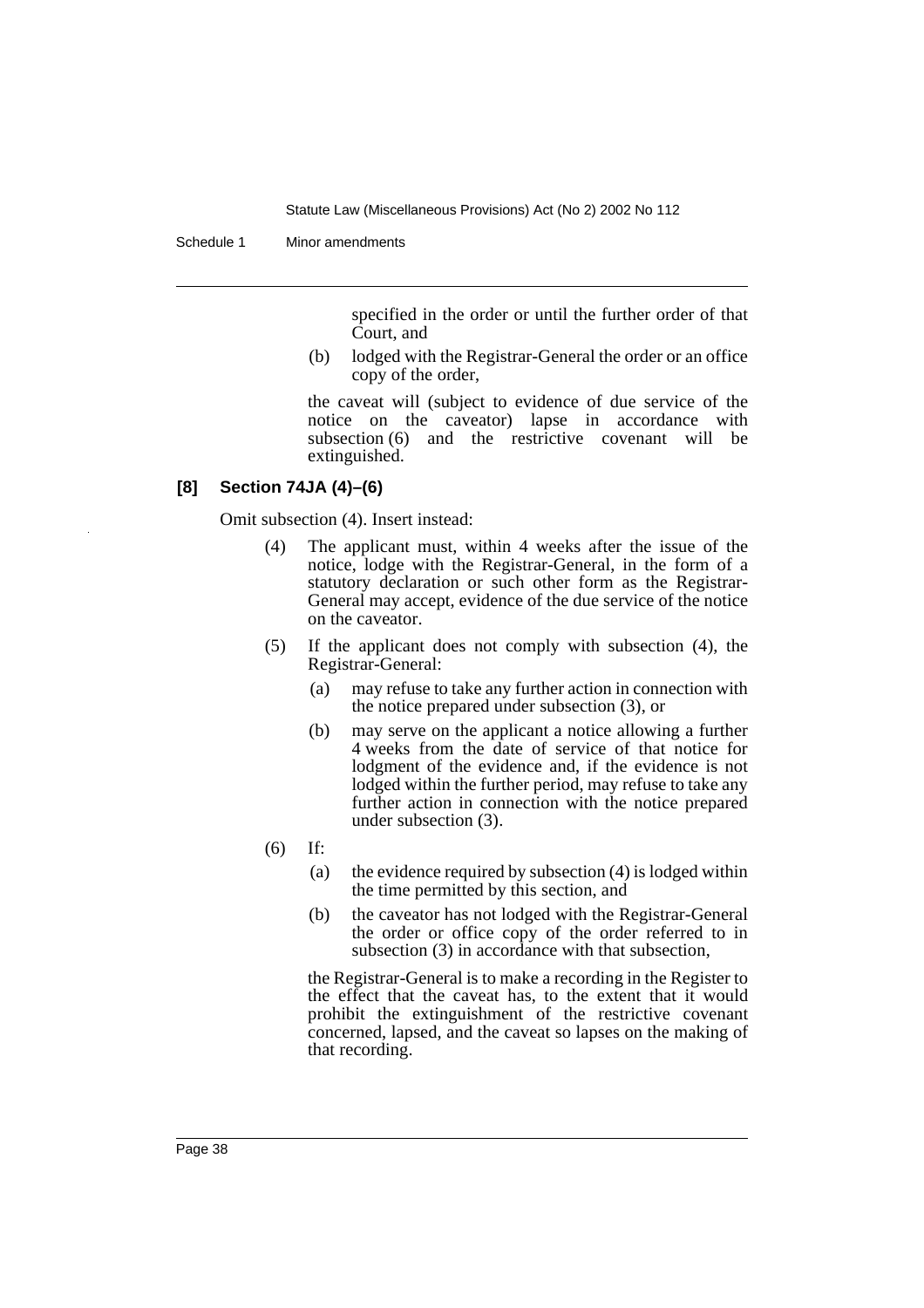specified in the order or until the further order of that Court, and

(b) lodged with the Registrar-General the order or an office copy of the order,

the caveat will (subject to evidence of due service of the notice on the caveator) lapse in accordance with subsection (6) and the restrictive covenant will be extinguished.

### [8] Section 74JA (4)–(6)

Omit subsection (4). Insert instead:

(4) The applicant must, within 4 weeks after the issue of the notice, lodge with the Registrar-General, in the form of a statutory declaration or such other form as the Registrar-General may accept, evidence of the due service of the notice on the caveator.

(5) If the applicant does not comply with subsection (4), the Registrar-General:

(a) may refuse to take any further action in connection with the notice prepared under subsection (3), or

(b) may serve on the applicant a notice allowing a further 4 weeks from the date of service of that notice for lodgment of the evidence and, if the evidence is not lodged within the further period, may refuse to take any further action in connection with the notice prepared under subsection (3).

(6) If:

(a) the evidence required by subsection (4) is lodged within the time permitted by this section, and

(b) the caveator has not lodged with the Registrar-General the order or office copy of the order referred to in subsection (3) in accordance with that subsection,

the Registrar-General is to make a recording in the Register to the effect that the caveat has, to the extent that it would prohibit the extinguishment of the restrictive covenant concerned, lapsed, and the caveat so lapses on the making of that recording.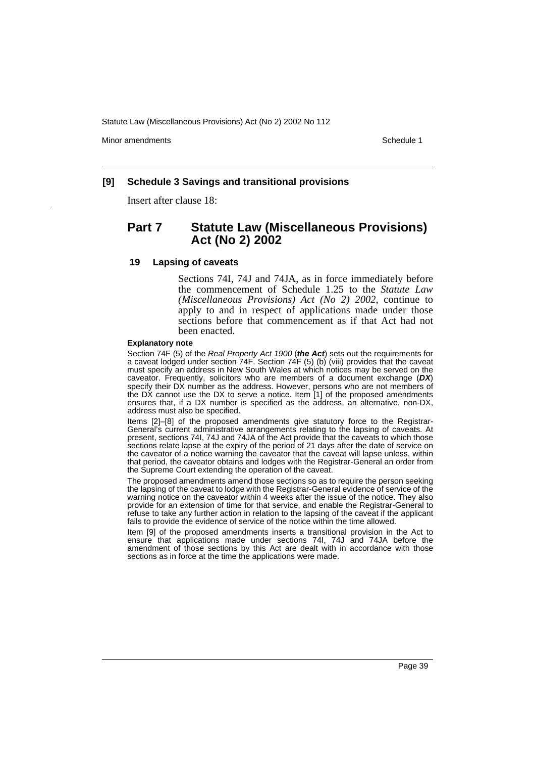### [9] Schedule 3 Savings and transitional provisions

Insert after clause 18:

## Part 7 Statute Law (Miscellaneous Provisions) Act (No 2) 2002

### 19 Lapsing of caveats

Sections 74I, 74J and 74JA, as in force immediately before the commencement of Schedule 1.25 to the *Statute Law (Miscellaneous Provisions) Act (No 2) 2002*, continue to apply to and in respect of applications made under those sections before that commencement as if that Act had not been enacted.

**Explanatory note**

Section 74F (5) of the *Real Property Act 1900* (***the Act***) sets out the requirements for a caveat lodged under section 74F. Section 74F (5) (b) (viii) provides that the caveat must specify an address in New South Wales at which notices may be served on the caveator. Frequently, solicitors who are members of a document exchange (***DX***) specify their DX number as the address. However, persons who are not members of the DX cannot use the DX to serve a notice. Item [1] of the proposed amendments ensures that, if a DX number is specified as the address, an alternative, non-DX, address must also be specified.

Items [2]–[8] of the proposed amendments give statutory force to the Registrar-General's current administrative arrangements relating to the lapsing of caveats. At present, sections 74I, 74J and 74JA of the Act provide that the caveats to which those sections relate lapse at the expiry of the period of 21 days after the date of service on the caveator of a notice warning the caveator that the caveat will lapse unless, within that period, the caveator obtains and lodges with the Registrar-General an order from the Supreme Court extending the operation of the caveat.

The proposed amendments amend those sections so as to require the person seeking the lapsing of the caveat to lodge with the Registrar-General evidence of service of the warning notice on the caveator within 4 weeks after the issue of the notice. They also provide for an extension of time for that service, and enable the Registrar-General to refuse to take any further action in relation to the lapsing of the caveat if the applicant fails to provide the evidence of service of the notice within the time allowed.

Item [9] of the proposed amendments inserts a transitional provision in the Act to ensure that applications made under sections 74I, 74J and 74JA before the amendment of those sections by this Act are dealt with in accordance with those sections as in force at the time the applications were made.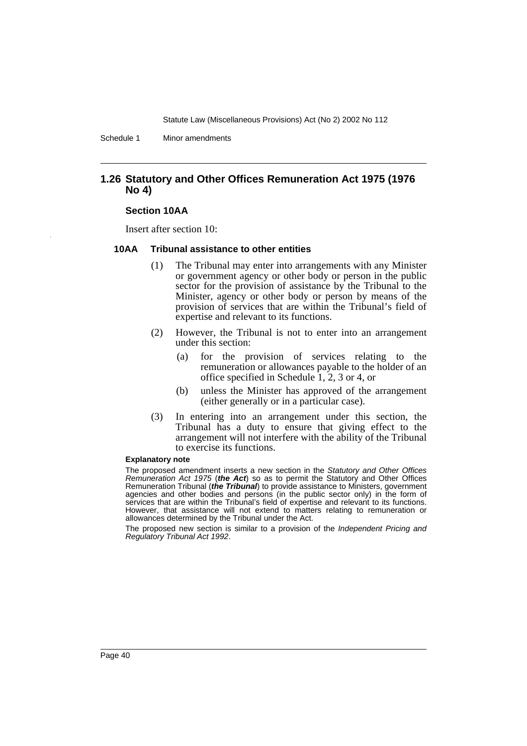## 1.26 Statutory and Other Offices Remuneration Act 1975 (1976 No 4)

### Section 10AA

Insert after section 10:

#### 10AA Tribunal assistance to other entities

(1) The Tribunal may enter into arrangements with any Minister or government agency or other body or person in the public sector for the provision of assistance by the Tribunal to the Minister, agency or other body or person by means of the provision of services that are within the Tribunal's field of expertise and relevant to its functions.

(2) However, the Tribunal is not to enter into an arrangement under this section:

(a) for the provision of services relating to the remuneration or allowances payable to the holder of an office specified in Schedule 1, 2, 3 or 4, or

(b) unless the Minister has approved of the arrangement (either generally or in a particular case).

(3) In entering into an arrangement under this section, the Tribunal has a duty to ensure that giving effect to the arrangement will not interfere with the ability of the Tribunal to exercise its functions.

**Explanatory note**

The proposed amendment inserts a new section in the *Statutory and Other Offices Remuneration Act 1975* (***the Act***) so as to permit the Statutory and Other Offices Remuneration Tribunal (***the Tribunal***) to provide assistance to Ministers, government agencies and other bodies and persons (in the public sector only) in the form of services that are within the Tribunal's field of expertise and relevant to its functions. However, that assistance will not extend to matters relating to remuneration or allowances determined by the Tribunal under the Act.

The proposed new section is similar to a provision of the *Independent Pricing and Regulatory Tribunal Act 1992*.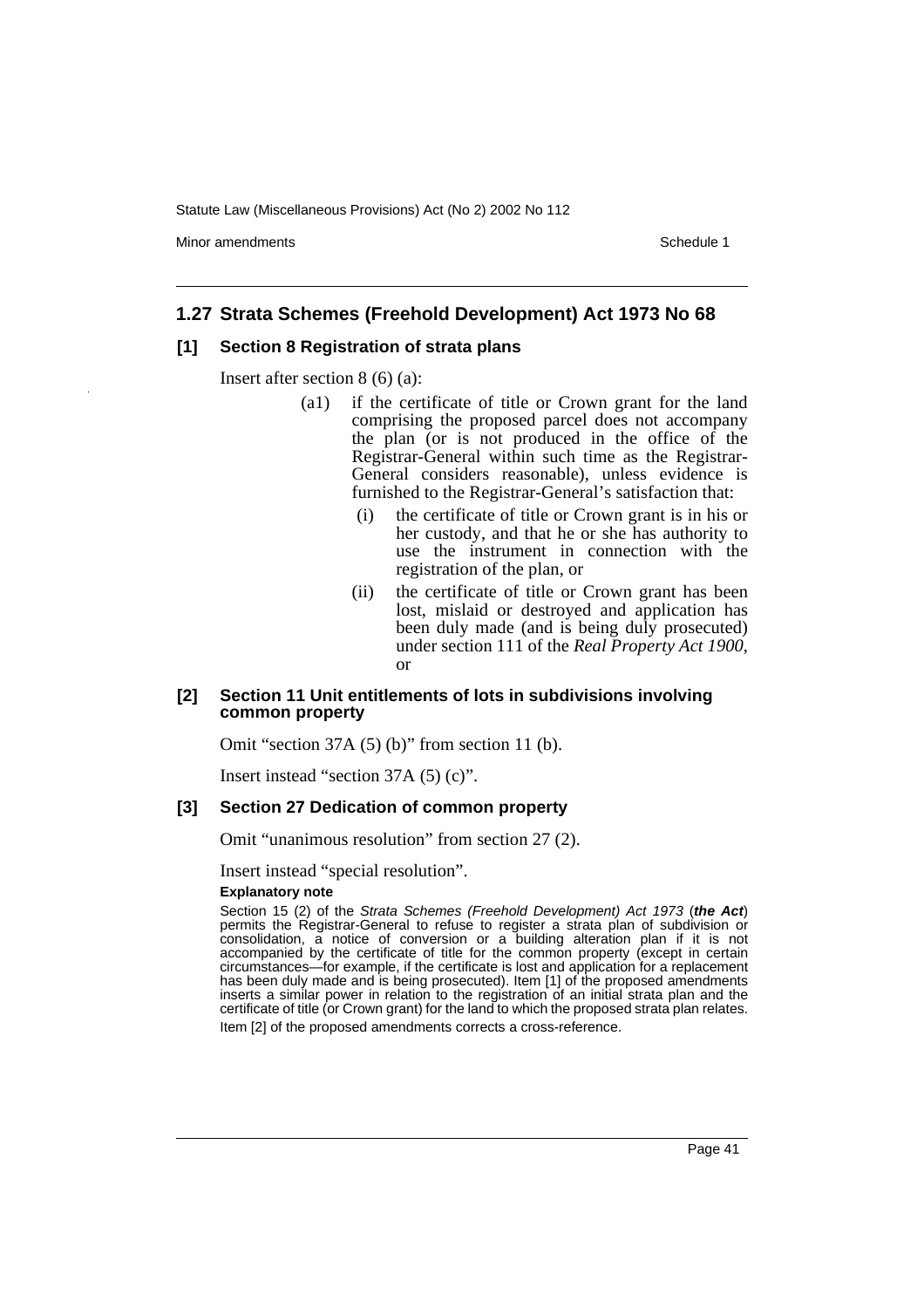## 1.27 Strata Schemes (Freehold Development) Act 1973 No 68

### [1] Section 8 Registration of strata plans

Insert after section 8 (6) (a):

> (a1) if the certificate of title or Crown grant for the land comprising the proposed parcel does not accompany the plan (or is not produced in the office of the Registrar-General within such time as the Registrar-General considers reasonable), unless evidence is furnished to the Registrar-General's satisfaction that:
>
> (i) the certificate of title or Crown grant is in his or her custody, and that he or she has authority to use the instrument in connection with the registration of the plan, or
>
> (ii) the certificate of title or Crown grant has been lost, mislaid or destroyed and application has been duly made (and is being duly prosecuted) under section 111 of the *Real Property Act 1900*, or

### [2] Section 11 Unit entitlements of lots in subdivisions involving common property

Omit "section 37A (5) (b)" from section 11 (b).

Insert instead "section 37A (5) (c)".

### [3] Section 27 Dedication of common property

Omit "unanimous resolution" from section 27 (2).

Insert instead "special resolution".

**Explanatory note**

Section 15 (2) of the *Strata Schemes (Freehold Development) Act 1973* (***the Act***) permits the Registrar-General to refuse to register a strata plan of subdivision or consolidation, a notice of conversion or a building alteration plan if it is not accompanied by the certificate of title for the common property (except in certain circumstances—for example, if the certificate is lost and application for a replacement has been duly made and is being prosecuted). Item [1] of the proposed amendments inserts a similar power in relation to the registration of an initial strata plan and the certificate of title (or Crown grant) for the land to which the proposed strata plan relates.

Item [2] of the proposed amendments corrects a cross-reference.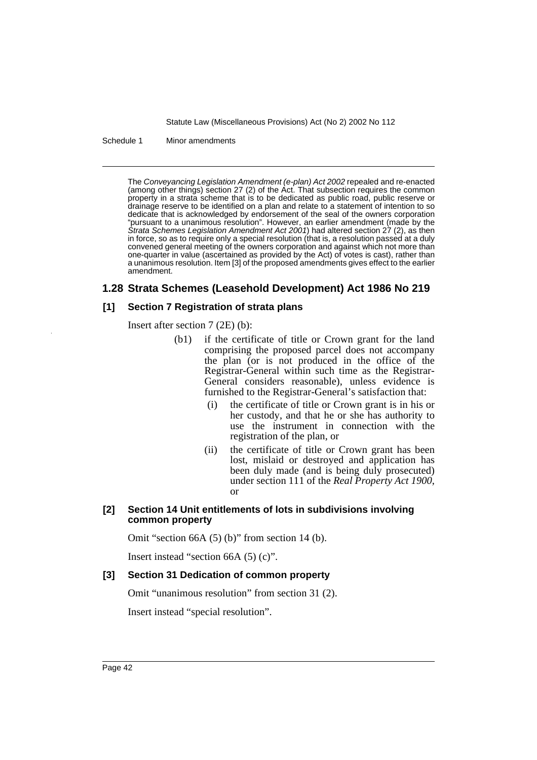The *Conveyancing Legislation Amendment (e-plan) Act 2002* repealed and re-enacted (among other things) section 27 (2) of the Act. That subsection requires the common property in a strata scheme that is to be dedicated as public road, public reserve or drainage reserve to be identified on a plan and relate to a statement of intention to so dedicate that is acknowledged by endorsement of the seal of the owners corporation "pursuant to a unanimous resolution". However, an earlier amendment (made by the *Strata Schemes Legislation Amendment Act 2001*) had altered section 27 (2), as then in force, so as to require only a special resolution (that is, a resolution passed at a duly convened general meeting of the owners corporation and against which not more than one-quarter in value (ascertained as provided by the Act) of votes is cast), rather than a unanimous resolution. Item [3] of the proposed amendments gives effect to the earlier amendment.

## 1.28 Strata Schemes (Leasehold Development) Act 1986 No 219

### [1] Section 7 Registration of strata plans

Insert after section 7 (2E) (b):

- (b1) if the certificate of title or Crown grant for the land comprising the proposed parcel does not accompany the plan (or is not produced in the office of the Registrar-General within such time as the Registrar-General considers reasonable), unless evidence is furnished to the Registrar-General's satisfaction that:
  - (i) the certificate of title or Crown grant is in his or her custody, and that he or she has authority to use the instrument in connection with the registration of the plan, or
  - (ii) the certificate of title or Crown grant has been lost, mislaid or destroyed and application has been duly made (and is being duly prosecuted) under section 111 of the *Real Property Act 1900*, or

### [2] Section 14 Unit entitlements of lots in subdivisions involving common property

Omit "section 66A (5) (b)" from section 14 (b).

Insert instead "section 66A (5) (c)".

### [3] Section 31 Dedication of common property

Omit "unanimous resolution" from section 31 (2).

Insert instead "special resolution".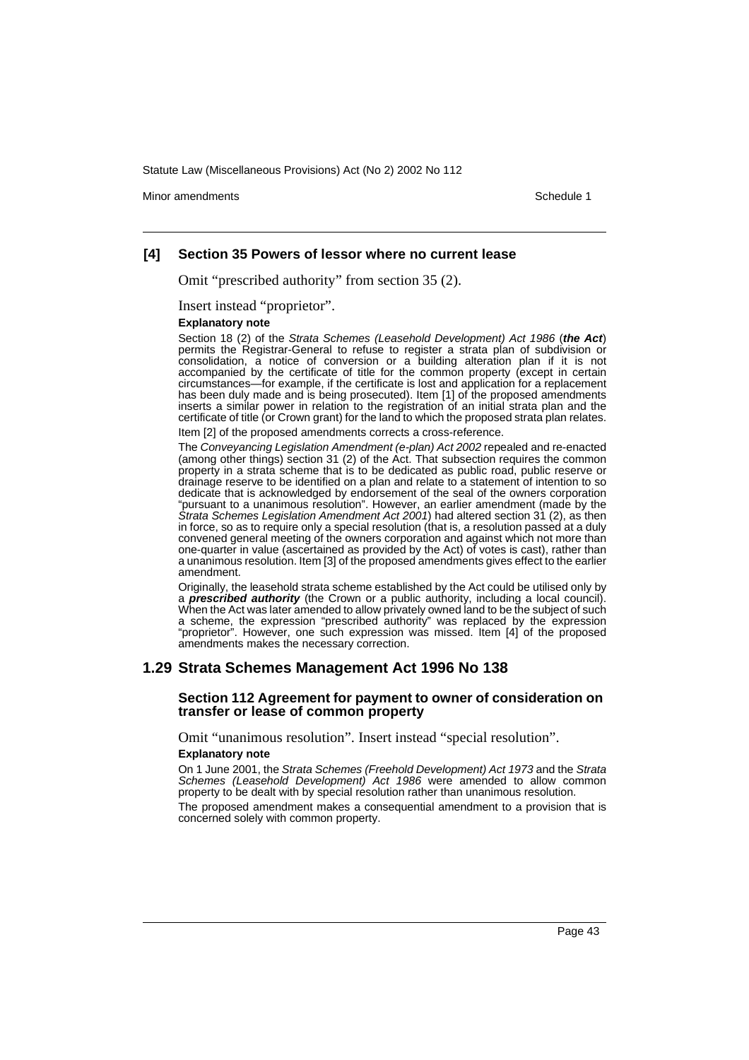### [4] Section 35 Powers of lessor where no current lease

Omit "prescribed authority" from section 35 (2).

Insert instead "proprietor".

**Explanatory note**

Section 18 (2) of the *Strata Schemes (Leasehold Development) Act 1986* (***the Act***) permits the Registrar-General to refuse to register a strata plan of subdivision or consolidation, a notice of conversion or a building alteration plan if it is not accompanied by the certificate of title for the common property (except in certain circumstances—for example, if the certificate is lost and application for a replacement has been duly made and is being prosecuted). Item [1] of the proposed amendments inserts a similar power in relation to the registration of an initial strata plan and the certificate of title (or Crown grant) for the land to which the proposed strata plan relates.

Item [2] of the proposed amendments corrects a cross-reference.

The *Conveyancing Legislation Amendment (e-plan) Act 2002* repealed and re-enacted (among other things) section 31 (2) of the Act. That subsection requires the common property in a strata scheme that is to be dedicated as public road, public reserve or drainage reserve to be identified on a plan and relate to a statement of intention to so dedicate that is acknowledged by endorsement of the seal of the owners corporation "pursuant to a unanimous resolution". However, an earlier amendment (made by the *Strata Schemes Legislation Amendment Act 2001*) had altered section 31 (2), as then in force, so as to require only a special resolution (that is, a resolution passed at a duly convened general meeting of the owners corporation and against which not more than one-quarter in value (ascertained as provided by the Act) of votes is cast), rather than a unanimous resolution. Item [3] of the proposed amendments gives effect to the earlier amendment.

Originally, the leasehold strata scheme established by the Act could be utilised only by a ***prescribed authority*** (the Crown or a public authority, including a local council). When the Act was later amended to allow privately owned land to be the subject of such a scheme, the expression "prescribed authority" was replaced by the expression "proprietor". However, one such expression was missed. Item [4] of the proposed amendments makes the necessary correction.

## 1.29 Strata Schemes Management Act 1996 No 138

### Section 112 Agreement for payment to owner of consideration on transfer or lease of common property

Omit "unanimous resolution". Insert instead "special resolution".

**Explanatory note**

On 1 June 2001, the *Strata Schemes (Freehold Development) Act 1973* and the *Strata Schemes (Leasehold Development) Act 1986* were amended to allow common property to be dealt with by special resolution rather than unanimous resolution.

The proposed amendment makes a consequential amendment to a provision that is concerned solely with common property.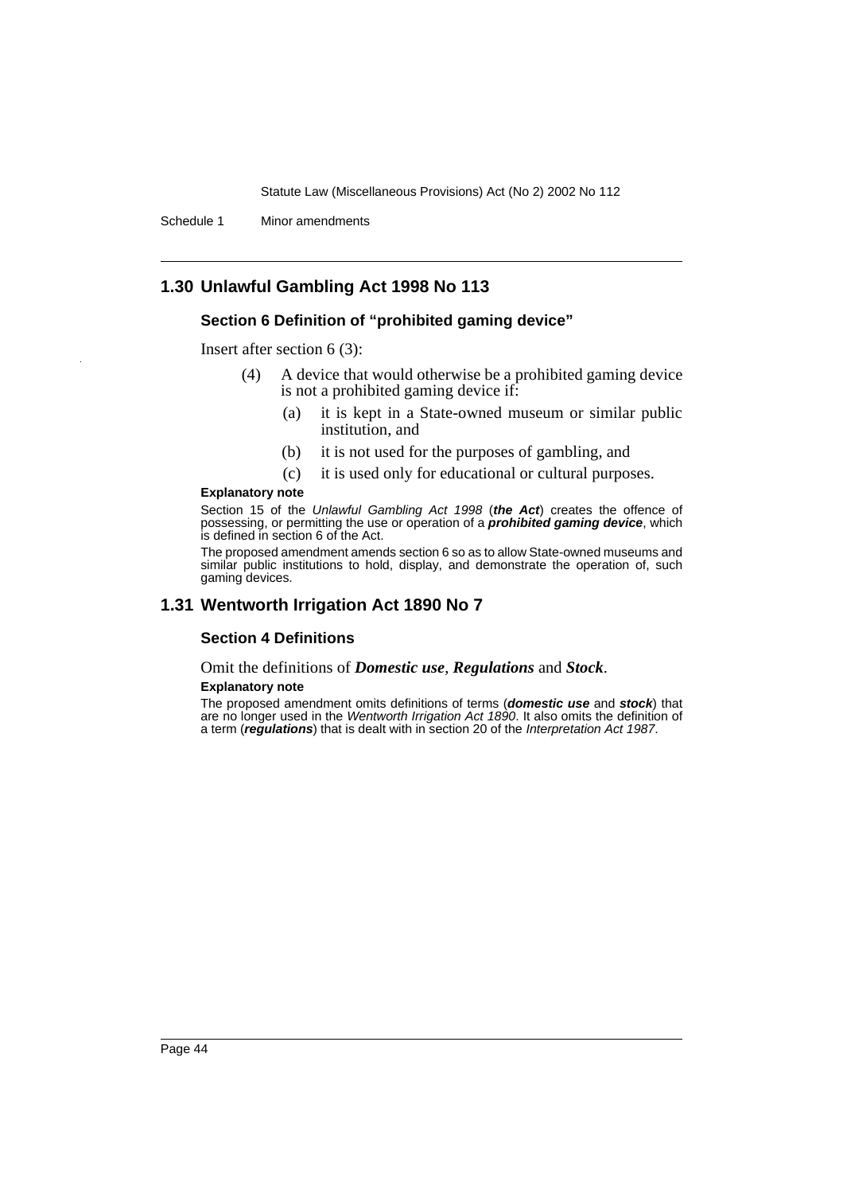## 1.30 Unlawful Gambling Act 1998 No 113

### Section 6 Definition of "prohibited gaming device"

Insert after section 6 (3):

(4) A device that would otherwise be a prohibited gaming device is not a prohibited gaming device if:

(a) it is kept in a State-owned museum or similar public institution, and

(b) it is not used for the purposes of gambling, and

(c) it is used only for educational or cultural purposes.

**Explanatory note**

Section 15 of the *Unlawful Gambling Act 1998* (***the Act***) creates the offence of possessing, or permitting the use or operation of a ***prohibited gaming device***, which is defined in section 6 of the Act.

The proposed amendment amends section 6 so as to allow State-owned museums and similar public institutions to hold, display, and demonstrate the operation of, such gaming devices.

## 1.31 Wentworth Irrigation Act 1890 No 7

### Section 4 Definitions

Omit the definitions of ***Domestic use***, ***Regulations*** and ***Stock***.

**Explanatory note**

The proposed amendment omits definitions of terms (***domestic use*** and ***stock***) that are no longer used in the *Wentworth Irrigation Act 1890*. It also omits the definition of a term (***regulations***) that is dealt with in section 20 of the *Interpretation Act 1987*.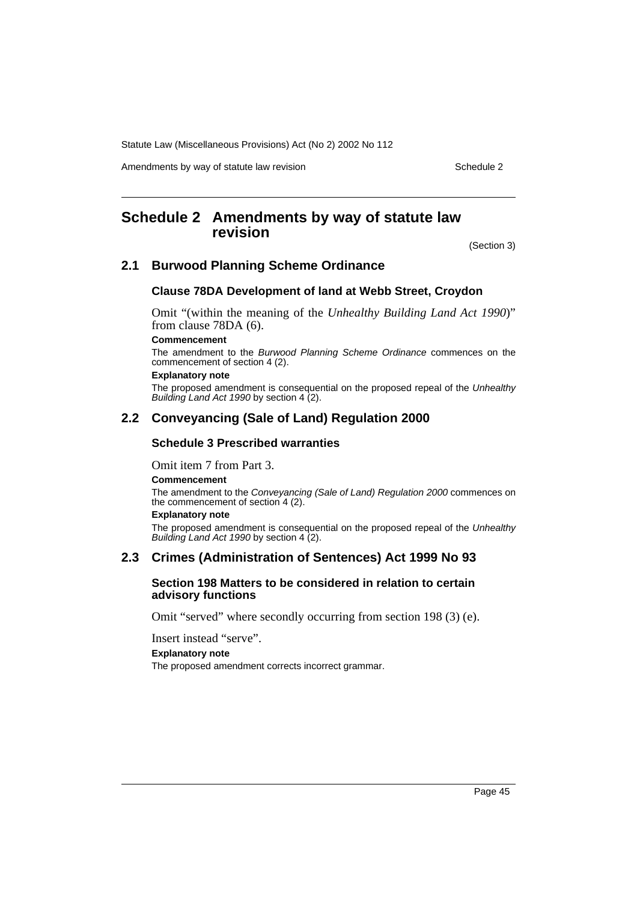# Schedule 2 Amendments by way of statute law revision

(Section 3)

## 2.1 Burwood Planning Scheme Ordinance

### Clause 78DA Development of land at Webb Street, Croydon

Omit "(within the meaning of the *Unhealthy Building Land Act 1990*)" from clause 78DA (6).

**Commencement**

The amendment to the *Burwood Planning Scheme Ordinance* commences on the commencement of section 4 (2).

**Explanatory note**

The proposed amendment is consequential on the proposed repeal of the *Unhealthy Building Land Act 1990* by section 4 (2).

## 2.2 Conveyancing (Sale of Land) Regulation 2000

### Schedule 3 Prescribed warranties

Omit item 7 from Part 3.

**Commencement**

The amendment to the *Conveyancing (Sale of Land) Regulation 2000* commences on the commencement of section 4 (2).

**Explanatory note**

The proposed amendment is consequential on the proposed repeal of the *Unhealthy Building Land Act 1990* by section 4 (2).

## 2.3 Crimes (Administration of Sentences) Act 1999 No 93

### Section 198 Matters to be considered in relation to certain advisory functions

Omit "served" where secondly occurring from section 198 (3) (e).

Insert instead "serve".

**Explanatory note**

The proposed amendment corrects incorrect grammar.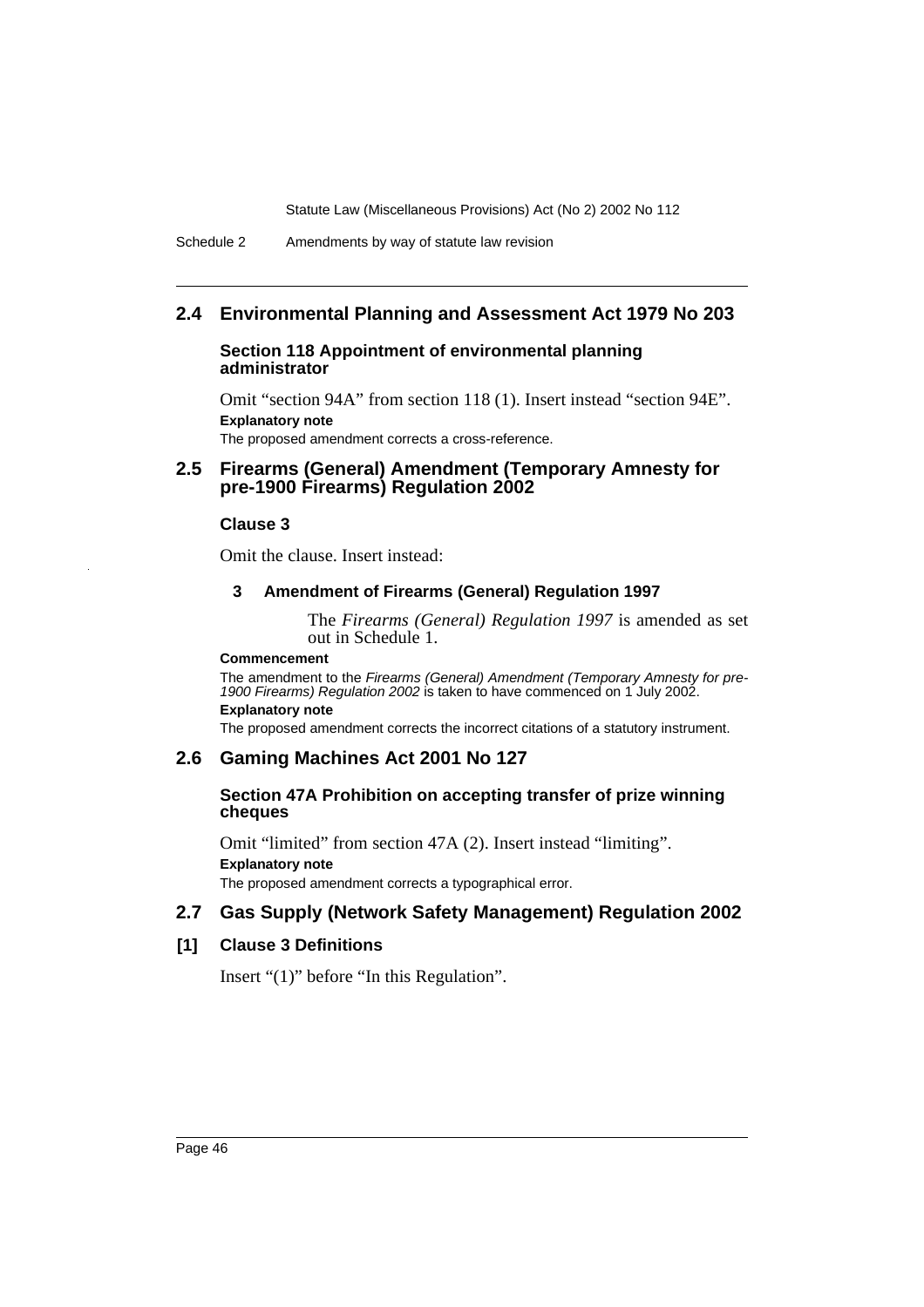## 2.4 Environmental Planning and Assessment Act 1979 No 203

### Section 118 Appointment of environmental planning administrator

Omit "section 94A" from section 118 (1). Insert instead "section 94E".

**Explanatory note**

The proposed amendment corrects a cross-reference.

## 2.5 Firearms (General) Amendment (Temporary Amnesty for pre-1900 Firearms) Regulation 2002

### Clause 3

Omit the clause. Insert instead:

#### 3 Amendment of Firearms (General) Regulation 1997

The *Firearms (General) Regulation 1997* is amended as set out in Schedule 1.

**Commencement**

The amendment to the *Firearms (General) Amendment (Temporary Amnesty for pre-1900 Firearms) Regulation 2002* is taken to have commenced on 1 July 2002.

**Explanatory note**

The proposed amendment corrects the incorrect citations of a statutory instrument.

## 2.6 Gaming Machines Act 2001 No 127

### Section 47A Prohibition on accepting transfer of prize winning cheques

Omit "limited" from section 47A (2). Insert instead "limiting".

**Explanatory note**

The proposed amendment corrects a typographical error.

## 2.7 Gas Supply (Network Safety Management) Regulation 2002

### [1] Clause 3 Definitions

Insert "(1)" before "In this Regulation".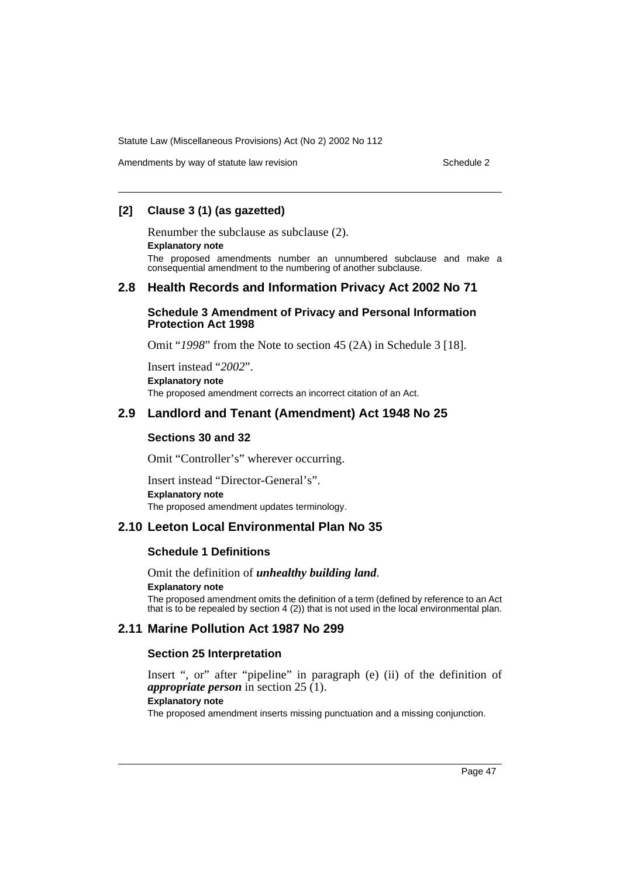### [2] Clause 3 (1) (as gazetted)

Renumber the subclause as subclause (2).

**Explanatory note**

The proposed amendments number an unnumbered subclause and make a consequential amendment to the numbering of another subclause.

## 2.8 Health Records and Information Privacy Act 2002 No 71

### Schedule 3 Amendment of Privacy and Personal Information Protection Act 1998

Omit "*1998*" from the Note to section 45 (2A) in Schedule 3 [18].

Insert instead "*2002*".

**Explanatory note**

The proposed amendment corrects an incorrect citation of an Act.

## 2.9 Landlord and Tenant (Amendment) Act 1948 No 25

### Sections 30 and 32

Omit "Controller's" wherever occurring.

Insert instead "Director-General's".

**Explanatory note**

The proposed amendment updates terminology.

## 2.10 Leeton Local Environmental Plan No 35

### Schedule 1 Definitions

Omit the definition of ***unhealthy building land***.

**Explanatory note**

The proposed amendment omits the definition of a term (defined by reference to an Act that is to be repealed by section 4 (2)) that is not used in the local environmental plan.

## 2.11 Marine Pollution Act 1987 No 299

### Section 25 Interpretation

Insert ", or" after "pipeline" in paragraph (e) (ii) of the definition of ***appropriate person*** in section 25 (1).

**Explanatory note**

The proposed amendment inserts missing punctuation and a missing conjunction.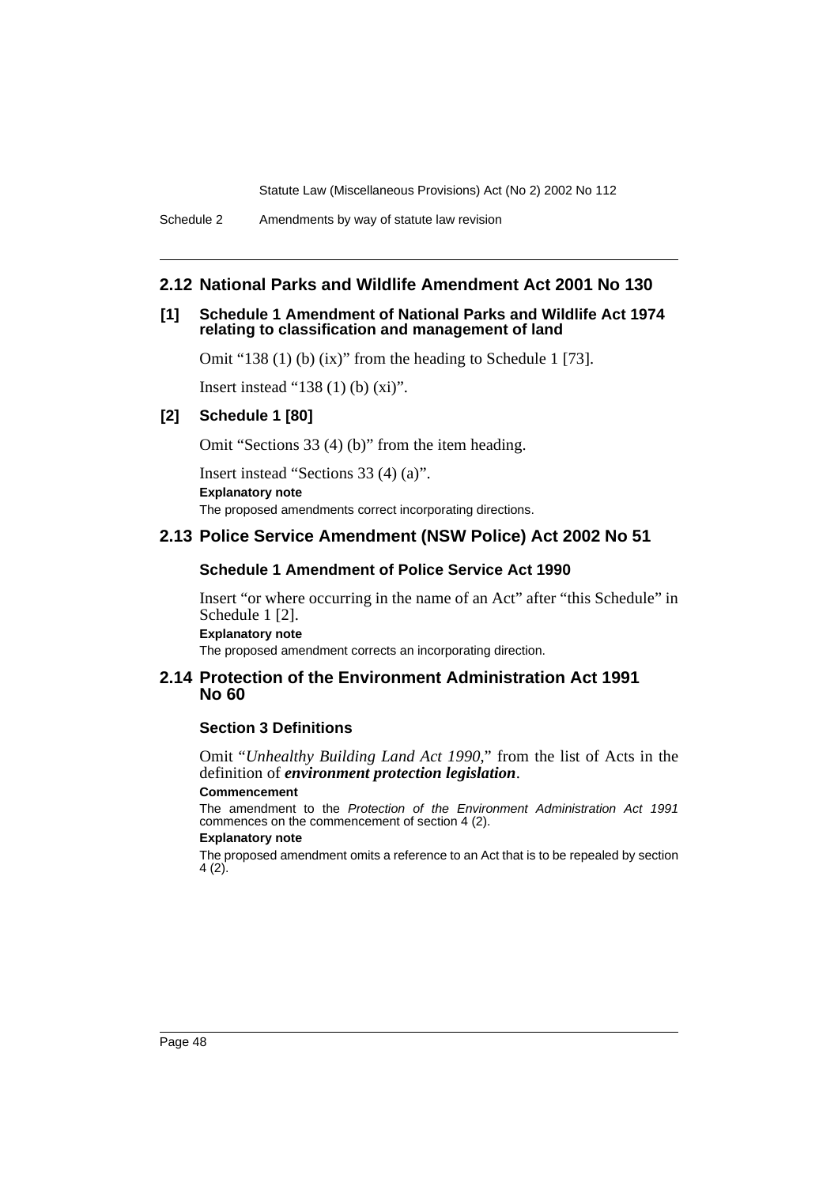## 2.12 National Parks and Wildlife Amendment Act 2001 No 130

### [1] Schedule 1 Amendment of National Parks and Wildlife Act 1974 relating to classification and management of land

Omit "138 (1) (b) (ix)" from the heading to Schedule 1 [73].

Insert instead "138 (1) (b) (xi)".

### [2] Schedule 1 [80]

Omit "Sections 33 (4) (b)" from the item heading.

Insert instead "Sections 33 (4) (a)".

**Explanatory note**

The proposed amendments correct incorporating directions.

## 2.13 Police Service Amendment (NSW Police) Act 2002 No 51

### Schedule 1 Amendment of Police Service Act 1990

Insert "or where occurring in the name of an Act" after "this Schedule" in Schedule 1 [2].

**Explanatory note**

The proposed amendment corrects an incorporating direction.

## 2.14 Protection of the Environment Administration Act 1991 No 60

### Section 3 Definitions

Omit "*Unhealthy Building Land Act 1990*," from the list of Acts in the definition of ***environment protection legislation***.

**Commencement**

The amendment to the *Protection of the Environment Administration Act 1991* commences on the commencement of section 4 (2).

**Explanatory note**

The proposed amendment omits a reference to an Act that is to be repealed by section 4 (2).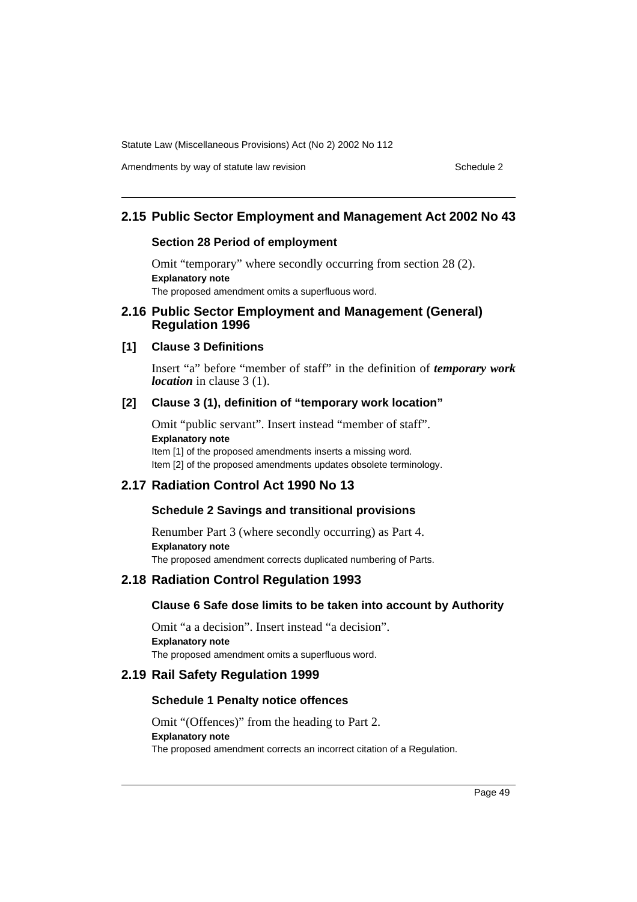## 2.15 Public Sector Employment and Management Act 2002 No 43

### Section 28 Period of employment

Omit "temporary" where secondly occurring from section 28 (2).

**Explanatory note**

The proposed amendment omits a superfluous word.

## 2.16 Public Sector Employment and Management (General) Regulation 1996

### [1] Clause 3 Definitions

Insert "a" before "member of staff" in the definition of ***temporary work location*** in clause 3 (1).

### [2] Clause 3 (1), definition of "temporary work location"

Omit "public servant". Insert instead "member of staff".

**Explanatory note**

Item [1] of the proposed amendments inserts a missing word.

Item [2] of the proposed amendments updates obsolete terminology.

## 2.17 Radiation Control Act 1990 No 13

### Schedule 2 Savings and transitional provisions

Renumber Part 3 (where secondly occurring) as Part 4.

**Explanatory note**

The proposed amendment corrects duplicated numbering of Parts.

## 2.18 Radiation Control Regulation 1993

### Clause 6 Safe dose limits to be taken into account by Authority

Omit "a a decision". Insert instead "a decision".

**Explanatory note**

The proposed amendment omits a superfluous word.

## 2.19 Rail Safety Regulation 1999

### Schedule 1 Penalty notice offences

Omit "(Offences)" from the heading to Part 2.

**Explanatory note**

The proposed amendment corrects an incorrect citation of a Regulation.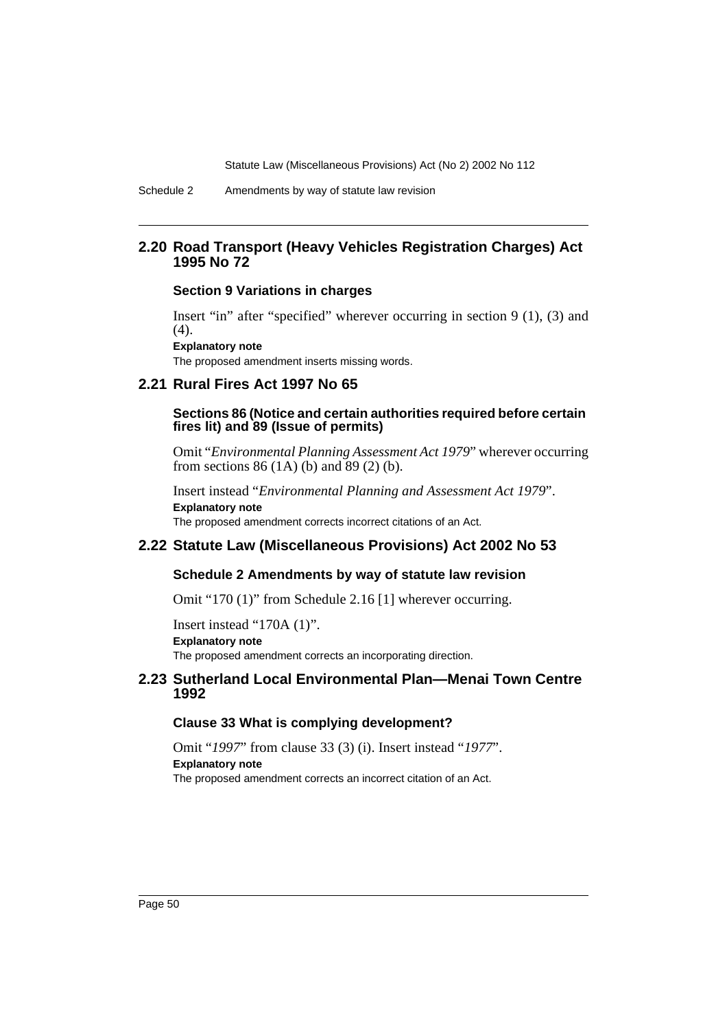## 2.20 Road Transport (Heavy Vehicles Registration Charges) Act 1995 No 72

### Section 9 Variations in charges

Insert "in" after "specified" wherever occurring in section 9 (1), (3) and (4).

**Explanatory note**

The proposed amendment inserts missing words.

## 2.21 Rural Fires Act 1997 No 65

### Sections 86 (Notice and certain authorities required before certain fires lit) and 89 (Issue of permits)

Omit "*Environmental Planning Assessment Act 1979*" wherever occurring from sections 86 (1A) (b) and 89 (2) (b).

Insert instead "*Environmental Planning and Assessment Act 1979*".

**Explanatory note**

The proposed amendment corrects incorrect citations of an Act.

## 2.22 Statute Law (Miscellaneous Provisions) Act 2002 No 53

### Schedule 2 Amendments by way of statute law revision

Omit "170 (1)" from Schedule 2.16 [1] wherever occurring.

Insert instead "170A (1)".

**Explanatory note**

The proposed amendment corrects an incorporating direction.

## 2.23 Sutherland Local Environmental Plan—Menai Town Centre 1992

### Clause 33 What is complying development?

Omit "*1997*" from clause 33 (3) (i). Insert instead "*1977*".

**Explanatory note**

The proposed amendment corrects an incorrect citation of an Act.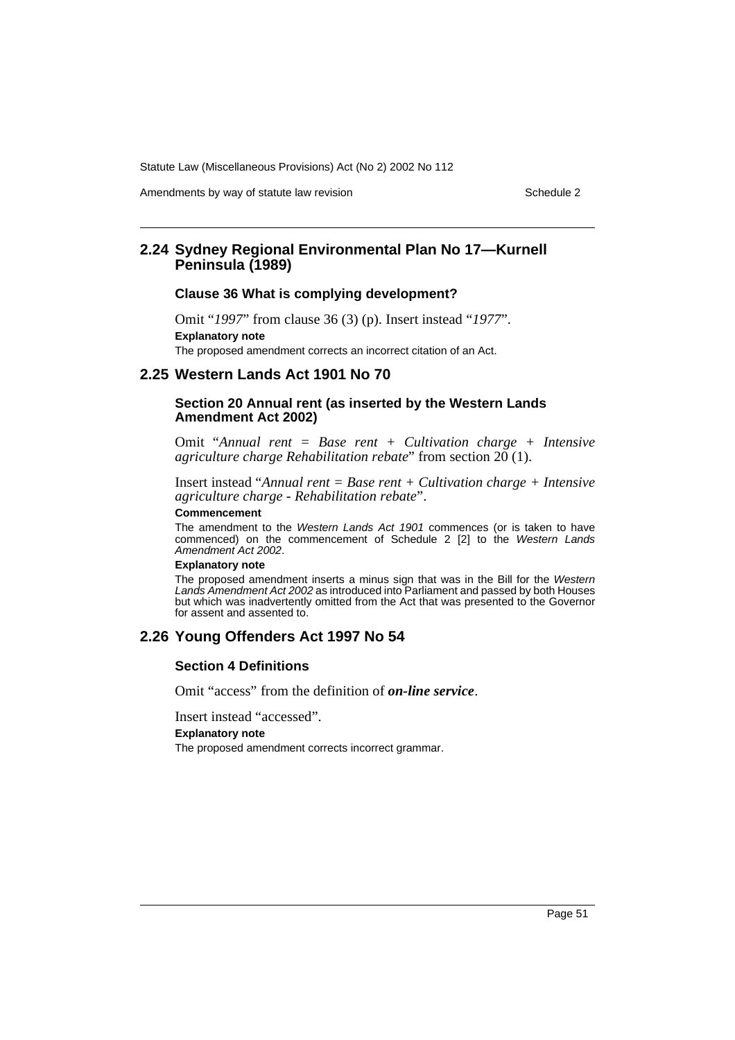## 2.24 Sydney Regional Environmental Plan No 17—Kurnell Peninsula (1989)

### Clause 36 What is complying development?

Omit “*1997*” from clause 36 (3) (p). Insert instead “*1977*”.

**Explanatory note**

The proposed amendment corrects an incorrect citation of an Act.

## 2.25 Western Lands Act 1901 No 70

### Section 20 Annual rent (as inserted by the Western Lands Amendment Act 2002)

Omit “*Annual rent = Base rent + Cultivation charge + Intensive agriculture charge Rehabilitation rebate*” from section 20 (1).

Insert instead “*Annual rent = Base rent + Cultivation charge + Intensive agriculture charge - Rehabilitation rebate*”.

**Commencement**

The amendment to the *Western Lands Act 1901* commences (or is taken to have commenced) on the commencement of Schedule 2 [2] to the *Western Lands Amendment Act 2002*.

**Explanatory note**

The proposed amendment inserts a minus sign that was in the Bill for the *Western Lands Amendment Act 2002* as introduced into Parliament and passed by both Houses but which was inadvertently omitted from the Act that was presented to the Governor for assent and assented to.

## 2.26 Young Offenders Act 1997 No 54

### Section 4 Definitions

Omit “access” from the definition of ***on-line service***.

Insert instead “accessed”.

**Explanatory note**

The proposed amendment corrects incorrect grammar.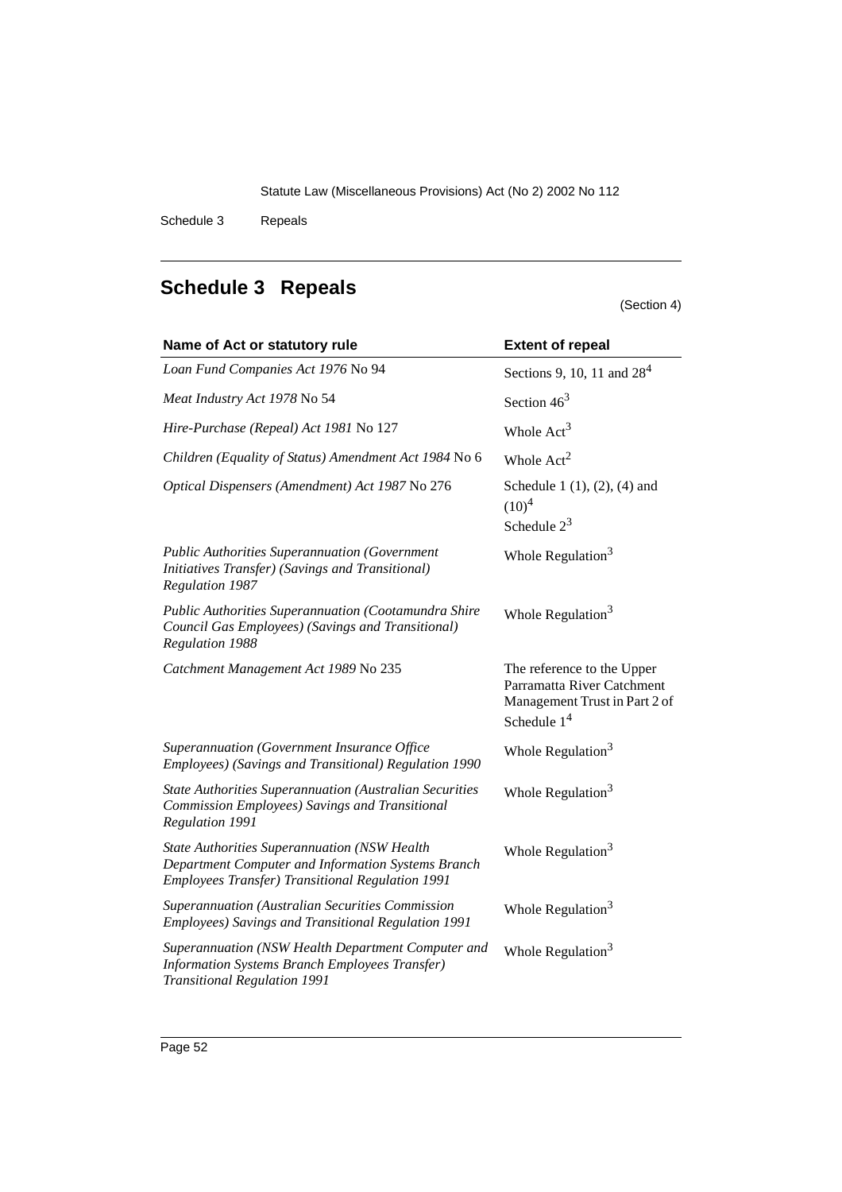## Schedule 3 Repeals

(Section 4)

| Name of Act or statutory rule | Extent of repeal |
|---|---|
| *Loan Fund Companies Act 1976* No 94 | Sections 9, 10, 11 and 28[4] |
| *Meat Industry Act 1978* No 54 | Section 46[3] |
| *Hire-Purchase (Repeal) Act 1981* No 127 | Whole Act[3] |
| *Children (Equality of Status) Amendment Act 1984* No 6 | Whole Act[2] |
| *Optical Dispensers (Amendment) Act 1987* No 276 | Schedule 1 (1), (2), (4) and (10)[4] Schedule 2[3] |
| *Public Authorities Superannuation (Government Initiatives Transfer) (Savings and Transitional) Regulation 1987* | Whole Regulation[3] |
| *Public Authorities Superannuation (Cootamundra Shire Council Gas Employees) (Savings and Transitional) Regulation 1988* | Whole Regulation[3] |
| *Catchment Management Act 1989* No 235 | The reference to the Upper Parramatta River Catchment Management Trust in Part 2 of Schedule 1[4] |
| *Superannuation (Government Insurance Office Employees) (Savings and Transitional) Regulation 1990* | Whole Regulation[3] |
| *State Authorities Superannuation (Australian Securities Commission Employees) Savings and Transitional Regulation 1991* | Whole Regulation[3] |
| *State Authorities Superannuation (NSW Health Department Computer and Information Systems Branch Employees Transfer) Transitional Regulation 1991* | Whole Regulation[3] |
| *Superannuation (Australian Securities Commission Employees) Savings and Transitional Regulation 1991* | Whole Regulation[3] |
| *Superannuation (NSW Health Department Computer and Information Systems Branch Employees Transfer) Transitional Regulation 1991* | Whole Regulation[3] |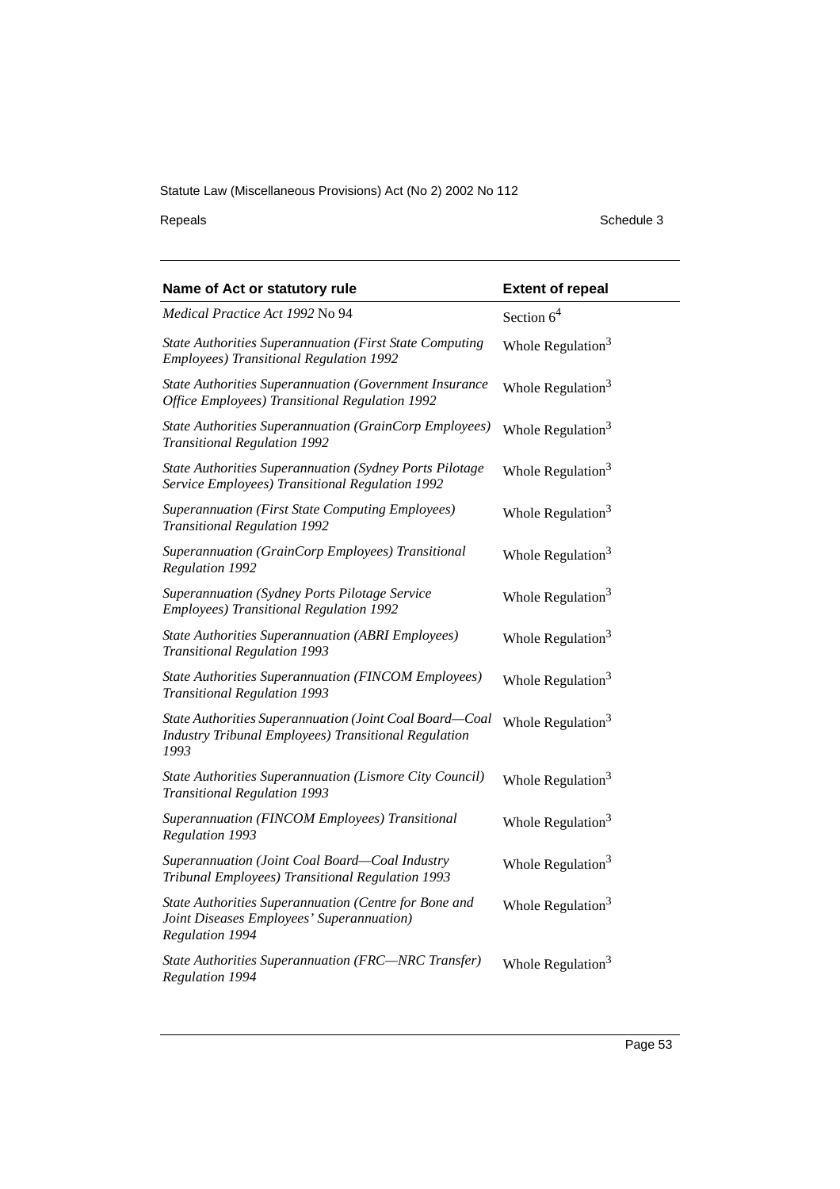| Name of Act or statutory rule | Extent of repeal |
| --- | --- |
| *Medical Practice Act 1992* No 94 | Section 6[4] |
| *State Authorities Superannuation (First State Computing Employees) Transitional Regulation 1992* | Whole Regulation[3] |
| *State Authorities Superannuation (Government Insurance Office Employees) Transitional Regulation 1992* | Whole Regulation[3] |
| *State Authorities Superannuation (GrainCorp Employees) Transitional Regulation 1992* | Whole Regulation[3] |
| *State Authorities Superannuation (Sydney Ports Pilotage Service Employees) Transitional Regulation 1992* | Whole Regulation[3] |
| *Superannuation (First State Computing Employees) Transitional Regulation 1992* | Whole Regulation[3] |
| *Superannuation (GrainCorp Employees) Transitional Regulation 1992* | Whole Regulation[3] |
| *Superannuation (Sydney Ports Pilotage Service Employees) Transitional Regulation 1992* | Whole Regulation[3] |
| *State Authorities Superannuation (ABRI Employees) Transitional Regulation 1993* | Whole Regulation[3] |
| *State Authorities Superannuation (FINCOM Employees) Transitional Regulation 1993* | Whole Regulation[3] |
| *State Authorities Superannuation (Joint Coal Board—Coal Industry Tribunal Employees) Transitional Regulation 1993* | Whole Regulation[3] |
| *State Authorities Superannuation (Lismore City Council) Transitional Regulation 1993* | Whole Regulation[3] |
| *Superannuation (FINCOM Employees) Transitional Regulation 1993* | Whole Regulation[3] |
| *Superannuation (Joint Coal Board—Coal Industry Tribunal Employees) Transitional Regulation 1993* | Whole Regulation[3] |
| *State Authorities Superannuation (Centre for Bone and Joint Diseases Employees' Superannuation) Regulation 1994* | Whole Regulation[3] |
| *State Authorities Superannuation (FRC—NRC Transfer) Regulation 1994* | Whole Regulation[3] |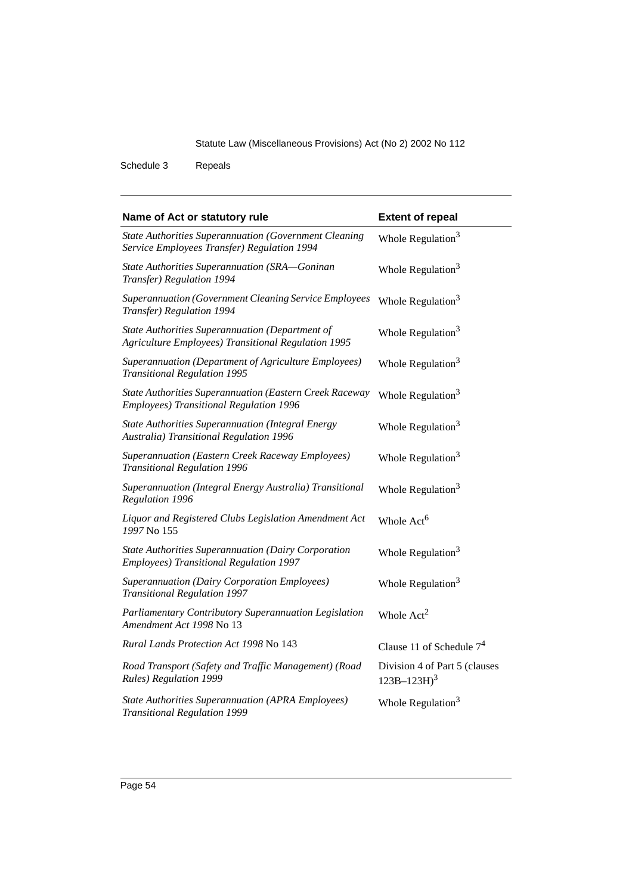| Name of Act or statutory rule | Extent of repeal |
|---|---|
| *State Authorities Superannuation (Government Cleaning Service Employees Transfer) Regulation 1994* | Whole Regulation[3] |
| *State Authorities Superannuation (SRA—Goninan Transfer) Regulation 1994* | Whole Regulation[3] |
| *Superannuation (Government Cleaning Service Employees Transfer) Regulation 1994* | Whole Regulation[3] |
| *State Authorities Superannuation (Department of Agriculture Employees) Transitional Regulation 1995* | Whole Regulation[3] |
| *Superannuation (Department of Agriculture Employees) Transitional Regulation 1995* | Whole Regulation[3] |
| *State Authorities Superannuation (Eastern Creek Raceway Employees) Transitional Regulation 1996* | Whole Regulation[3] |
| *State Authorities Superannuation (Integral Energy Australia) Transitional Regulation 1996* | Whole Regulation[3] |
| *Superannuation (Eastern Creek Raceway Employees) Transitional Regulation 1996* | Whole Regulation[3] |
| *Superannuation (Integral Energy Australia) Transitional Regulation 1996* | Whole Regulation[3] |
| *Liquor and Registered Clubs Legislation Amendment Act 1997* No 155 | Whole Act[6] |
| *State Authorities Superannuation (Dairy Corporation Employees) Transitional Regulation 1997* | Whole Regulation[3] |
| *Superannuation (Dairy Corporation Employees) Transitional Regulation 1997* | Whole Regulation[3] |
| *Parliamentary Contributory Superannuation Legislation Amendment Act 1998* No 13 | Whole Act[2] |
| *Rural Lands Protection Act 1998* No 143 | Clause 11 of Schedule 7[4] |
| *Road Transport (Safety and Traffic Management) (Road Rules) Regulation 1999* | Division 4 of Part 5 (clauses 123B–123H)[3] |
| *State Authorities Superannuation (APRA Employees) Transitional Regulation 1999* | Whole Regulation[3] |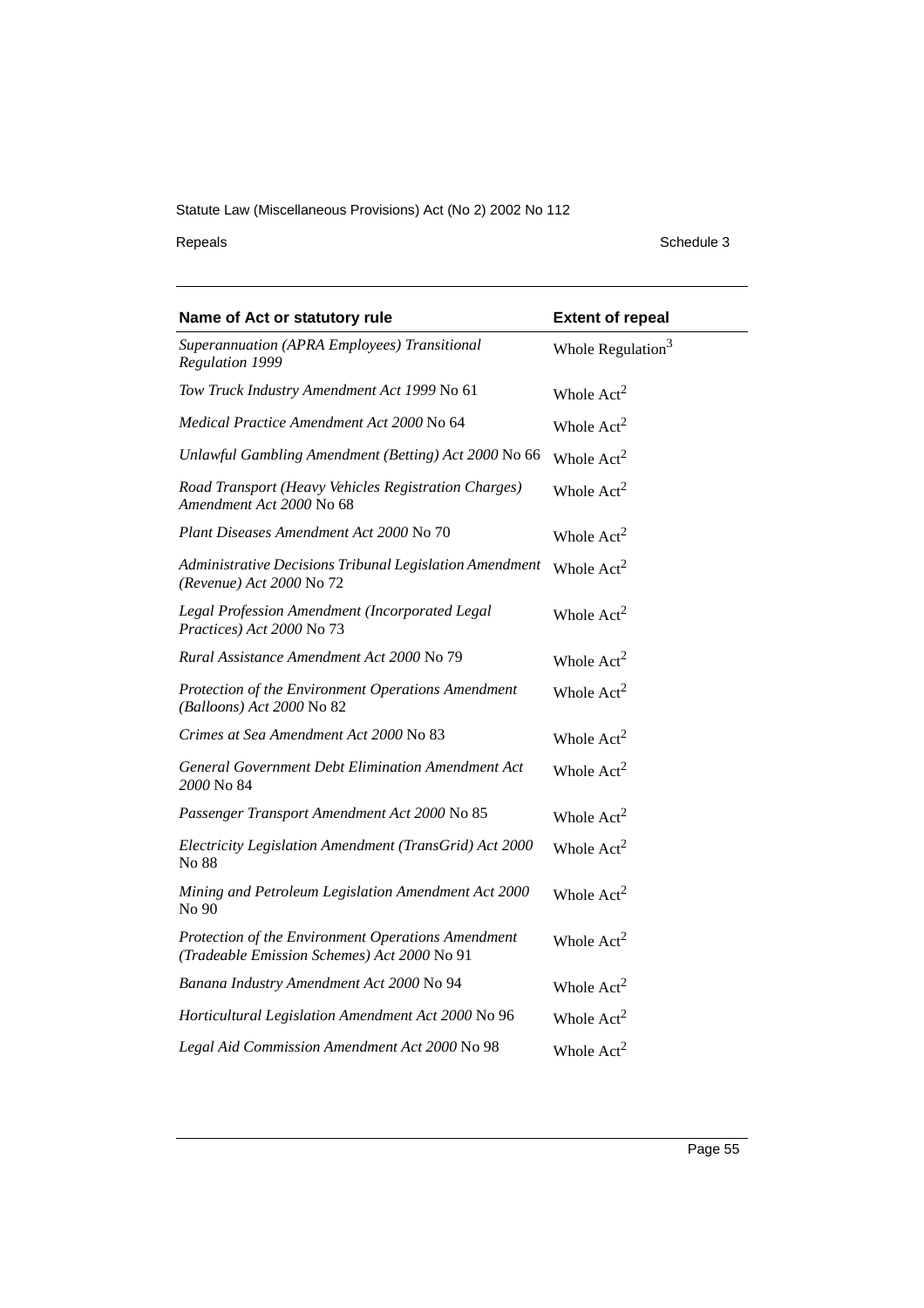| Name of Act or statutory rule | Extent of repeal |
|---|---|
| *Superannuation (APRA Employees) Transitional Regulation 1999* | Whole Regulation[3] |
| *Tow Truck Industry Amendment Act 1999* No 61 | Whole Act[2] |
| *Medical Practice Amendment Act 2000* No 64 | Whole Act[2] |
| *Unlawful Gambling Amendment (Betting) Act 2000* No 66 | Whole Act[2] |
| *Road Transport (Heavy Vehicles Registration Charges) Amendment Act 2000* No 68 | Whole Act[2] |
| *Plant Diseases Amendment Act 2000* No 70 | Whole Act[2] |
| *Administrative Decisions Tribunal Legislation Amendment (Revenue) Act 2000* No 72 | Whole Act[2] |
| *Legal Profession Amendment (Incorporated Legal Practices) Act 2000* No 73 | Whole Act[2] |
| *Rural Assistance Amendment Act 2000* No 79 | Whole Act[2] |
| *Protection of the Environment Operations Amendment (Balloons) Act 2000* No 82 | Whole Act[2] |
| *Crimes at Sea Amendment Act 2000* No 83 | Whole Act[2] |
| *General Government Debt Elimination Amendment Act 2000* No 84 | Whole Act[2] |
| *Passenger Transport Amendment Act 2000* No 85 | Whole Act[2] |
| *Electricity Legislation Amendment (TransGrid) Act 2000* No 88 | Whole Act[2] |
| *Mining and Petroleum Legislation Amendment Act 2000* No 90 | Whole Act[2] |
| *Protection of the Environment Operations Amendment (Tradeable Emission Schemes) Act 2000* No 91 | Whole Act[2] |
| *Banana Industry Amendment Act 2000* No 94 | Whole Act[2] |
| *Horticultural Legislation Amendment Act 2000* No 96 | Whole Act[2] |
| *Legal Aid Commission Amendment Act 2000* No 98 | Whole Act[2] |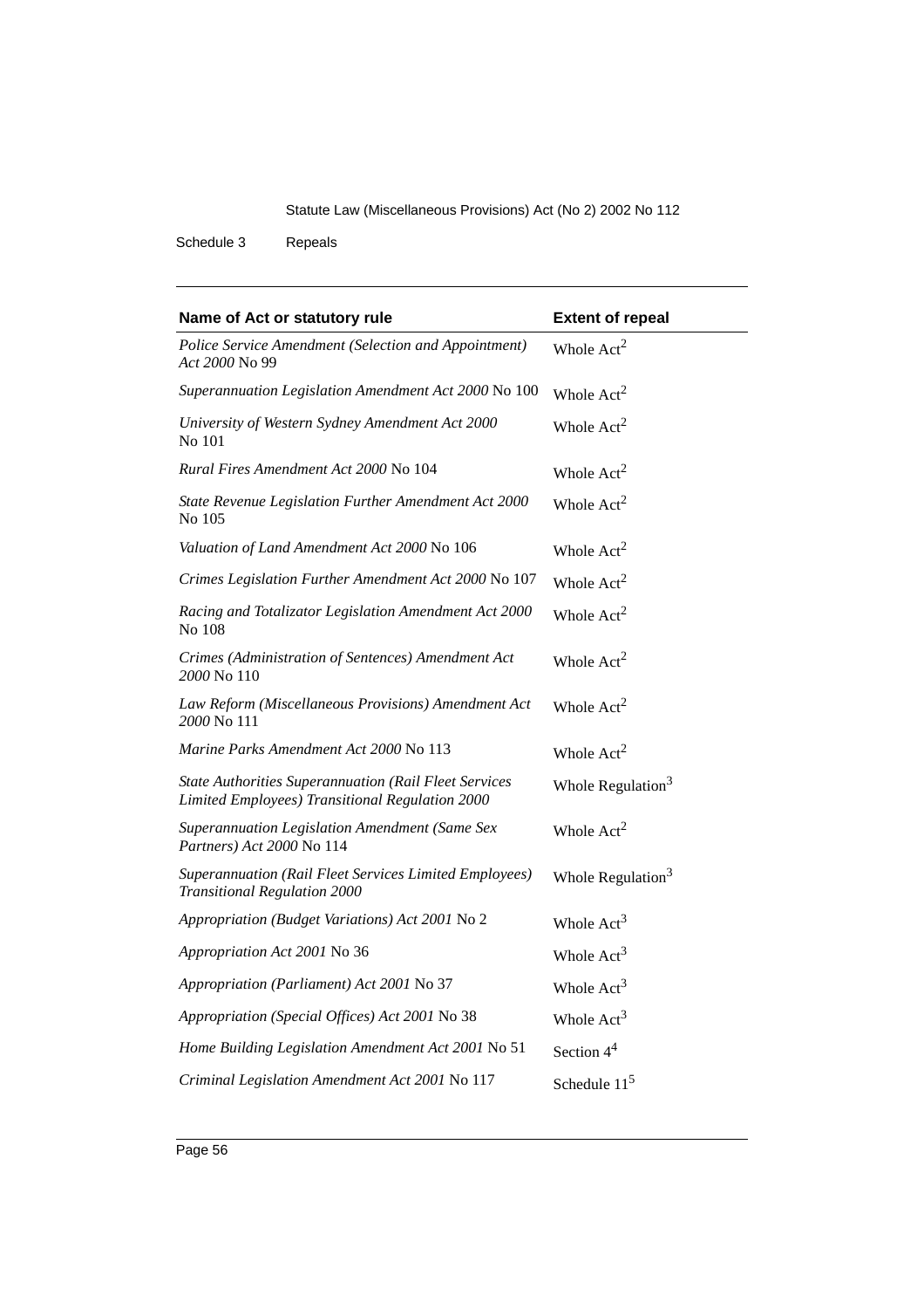| Name of Act or statutory rule | Extent of repeal |
| --- | --- |
| *Police Service Amendment (Selection and Appointment) Act 2000* No 99 | Whole Act[2] |
| *Superannuation Legislation Amendment Act 2000* No 100 | Whole Act[2] |
| *University of Western Sydney Amendment Act 2000* No 101 | Whole Act[2] |
| *Rural Fires Amendment Act 2000* No 104 | Whole Act[2] |
| *State Revenue Legislation Further Amendment Act 2000* No 105 | Whole Act[2] |
| *Valuation of Land Amendment Act 2000* No 106 | Whole Act[2] |
| *Crimes Legislation Further Amendment Act 2000* No 107 | Whole Act[2] |
| *Racing and Totalizator Legislation Amendment Act 2000* No 108 | Whole Act[2] |
| *Crimes (Administration of Sentences) Amendment Act 2000* No 110 | Whole Act[2] |
| *Law Reform (Miscellaneous Provisions) Amendment Act 2000* No 111 | Whole Act[2] |
| *Marine Parks Amendment Act 2000* No 113 | Whole Act[2] |
| *State Authorities Superannuation (Rail Fleet Services Limited Employees) Transitional Regulation 2000* | Whole Regulation[3] |
| *Superannuation Legislation Amendment (Same Sex Partners) Act 2000* No 114 | Whole Act[2] |
| *Superannuation (Rail Fleet Services Limited Employees) Transitional Regulation 2000* | Whole Regulation[3] |
| *Appropriation (Budget Variations) Act 2001* No 2 | Whole Act[3] |
| *Appropriation Act 2001* No 36 | Whole Act[3] |
| *Appropriation (Parliament) Act 2001* No 37 | Whole Act[3] |
| *Appropriation (Special Offices) Act 2001* No 38 | Whole Act[3] |
| *Home Building Legislation Amendment Act 2001* No 51 | Section 4[4] |
| *Criminal Legislation Amendment Act 2001* No 117 | Schedule 11[5] |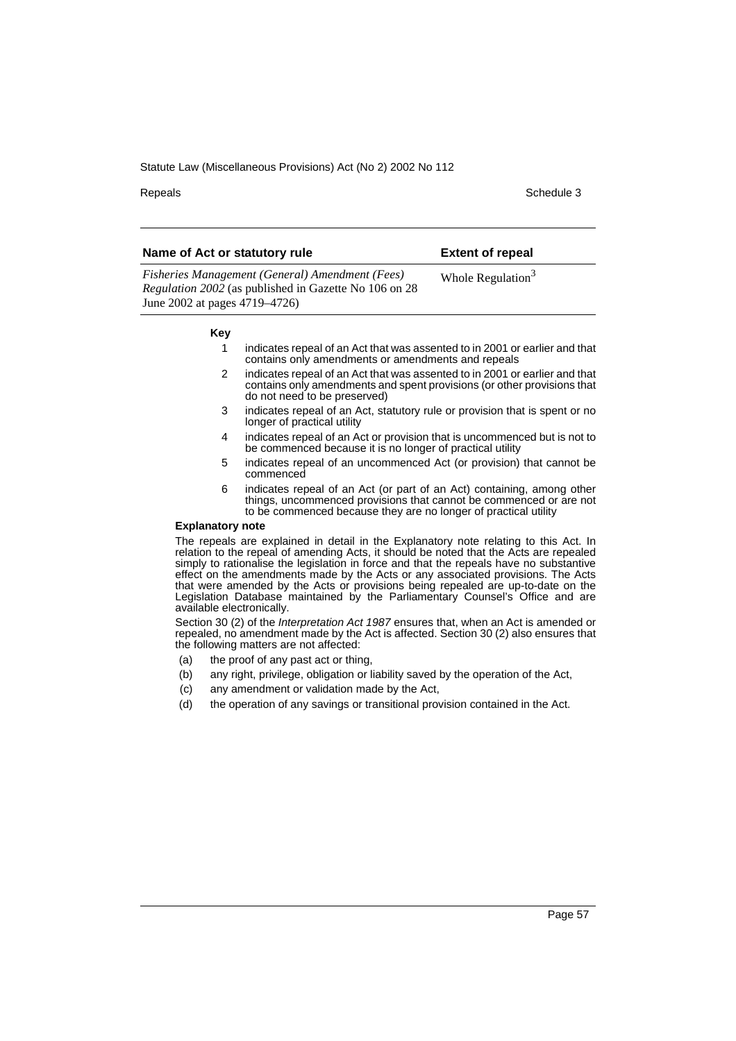| Name of Act or statutory rule | Extent of repeal |
| --- | --- |
| *Fisheries Management (General) Amendment (Fees) Regulation 2002* (as published in Gazette No 106 on 28 June 2002 at pages 4719–4726) | Whole Regulation[3] |

**Key**

1 indicates repeal of an Act that was assented to in 2001 or earlier and that contains only amendments or amendments and repeals

2 indicates repeal of an Act that was assented to in 2001 or earlier and that contains only amendments and spent provisions (or other provisions that do not need to be preserved)

3 indicates repeal of an Act, statutory rule or provision that is spent or no longer of practical utility

4 indicates repeal of an Act or provision that is uncommenced but is not to be commenced because it is no longer of practical utility

5 indicates repeal of an uncommenced Act (or provision) that cannot be commenced

6 indicates repeal of an Act (or part of an Act) containing, among other things, uncommenced provisions that cannot be commenced or are not to be commenced because they are no longer of practical utility

**Explanatory note**

The repeals are explained in detail in the Explanatory note relating to this Act. In relation to the repeal of amending Acts, it should be noted that the Acts are repealed simply to rationalise the legislation in force and that the repeals have no substantive effect on the amendments made by the Acts or any associated provisions. The Acts that were amended by the Acts or provisions being repealed are up-to-date on the Legislation Database maintained by the Parliamentary Counsel's Office and are available electronically.

Section 30 (2) of the *Interpretation Act 1987* ensures that, when an Act is amended or repealed, no amendment made by the Act is affected. Section 30 (2) also ensures that the following matters are not affected:

(a) the proof of any past act or thing,

(b) any right, privilege, obligation or liability saved by the operation of the Act,

(c) any amendment or validation made by the Act,

(d) the operation of any savings or transitional provision contained in the Act.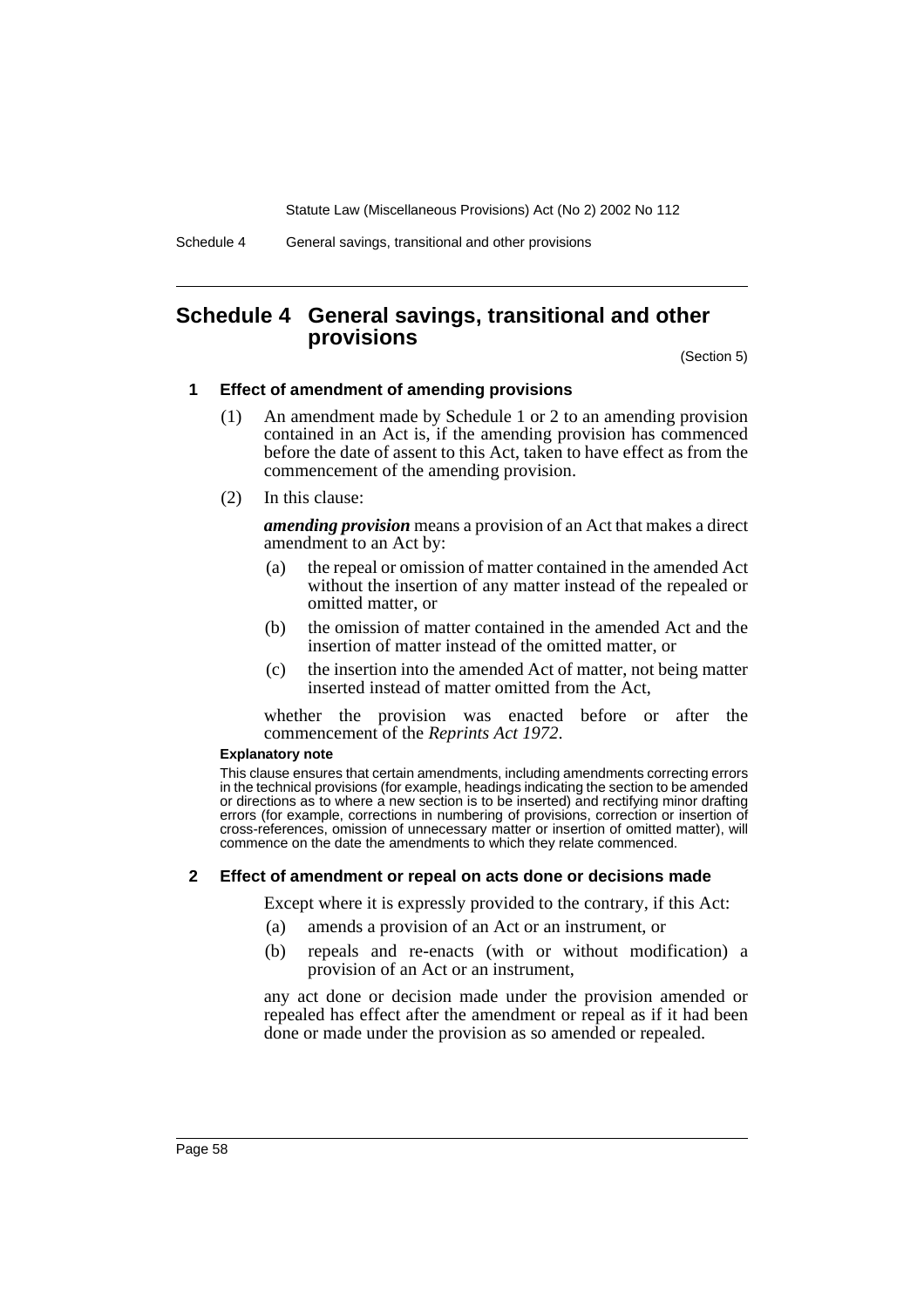## Schedule 4 General savings, transitional and other provisions

(Section 5)

### 1 Effect of amendment of amending provisions

(1) An amendment made by Schedule 1 or 2 to an amending provision contained in an Act is, if the amending provision has commenced before the date of assent to this Act, taken to have effect as from the commencement of the amending provision.

(2) In this clause:

***amending provision*** means a provision of an Act that makes a direct amendment to an Act by:

- (a) the repeal or omission of matter contained in the amended Act without the insertion of any matter instead of the repealed or omitted matter, or
- (b) the omission of matter contained in the amended Act and the insertion of matter instead of the omitted matter, or
- (c) the insertion into the amended Act of matter, not being matter inserted instead of matter omitted from the Act,

whether the provision was enacted before or after the commencement of the *Reprints Act 1972*.

**Explanatory note**

This clause ensures that certain amendments, including amendments correcting errors in the technical provisions (for example, headings indicating the section to be amended or directions as to where a new section is to be inserted) and rectifying minor drafting errors (for example, corrections in numbering of provisions, correction or insertion of cross-references, omission of unnecessary matter or insertion of omitted matter), will commence on the date the amendments to which they relate commenced.

### 2 Effect of amendment or repeal on acts done or decisions made

Except where it is expressly provided to the contrary, if this Act:

- (a) amends a provision of an Act or an instrument, or
- (b) repeals and re-enacts (with or without modification) a provision of an Act or an instrument,

any act done or decision made under the provision amended or repealed has effect after the amendment or repeal as if it had been done or made under the provision as so amended or repealed.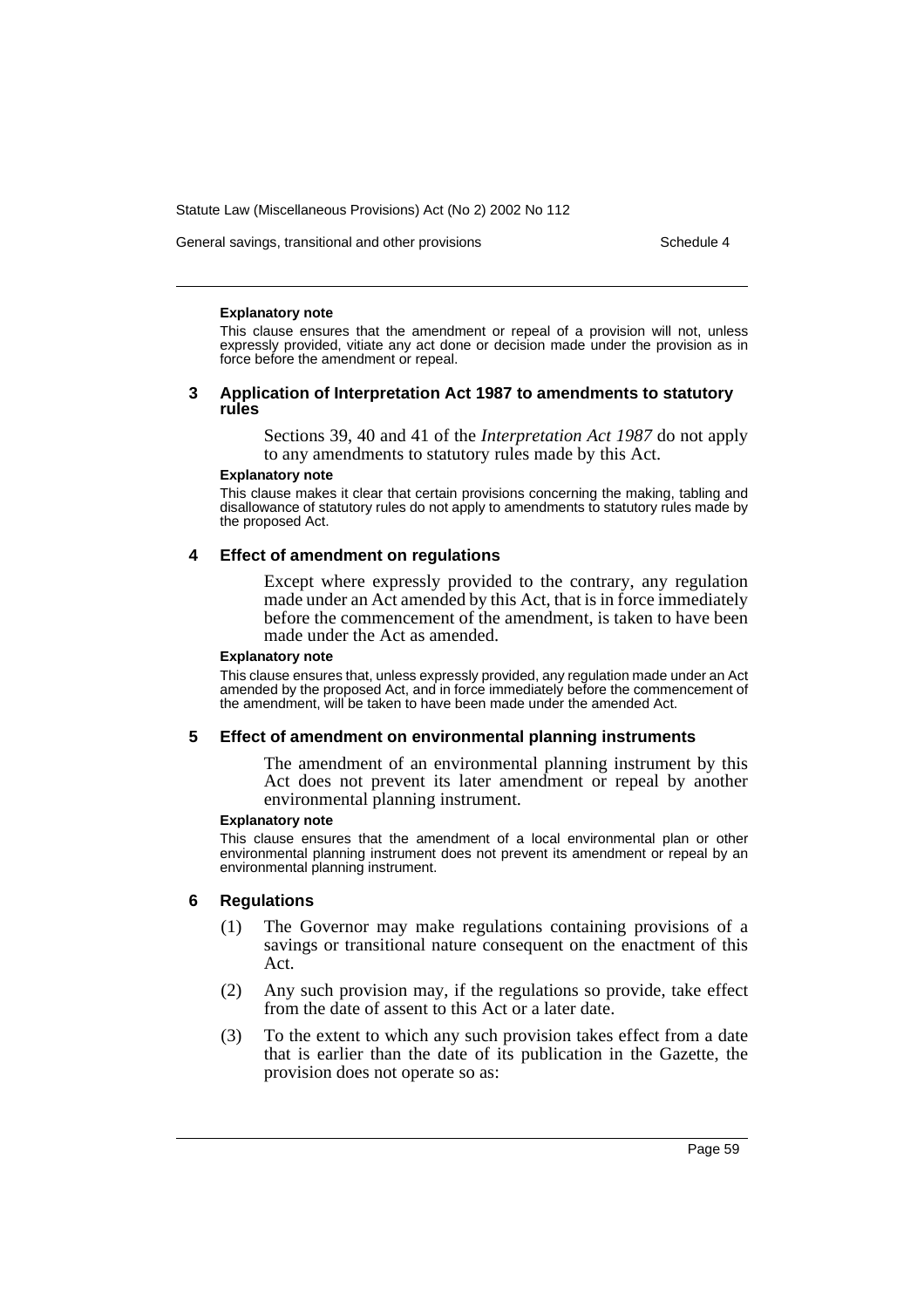#### Explanatory note

This clause ensures that the amendment or repeal of a provision will not, unless expressly provided, vitiate any act done or decision made under the provision as in force before the amendment or repeal.

### 3 Application of Interpretation Act 1987 to amendments to statutory rules

Sections 39, 40 and 41 of the *Interpretation Act 1987* do not apply to any amendments to statutory rules made by this Act.

#### Explanatory note

This clause makes it clear that certain provisions concerning the making, tabling and disallowance of statutory rules do not apply to amendments to statutory rules made by the proposed Act.

### 4 Effect of amendment on regulations

Except where expressly provided to the contrary, any regulation made under an Act amended by this Act, that is in force immediately before the commencement of the amendment, is taken to have been made under the Act as amended.

#### Explanatory note

This clause ensures that, unless expressly provided, any regulation made under an Act amended by the proposed Act, and in force immediately before the commencement of the amendment, will be taken to have been made under the amended Act.

### 5 Effect of amendment on environmental planning instruments

The amendment of an environmental planning instrument by this Act does not prevent its later amendment or repeal by another environmental planning instrument.

#### Explanatory note

This clause ensures that the amendment of a local environmental plan or other environmental planning instrument does not prevent its amendment or repeal by an environmental planning instrument.

### 6 Regulations

(1) The Governor may make regulations containing provisions of a savings or transitional nature consequent on the enactment of this Act.

(2) Any such provision may, if the regulations so provide, take effect from the date of assent to this Act or a later date.

(3) To the extent to which any such provision takes effect from a date that is earlier than the date of its publication in the Gazette, the provision does not operate so as: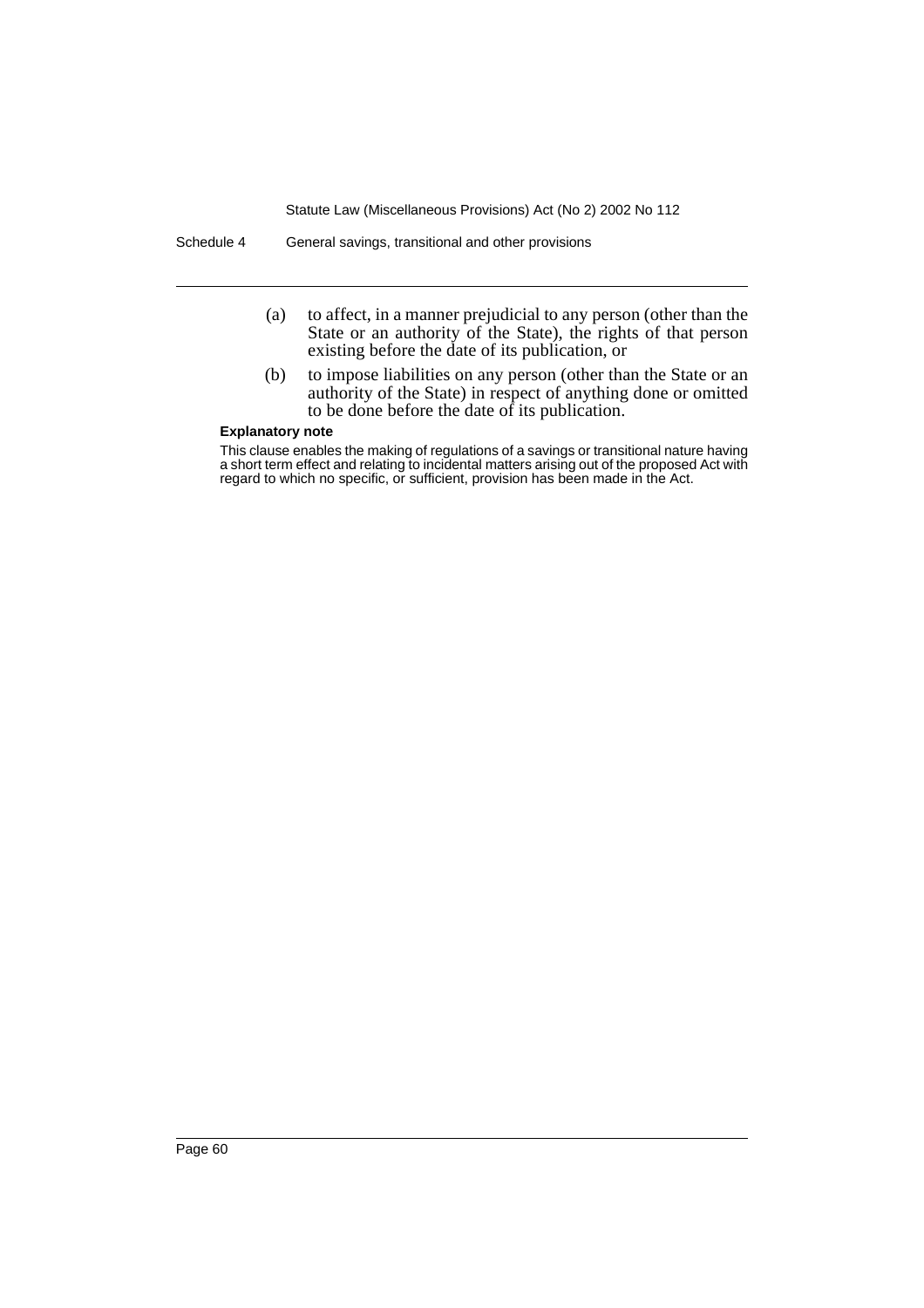(a) to affect, in a manner prejudicial to any person (other than the State or an authority of the State), the rights of that person existing before the date of its publication, or

(b) to impose liabilities on any person (other than the State or an authority of the State) in respect of anything done or omitted to be done before the date of its publication.

**Explanatory note**

This clause enables the making of regulations of a savings or transitional nature having a short term effect and relating to incidental matters arising out of the proposed Act with regard to which no specific, or sufficient, provision has been made in the Act.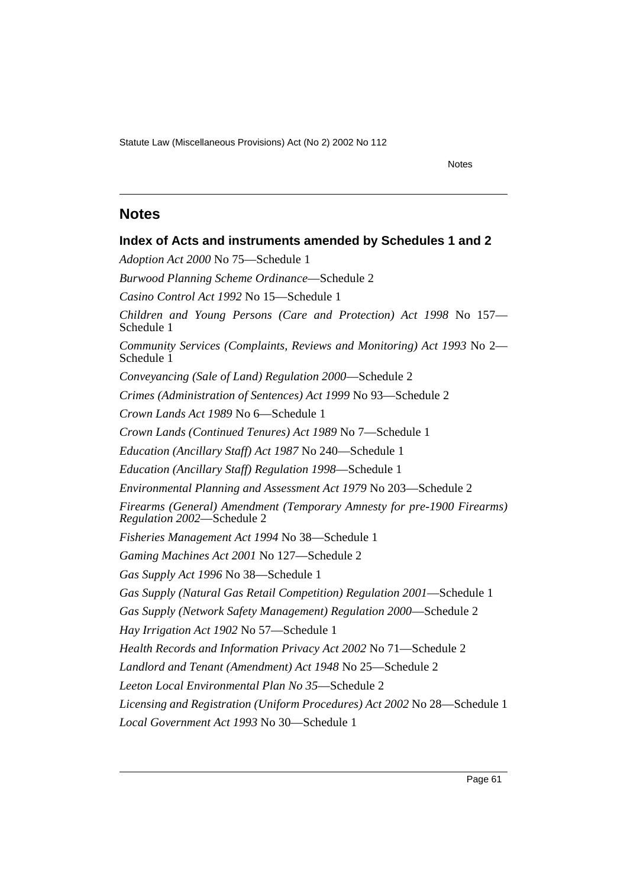## Notes

### Index of Acts and instruments amended by Schedules 1 and 2

*Adoption Act 2000* No 75—Schedule 1

*Burwood Planning Scheme Ordinance*—Schedule 2

*Casino Control Act 1992* No 15—Schedule 1

*Children and Young Persons (Care and Protection) Act 1998* No 157—Schedule 1

*Community Services (Complaints, Reviews and Monitoring) Act 1993* No 2—Schedule 1

*Conveyancing (Sale of Land) Regulation 2000*—Schedule 2

*Crimes (Administration of Sentences) Act 1999* No 93—Schedule 2

*Crown Lands Act 1989* No 6—Schedule 1

*Crown Lands (Continued Tenures) Act 1989* No 7—Schedule 1

*Education (Ancillary Staff) Act 1987* No 240—Schedule 1

*Education (Ancillary Staff) Regulation 1998*—Schedule 1

*Environmental Planning and Assessment Act 1979* No 203—Schedule 2

*Firearms (General) Amendment (Temporary Amnesty for pre-1900 Firearms) Regulation 2002*—Schedule 2

*Fisheries Management Act 1994* No 38—Schedule 1

*Gaming Machines Act 2001* No 127—Schedule 2

*Gas Supply Act 1996* No 38—Schedule 1

*Gas Supply (Natural Gas Retail Competition) Regulation 2001*—Schedule 1

*Gas Supply (Network Safety Management) Regulation 2000*—Schedule 2

*Hay Irrigation Act 1902* No 57—Schedule 1

*Health Records and Information Privacy Act 2002* No 71—Schedule 2

*Landlord and Tenant (Amendment) Act 1948* No 25—Schedule 2

*Leeton Local Environmental Plan No 35*—Schedule 2

*Licensing and Registration (Uniform Procedures) Act 2002* No 28—Schedule 1

*Local Government Act 1993* No 30—Schedule 1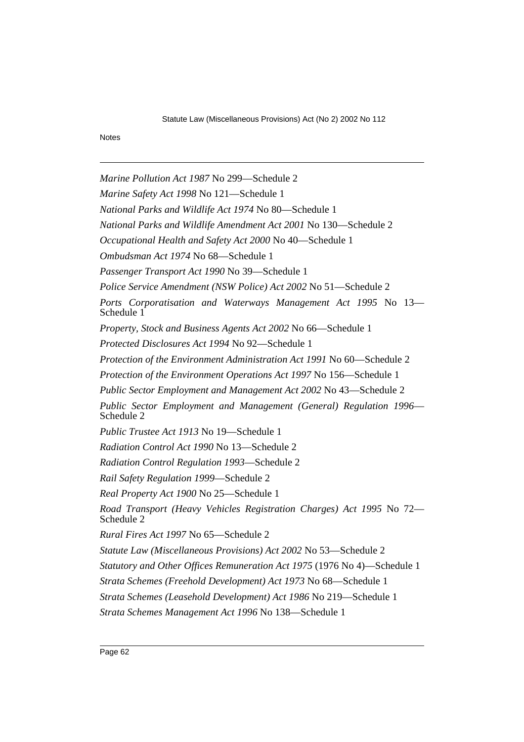*Marine Pollution Act 1987* No 299—Schedule 2

*Marine Safety Act 1998* No 121—Schedule 1

*National Parks and Wildlife Act 1974* No 80—Schedule 1

*National Parks and Wildlife Amendment Act 2001* No 130—Schedule 2

*Occupational Health and Safety Act 2000* No 40—Schedule 1

*Ombudsman Act 1974* No 68—Schedule 1

*Passenger Transport Act 1990* No 39—Schedule 1

*Police Service Amendment (NSW Police) Act 2002* No 51—Schedule 2

*Ports Corporatisation and Waterways Management Act 1995* No 13—Schedule 1

*Property, Stock and Business Agents Act 2002* No 66—Schedule 1

*Protected Disclosures Act 1994* No 92—Schedule 1

*Protection of the Environment Administration Act 1991* No 60—Schedule 2

*Protection of the Environment Operations Act 1997* No 156—Schedule 1

*Public Sector Employment and Management Act 2002* No 43—Schedule 2

*Public Sector Employment and Management (General) Regulation 1996*—Schedule 2

*Public Trustee Act 1913* No 19—Schedule 1

*Radiation Control Act 1990* No 13—Schedule 2

*Radiation Control Regulation 1993*—Schedule 2

*Rail Safety Regulation 1999*—Schedule 2

*Real Property Act 1900* No 25—Schedule 1

*Road Transport (Heavy Vehicles Registration Charges) Act 1995* No 72—Schedule 2

*Rural Fires Act 1997* No 65—Schedule 2

*Statute Law (Miscellaneous Provisions) Act 2002* No 53—Schedule 2

*Statutory and Other Offices Remuneration Act 1975* (1976 No 4)—Schedule 1

*Strata Schemes (Freehold Development) Act 1973* No 68—Schedule 1

*Strata Schemes (Leasehold Development) Act 1986* No 219—Schedule 1

*Strata Schemes Management Act 1996* No 138—Schedule 1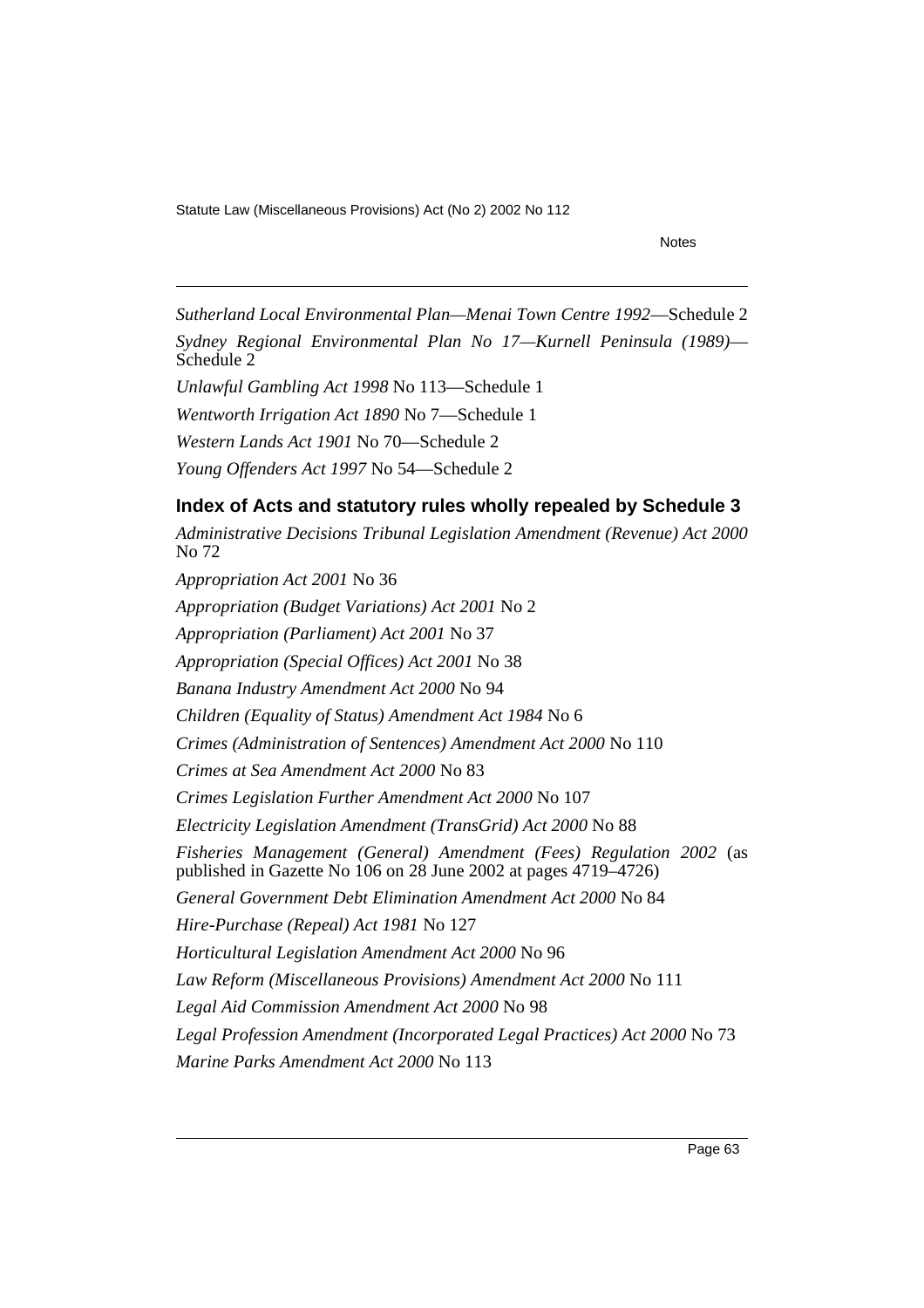*Sutherland Local Environmental Plan—Menai Town Centre 1992*—Schedule 2

*Sydney Regional Environmental Plan No 17—Kurnell Peninsula (1989)*—Schedule 2

*Unlawful Gambling Act 1998* No 113—Schedule 1

*Wentworth Irrigation Act 1890* No 7—Schedule 1

*Western Lands Act 1901* No 70—Schedule 2

*Young Offenders Act 1997* No 54—Schedule 2

## Index of Acts and statutory rules wholly repealed by Schedule 3

*Administrative Decisions Tribunal Legislation Amendment (Revenue) Act 2000* No 72

*Appropriation Act 2001* No 36

*Appropriation (Budget Variations) Act 2001* No 2

*Appropriation (Parliament) Act 2001* No 37

*Appropriation (Special Offices) Act 2001* No 38

*Banana Industry Amendment Act 2000* No 94

*Children (Equality of Status) Amendment Act 1984* No 6

*Crimes (Administration of Sentences) Amendment Act 2000* No 110

*Crimes at Sea Amendment Act 2000* No 83

*Crimes Legislation Further Amendment Act 2000* No 107

*Electricity Legislation Amendment (TransGrid) Act 2000* No 88

*Fisheries Management (General) Amendment (Fees) Regulation 2002* (as published in Gazette No 106 on 28 June 2002 at pages 4719–4726)

*General Government Debt Elimination Amendment Act 2000* No 84

*Hire-Purchase (Repeal) Act 1981* No 127

*Horticultural Legislation Amendment Act 2000* No 96

*Law Reform (Miscellaneous Provisions) Amendment Act 2000* No 111

*Legal Aid Commission Amendment Act 2000* No 98

*Legal Profession Amendment (Incorporated Legal Practices) Act 2000* No 73

*Marine Parks Amendment Act 2000* No 113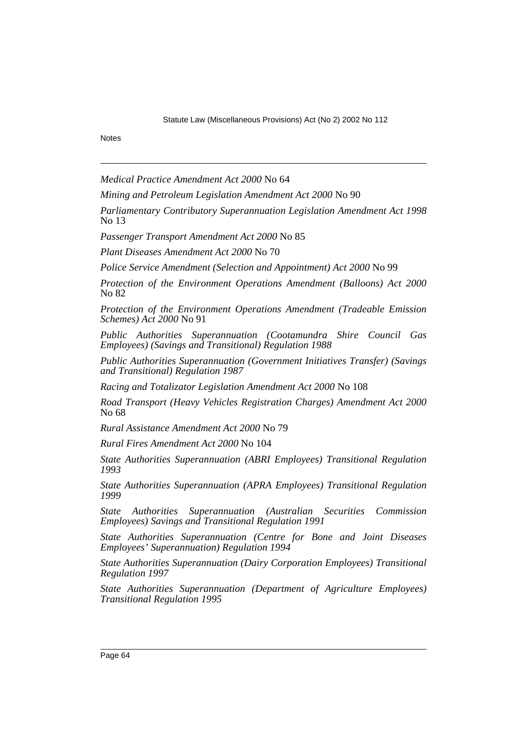*Medical Practice Amendment Act 2000* No 64

*Mining and Petroleum Legislation Amendment Act 2000* No 90

*Parliamentary Contributory Superannuation Legislation Amendment Act 1998* No 13

*Passenger Transport Amendment Act 2000* No 85

*Plant Diseases Amendment Act 2000* No 70

*Police Service Amendment (Selection and Appointment) Act 2000* No 99

*Protection of the Environment Operations Amendment (Balloons) Act 2000* No 82

*Protection of the Environment Operations Amendment (Tradeable Emission Schemes) Act 2000* No 91

*Public Authorities Superannuation (Cootamundra Shire Council Gas Employees) (Savings and Transitional) Regulation 1988*

*Public Authorities Superannuation (Government Initiatives Transfer) (Savings and Transitional) Regulation 1987*

*Racing and Totalizator Legislation Amendment Act 2000* No 108

*Road Transport (Heavy Vehicles Registration Charges) Amendment Act 2000* No 68

*Rural Assistance Amendment Act 2000* No 79

*Rural Fires Amendment Act 2000* No 104

*State Authorities Superannuation (ABRI Employees) Transitional Regulation 1993*

*State Authorities Superannuation (APRA Employees) Transitional Regulation 1999*

*State Authorities Superannuation (Australian Securities Commission Employees) Savings and Transitional Regulation 1991*

*State Authorities Superannuation (Centre for Bone and Joint Diseases Employees' Superannuation) Regulation 1994*

*State Authorities Superannuation (Dairy Corporation Employees) Transitional Regulation 1997*

*State Authorities Superannuation (Department of Agriculture Employees) Transitional Regulation 1995*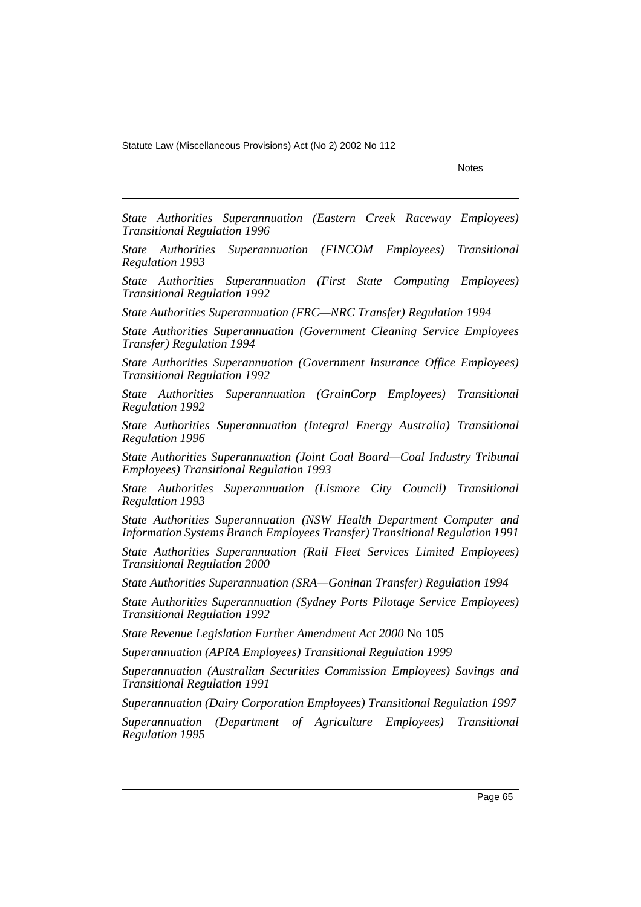*State Authorities Superannuation (Eastern Creek Raceway Employees) Transitional Regulation 1996*

*State Authorities Superannuation (FINCOM Employees) Transitional Regulation 1993*

*State Authorities Superannuation (First State Computing Employees) Transitional Regulation 1992*

*State Authorities Superannuation (FRC—NRC Transfer) Regulation 1994*

*State Authorities Superannuation (Government Cleaning Service Employees Transfer) Regulation 1994*

*State Authorities Superannuation (Government Insurance Office Employees) Transitional Regulation 1992*

*State Authorities Superannuation (GrainCorp Employees) Transitional Regulation 1992*

*State Authorities Superannuation (Integral Energy Australia) Transitional Regulation 1996*

*State Authorities Superannuation (Joint Coal Board—Coal Industry Tribunal Employees) Transitional Regulation 1993*

*State Authorities Superannuation (Lismore City Council) Transitional Regulation 1993*

*State Authorities Superannuation (NSW Health Department Computer and Information Systems Branch Employees Transfer) Transitional Regulation 1991*

*State Authorities Superannuation (Rail Fleet Services Limited Employees) Transitional Regulation 2000*

*State Authorities Superannuation (SRA—Goninan Transfer) Regulation 1994*

*State Authorities Superannuation (Sydney Ports Pilotage Service Employees) Transitional Regulation 1992*

*State Revenue Legislation Further Amendment Act 2000* No 105

*Superannuation (APRA Employees) Transitional Regulation 1999*

*Superannuation (Australian Securities Commission Employees) Savings and Transitional Regulation 1991*

*Superannuation (Dairy Corporation Employees) Transitional Regulation 1997*

*Superannuation (Department of Agriculture Employees) Transitional Regulation 1995*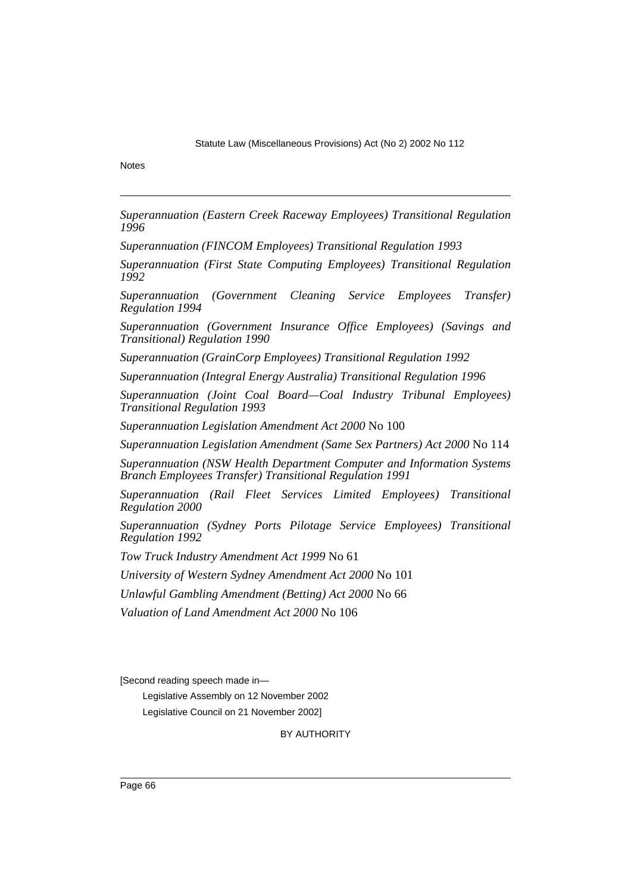*Superannuation (Eastern Creek Raceway Employees) Transitional Regulation 1996*

*Superannuation (FINCOM Employees) Transitional Regulation 1993*

*Superannuation (First State Computing Employees) Transitional Regulation 1992*

*Superannuation (Government Cleaning Service Employees Transfer) Regulation 1994*

*Superannuation (Government Insurance Office Employees) (Savings and Transitional) Regulation 1990*

*Superannuation (GrainCorp Employees) Transitional Regulation 1992*

*Superannuation (Integral Energy Australia) Transitional Regulation 1996*

*Superannuation (Joint Coal Board—Coal Industry Tribunal Employees) Transitional Regulation 1993*

*Superannuation Legislation Amendment Act 2000* No 100

*Superannuation Legislation Amendment (Same Sex Partners) Act 2000* No 114

*Superannuation (NSW Health Department Computer and Information Systems Branch Employees Transfer) Transitional Regulation 1991*

*Superannuation (Rail Fleet Services Limited Employees) Transitional Regulation 2000*

*Superannuation (Sydney Ports Pilotage Service Employees) Transitional Regulation 1992*

*Tow Truck Industry Amendment Act 1999* No 61

*University of Western Sydney Amendment Act 2000* No 101

*Unlawful Gambling Amendment (Betting) Act 2000* No 66

*Valuation of Land Amendment Act 2000* No 106

[Second reading speech made in—

Legislative Assembly on 12 November 2002

Legislative Council on 21 November 2002]

BY AUTHORITY